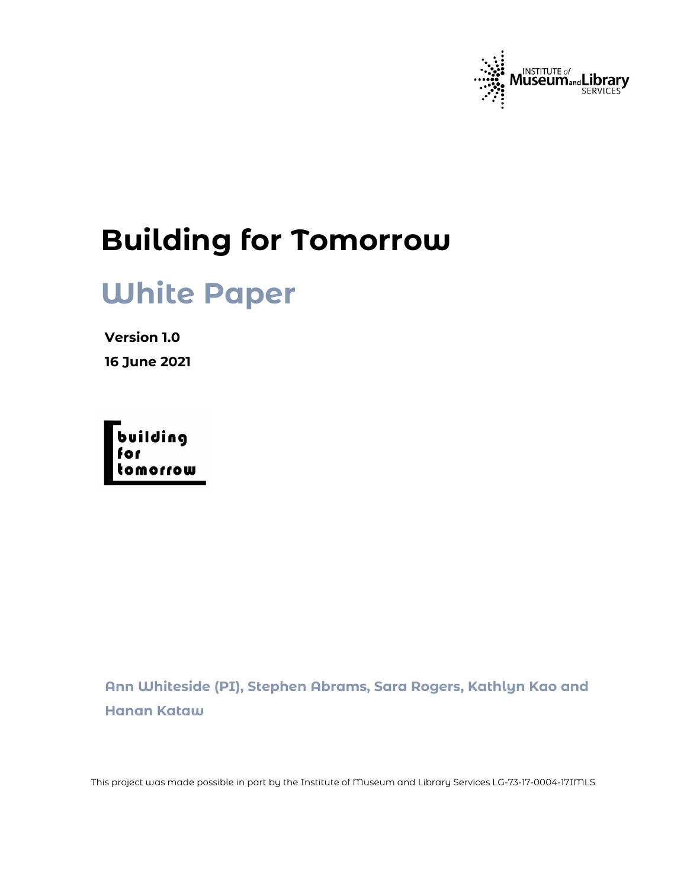# Building for Tomorrow

## White Paper

**Version 1.0**

**16 June 2021**

**Ann Whiteside (PI), Stephen Abrams, Sara Rogers, Kathlyn Kao and Hanan Kataw**

This project was made possible in part by the Institute of Museum and Library Services LG-73-17-0004-17IMLS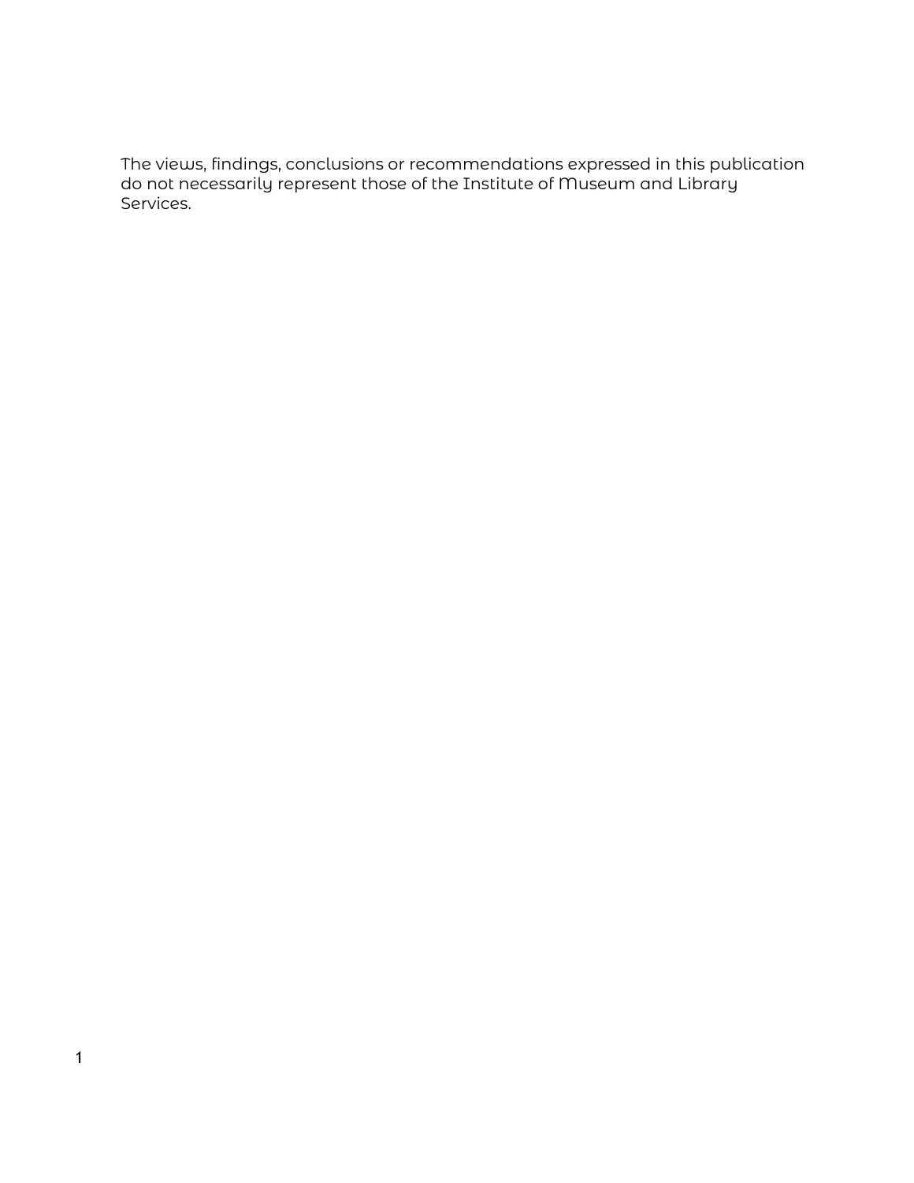The views, findings, conclusions or recommendations expressed in this publication do not necessarily represent those of the Institute of Museum and Library Services.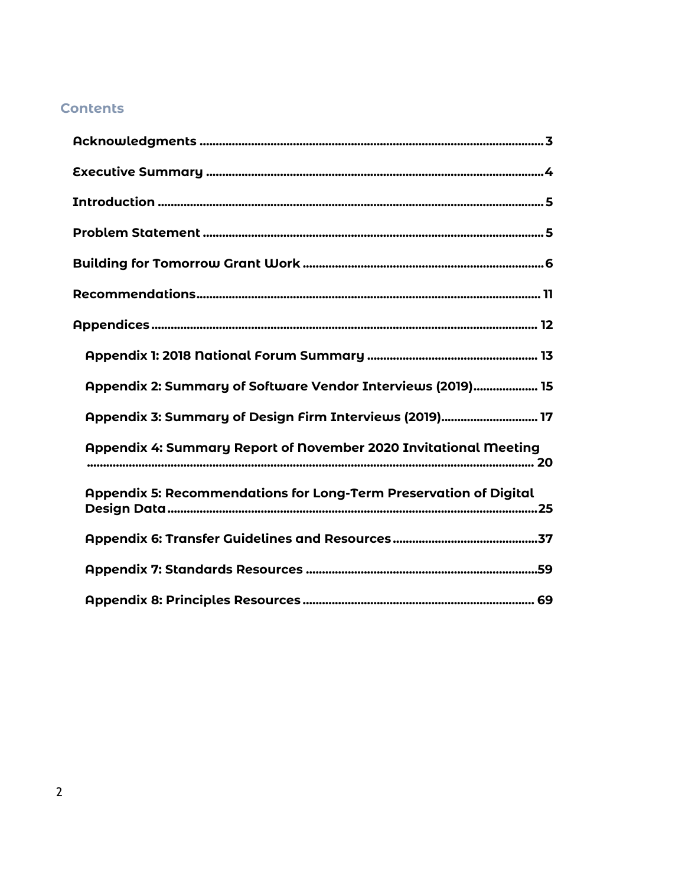## Contents

- **Acknowledgments** ........ 3
- **Executive Summary** ........ 4
- **Introduction** ........ 5
- **Problem Statement** ........ 5
- **Building for Tomorrow Grant Work** ........ 6
- **Recommendations** ........ 11
- **Appendices** ........ 12
  - **Appendix 1: 2018 National Forum Summary** ........ 13
  - **Appendix 2: Summary of Software Vendor Interviews (2019)** ........ 15
  - **Appendix 3: Summary of Design Firm Interviews (2019)** ........ 17
  - **Appendix 4: Summary Report of November 2020 Invitational Meeting** ........ 20
  - **Appendix 5: Recommendations for Long-Term Preservation of Digital Design Data** ........ 25
  - **Appendix 6: Transfer Guidelines and Resources** ........ 37
  - **Appendix 7: Standards Resources** ........ 59
  - **Appendix 8: Principles Resources** ........ 69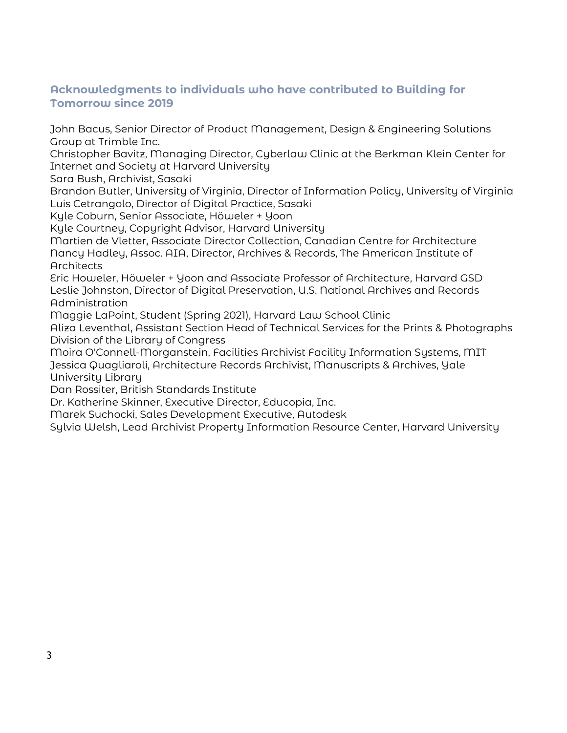### Acknowledgments to individuals who have contributed to Building for Tomorrow since 2019

John Bacus, Senior Director of Product Management, Design & Engineering Solutions Group at Trimble Inc.
Christopher Bavitz, Managing Director, Cyberlaw Clinic at the Berkman Klein Center for Internet and Society at Harvard University
Sara Bush, Archivist, Sasaki
Brandon Butler, University of Virginia, Director of Information Policy, University of Virginia
Luis Cetrangolo, Director of Digital Practice, Sasaki
Kyle Coburn, Senior Associate, Höweler + Yoon
Kyle Courtney, Copyright Advisor, Harvard University
Martien de Vletter, Associate Director Collection, Canadian Centre for Architecture
Nancy Hadley, Assoc. AIA, Director, Archives & Records, The American Institute of Architects
Eric Howeler, Höweler + Yoon and Associate Professor of Architecture, Harvard GSD
Leslie Johnston, Director of Digital Preservation, U.S. National Archives and Records Administration
Maggie LaPoint, Student (Spring 2021), Harvard Law School Clinic
Aliza Leventhal, Assistant Section Head of Technical Services for the Prints & Photographs Division of the Library of Congress
Moira O'Connell-Morganstein, Facilities Archivist Facility Information Systems, MIT
Jessica Quagliaroli, Architecture Records Archivist, Manuscripts & Archives, Yale University Library
Dan Rossiter, British Standards Institute
Dr. Katherine Skinner, Executive Director, Educopia, Inc.
Marek Suchocki, Sales Development Executive, Autodesk
Sylvia Welsh, Lead Archivist Property Information Resource Center, Harvard University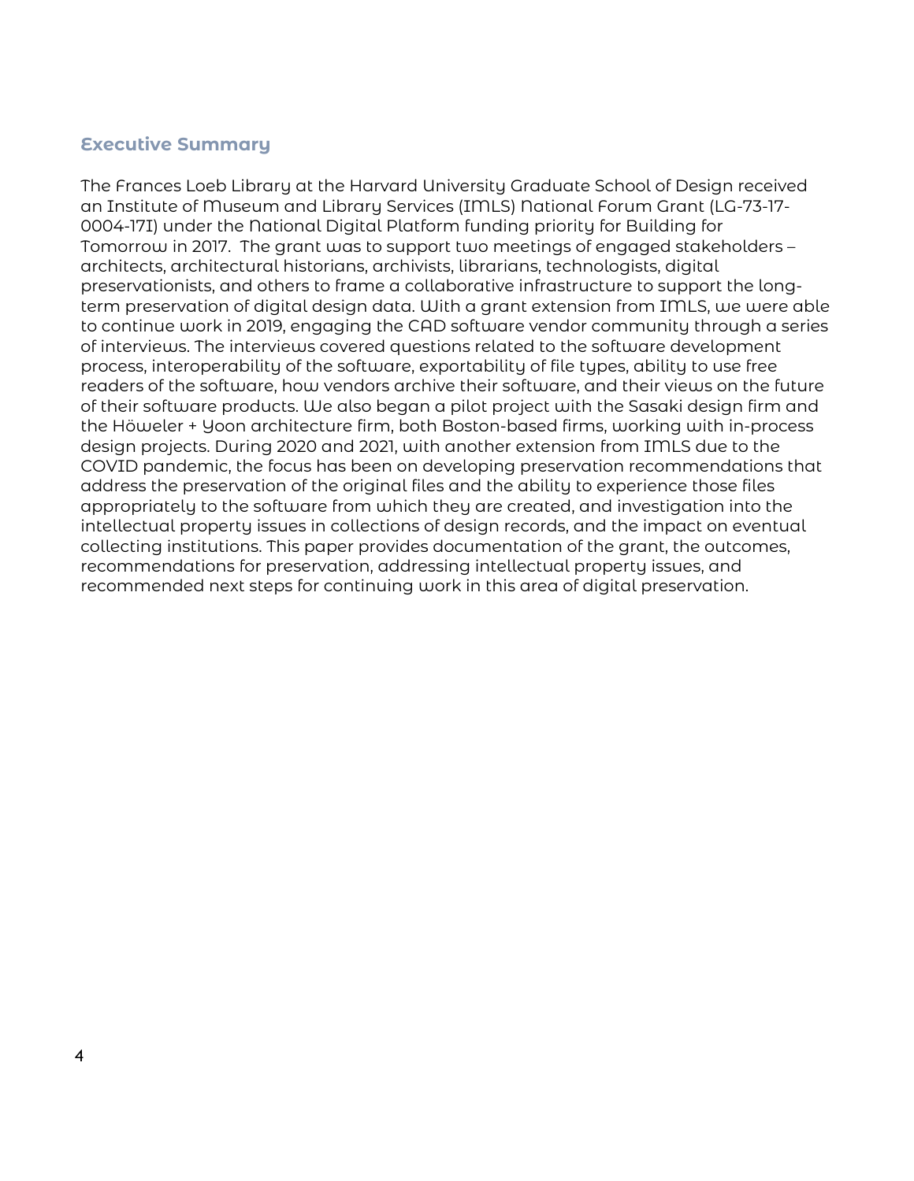## Executive Summary

The Frances Loeb Library at the Harvard University Graduate School of Design received an Institute of Museum and Library Services (IMLS) National Forum Grant (LG-73-17-0004-17I) under the National Digital Platform funding priority for Building for Tomorrow in 2017. The grant was to support two meetings of engaged stakeholders – architects, architectural historians, archivists, librarians, technologists, digital preservationists, and others to frame a collaborative infrastructure to support the long-term preservation of digital design data. With a grant extension from IMLS, we were able to continue work in 2019, engaging the CAD software vendor community through a series of interviews. The interviews covered questions related to the software development process, interoperability of the software, exportability of file types, ability to use free readers of the software, how vendors archive their software, and their views on the future of their software products. We also began a pilot project with the Sasaki design firm and the Höweler + Yoon architecture firm, both Boston-based firms, working with in-process design projects. During 2020 and 2021, with another extension from IMLS due to the COVID pandemic, the focus has been on developing preservation recommendations that address the preservation of the original files and the ability to experience those files appropriately to the software from which they are created, and investigation into the intellectual property issues in collections of design records, and the impact on eventual collecting institutions. This paper provides documentation of the grant, the outcomes, recommendations for preservation, addressing intellectual property issues, and recommended next steps for continuing work in this area of digital preservation.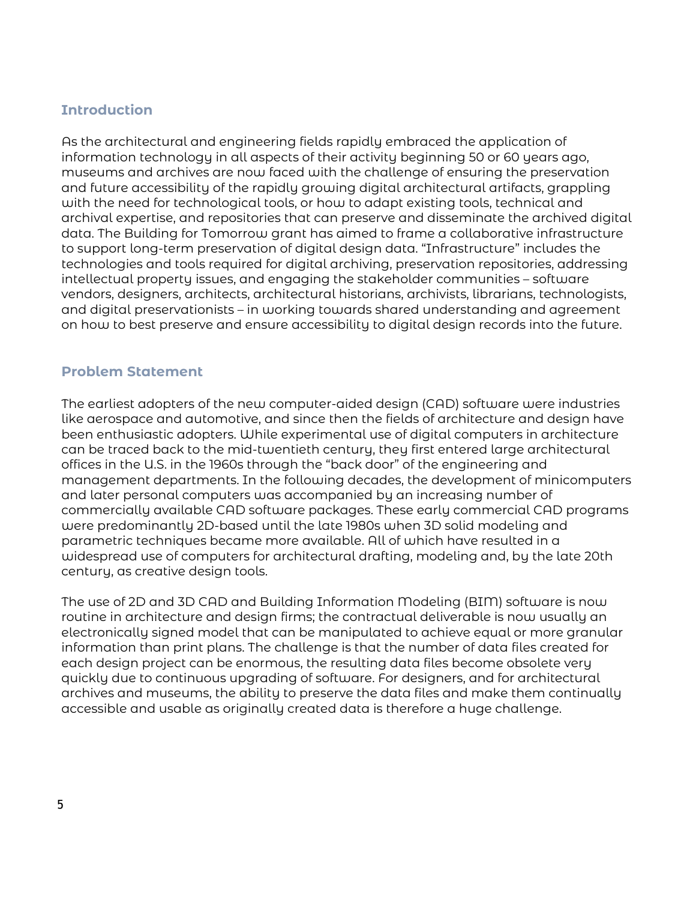## Introduction

As the architectural and engineering fields rapidly embraced the application of information technology in all aspects of their activity beginning 50 or 60 years ago, museums and archives are now faced with the challenge of ensuring the preservation and future accessibility of the rapidly growing digital architectural artifacts, grappling with the need for technological tools, or how to adapt existing tools, technical and archival expertise, and repositories that can preserve and disseminate the archived digital data. The Building for Tomorrow grant has aimed to frame a collaborative infrastructure to support long-term preservation of digital design data. "Infrastructure" includes the technologies and tools required for digital archiving, preservation repositories, addressing intellectual property issues, and engaging the stakeholder communities – software vendors, designers, architects, architectural historians, archivists, librarians, technologists, and digital preservationists – in working towards shared understanding and agreement on how to best preserve and ensure accessibility to digital design records into the future.

## Problem Statement

The earliest adopters of the new computer-aided design (CAD) software were industries like aerospace and automotive, and since then the fields of architecture and design have been enthusiastic adopters. While experimental use of digital computers in architecture can be traced back to the mid-twentieth century, they first entered large architectural offices in the U.S. in the 1960s through the "back door" of the engineering and management departments. In the following decades, the development of minicomputers and later personal computers was accompanied by an increasing number of commercially available CAD software packages. These early commercial CAD programs were predominantly 2D-based until the late 1980s when 3D solid modeling and parametric techniques became more available. All of which have resulted in a widespread use of computers for architectural drafting, modeling and, by the late 20th century, as creative design tools.

The use of 2D and 3D CAD and Building Information Modeling (BIM) software is now routine in architecture and design firms; the contractual deliverable is now usually an electronically signed model that can be manipulated to achieve equal or more granular information than print plans. The challenge is that the number of data files created for each design project can be enormous, the resulting data files become obsolete very quickly due to continuous upgrading of software. For designers, and for architectural archives and museums, the ability to preserve the data files and make them continually accessible and usable as originally created data is therefore a huge challenge.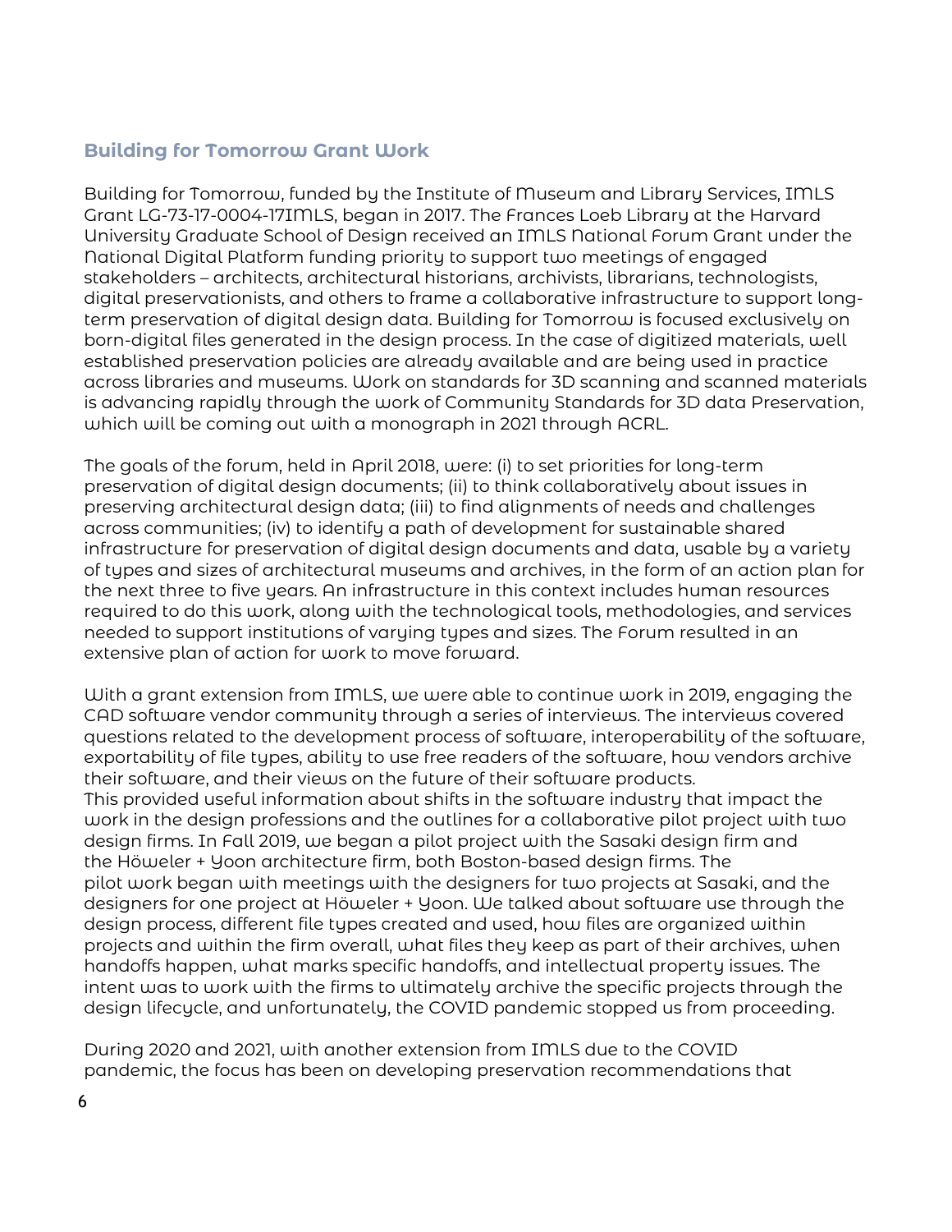## Building for Tomorrow Grant Work

Building for Tomorrow, funded by the Institute of Museum and Library Services, IMLS Grant LG-73-17-0004-17IMLS, began in 2017. The Frances Loeb Library at the Harvard University Graduate School of Design received an IMLS National Forum Grant under the National Digital Platform funding priority to support two meetings of engaged stakeholders – architects, architectural historians, archivists, librarians, technologists, digital preservationists, and others to frame a collaborative infrastructure to support long-term preservation of digital design data. Building for Tomorrow is focused exclusively on born-digital files generated in the design process. In the case of digitized materials, well established preservation policies are already available and are being used in practice across libraries and museums. Work on standards for 3D scanning and scanned materials is advancing rapidly through the work of Community Standards for 3D data Preservation, which will be coming out with a monograph in 2021 through ACRL.

The goals of the forum, held in April 2018, were: (i) to set priorities for long-term preservation of digital design documents; (ii) to think collaboratively about issues in preserving architectural design data; (iii) to find alignments of needs and challenges across communities; (iv) to identify a path of development for sustainable shared infrastructure for preservation of digital design documents and data, usable by a variety of types and sizes of architectural museums and archives, in the form of an action plan for the next three to five years. An infrastructure in this context includes human resources required to do this work, along with the technological tools, methodologies, and services needed to support institutions of varying types and sizes. The Forum resulted in an extensive plan of action for work to move forward.

With a grant extension from IMLS, we were able to continue work in 2019, engaging the CAD software vendor community through a series of interviews. The interviews covered questions related to the development process of software, interoperability of the software, exportability of file types, ability to use free readers of the software, how vendors archive their software, and their views on the future of their software products.
This provided useful information about shifts in the software industry that impact the work in the design professions and the outlines for a collaborative pilot project with two design firms. In Fall 2019, we began a pilot project with the Sasaki design firm and the Höweler + Yoon architecture firm, both Boston-based design firms. The pilot work began with meetings with the designers for two projects at Sasaki, and the designers for one project at Höweler + Yoon. We talked about software use through the design process, different file types created and used, how files are organized within projects and within the firm overall, what files they keep as part of their archives, when handoffs happen, what marks specific handoffs, and intellectual property issues. The intent was to work with the firms to ultimately archive the specific projects through the design lifecycle, and unfortunately, the COVID pandemic stopped us from proceeding.

During 2020 and 2021, with another extension from IMLS due to the COVID pandemic, the focus has been on developing preservation recommendations that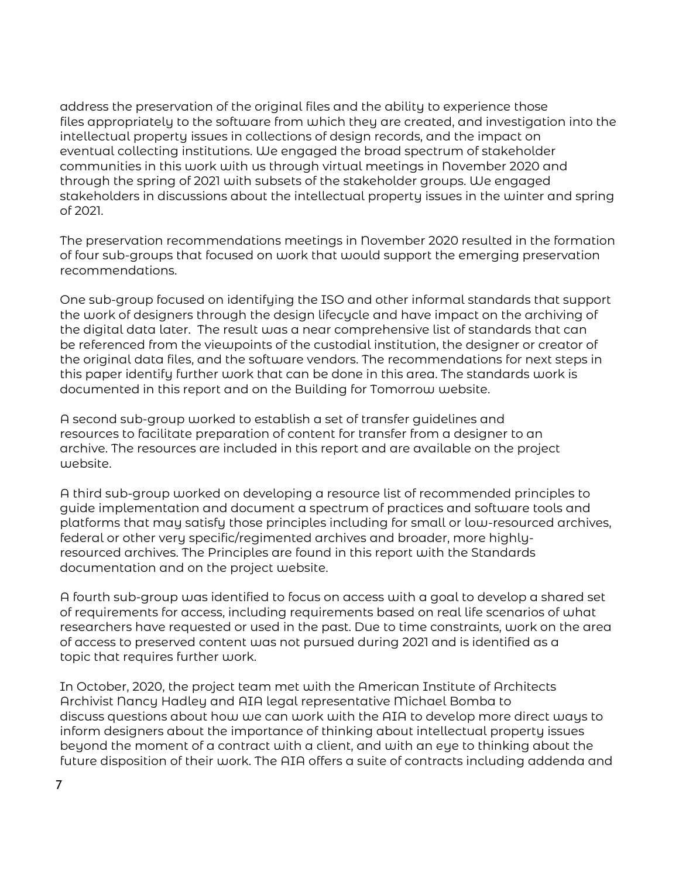address the preservation of the original files and the ability to experience those files appropriately to the software from which they are created, and investigation into the intellectual property issues in collections of design records, and the impact on eventual collecting institutions. We engaged the broad spectrum of stakeholder communities in this work with us through virtual meetings in November 2020 and through the spring of 2021 with subsets of the stakeholder groups. We engaged stakeholders in discussions about the intellectual property issues in the winter and spring of 2021.

The preservation recommendations meetings in November 2020 resulted in the formation of four sub-groups that focused on work that would support the emerging preservation recommendations.

One sub-group focused on identifying the ISO and other informal standards that support the work of designers through the design lifecycle and have impact on the archiving of the digital data later. The result was a near comprehensive list of standards that can be referenced from the viewpoints of the custodial institution, the designer or creator of the original data files, and the software vendors. The recommendations for next steps in this paper identify further work that can be done in this area. The standards work is documented in this report and on the Building for Tomorrow website.

A second sub-group worked to establish a set of transfer guidelines and resources to facilitate preparation of content for transfer from a designer to an archive. The resources are included in this report and are available on the project website.

A third sub-group worked on developing a resource list of recommended principles to guide implementation and document a spectrum of practices and software tools and platforms that may satisfy those principles including for small or low-resourced archives, federal or other very specific/regimented archives and broader, more highly-resourced archives. The Principles are found in this report with the Standards documentation and on the project website.

A fourth sub-group was identified to focus on access with a goal to develop a shared set of requirements for access, including requirements based on real life scenarios of what researchers have requested or used in the past. Due to time constraints, work on the area of access to preserved content was not pursued during 2021 and is identified as a topic that requires further work.

In October, 2020, the project team met with the American Institute of Architects Archivist Nancy Hadley and AIA legal representative Michael Bomba to discuss questions about how we can work with the AIA to develop more direct ways to inform designers about the importance of thinking about intellectual property issues beyond the moment of a contract with a client, and with an eye to thinking about the future disposition of their work. The AIA offers a suite of contracts including addenda and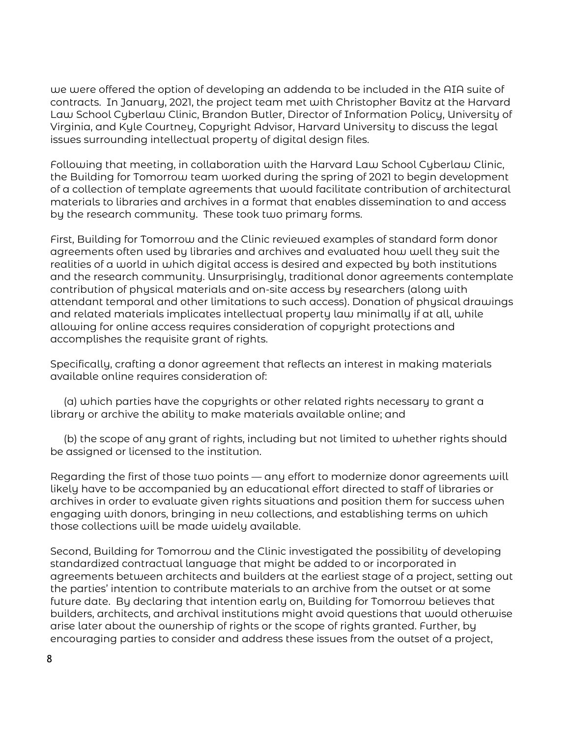we were offered the option of developing an addenda to be included in the AIA suite of contracts. In January, 2021, the project team met with Christopher Bavitz at the Harvard Law School Cyberlaw Clinic, Brandon Butler, Director of Information Policy, University of Virginia, and Kyle Courtney, Copyright Advisor, Harvard University to discuss the legal issues surrounding intellectual property of digital design files.

Following that meeting, in collaboration with the Harvard Law School Cyberlaw Clinic, the Building for Tomorrow team worked during the spring of 2021 to begin development of a collection of template agreements that would facilitate contribution of architectural materials to libraries and archives in a format that enables dissemination to and access by the research community. These took two primary forms.

First, Building for Tomorrow and the Clinic reviewed examples of standard form donor agreements often used by libraries and archives and evaluated how well they suit the realities of a world in which digital access is desired and expected by both institutions and the research community. Unsurprisingly, traditional donor agreements contemplate contribution of physical materials and on-site access by researchers (along with attendant temporal and other limitations to such access). Donation of physical drawings and related materials implicates intellectual property law minimally if at all, while allowing for online access requires consideration of copyright protections and accomplishes the requisite grant of rights.

Specifically, crafting a donor agreement that reflects an interest in making materials available online requires consideration of:

(a) which parties have the copyrights or other related rights necessary to grant a library or archive the ability to make materials available online; and

(b) the scope of any grant of rights, including but not limited to whether rights should be assigned or licensed to the institution.

Regarding the first of those two points — any effort to modernize donor agreements will likely have to be accompanied by an educational effort directed to staff of libraries or archives in order to evaluate given rights situations and position them for success when engaging with donors, bringing in new collections, and establishing terms on which those collections will be made widely available.

Second, Building for Tomorrow and the Clinic investigated the possibility of developing standardized contractual language that might be added to or incorporated in agreements between architects and builders at the earliest stage of a project, setting out the parties' intention to contribute materials to an archive from the outset or at some future date. By declaring that intention early on, Building for Tomorrow believes that builders, architects, and archival institutions might avoid questions that would otherwise arise later about the ownership of rights or the scope of rights granted. Further, by encouraging parties to consider and address these issues from the outset of a project,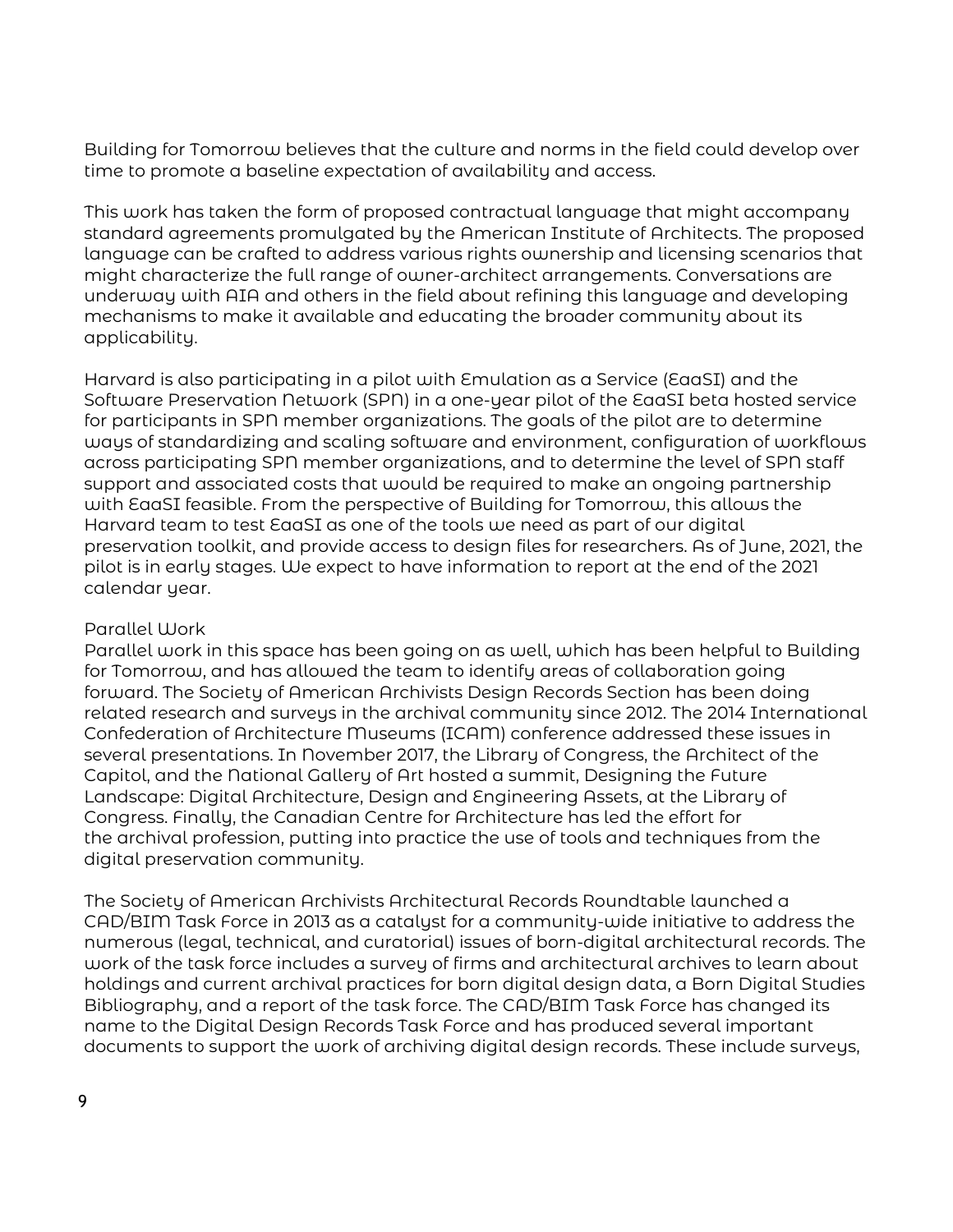Building for Tomorrow believes that the culture and norms in the field could develop over time to promote a baseline expectation of availability and access.

This work has taken the form of proposed contractual language that might accompany standard agreements promulgated by the American Institute of Architects. The proposed language can be crafted to address various rights ownership and licensing scenarios that might characterize the full range of owner-architect arrangements. Conversations are underway with AIA and others in the field about refining this language and developing mechanisms to make it available and educating the broader community about its applicability.

Harvard is also participating in a pilot with Emulation as a Service (EaaSI) and the Software Preservation Network (SPN) in a one-year pilot of the EaaSI beta hosted service for participants in SPN member organizations. The goals of the pilot are to determine ways of standardizing and scaling software and environment, configuration of workflows across participating SPN member organizations, and to determine the level of SPN staff support and associated costs that would be required to make an ongoing partnership with EaaSI feasible. From the perspective of Building for Tomorrow, this allows the Harvard team to test EaaSI as one of the tools we need as part of our digital preservation toolkit, and provide access to design files for researchers. As of June, 2021, the pilot is in early stages. We expect to have information to report at the end of the 2021 calendar year.

### Parallel Work

Parallel work in this space has been going on as well, which has been helpful to Building for Tomorrow, and has allowed the team to identify areas of collaboration going forward. The Society of American Archivists Design Records Section has been doing related research and surveys in the archival community since 2012. The 2014 International Confederation of Architecture Museums (ICAM) conference addressed these issues in several presentations. In November 2017, the Library of Congress, the Architect of the Capitol, and the National Gallery of Art hosted a summit, Designing the Future Landscape: Digital Architecture, Design and Engineering Assets, at the Library of Congress. Finally, the Canadian Centre for Architecture has led the effort for the archival profession, putting into practice the use of tools and techniques from the digital preservation community.

The Society of American Archivists Architectural Records Roundtable launched a CAD/BIM Task Force in 2013 as a catalyst for a community-wide initiative to address the numerous (legal, technical, and curatorial) issues of born-digital architectural records. The work of the task force includes a survey of firms and architectural archives to learn about holdings and current archival practices for born digital design data, a Born Digital Studies Bibliography, and a report of the task force. The CAD/BIM Task Force has changed its name to the Digital Design Records Task Force and has produced several important documents to support the work of archiving digital design records. These include surveys,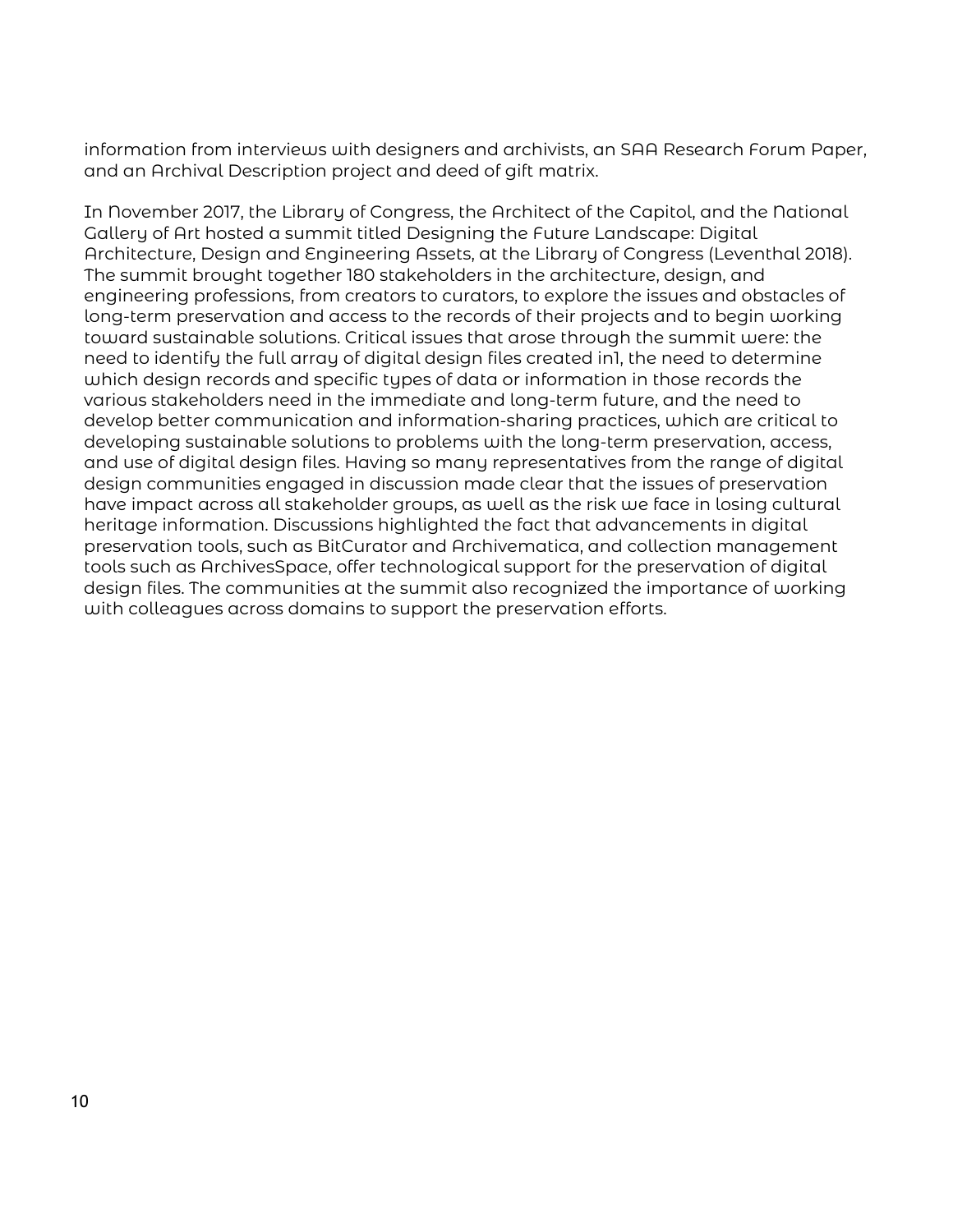information from interviews with designers and archivists, an SAA Research Forum Paper, and an Archival Description project and deed of gift matrix.

In November 2017, the Library of Congress, the Architect of the Capitol, and the National Gallery of Art hosted a summit titled Designing the Future Landscape: Digital Architecture, Design and Engineering Assets, at the Library of Congress (Leventhal 2018). The summit brought together 180 stakeholders in the architecture, design, and engineering professions, from creators to curators, to explore the issues and obstacles of long-term preservation and access to the records of their projects and to begin working toward sustainable solutions. Critical issues that arose through the summit were: the need to identify the full array of digital design files created in1, the need to determine which design records and specific types of data or information in those records the various stakeholders need in the immediate and long-term future, and the need to develop better communication and information-sharing practices, which are critical to developing sustainable solutions to problems with the long-term preservation, access, and use of digital design files. Having so many representatives from the range of digital design communities engaged in discussion made clear that the issues of preservation have impact across all stakeholder groups, as well as the risk we face in losing cultural heritage information. Discussions highlighted the fact that advancements in digital preservation tools, such as BitCurator and Archivematica, and collection management tools such as ArchivesSpace, offer technological support for the preservation of digital design files. The communities at the summit also recognized the importance of working with colleagues across domains to support the preservation efforts.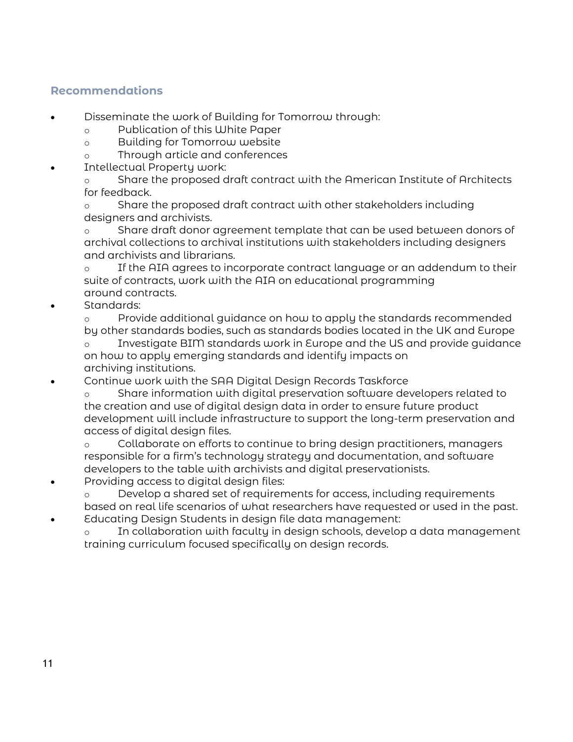## Recommendations

- Disseminate the work of Building for Tomorrow through:
  - Publication of this White Paper
  - Building for Tomorrow website
  - Through article and conferences
- Intellectual Property work:
  - Share the proposed draft contract with the American Institute of Architects for feedback.
  - Share the proposed draft contract with other stakeholders including designers and archivists.
  - Share draft donor agreement template that can be used between donors of archival collections to archival institutions with stakeholders including designers and archivists and librarians.
  - If the AIA agrees to incorporate contract language or an addendum to their suite of contracts, work with the AIA on educational programming around contracts.
- Standards:
  - Provide additional guidance on how to apply the standards recommended by other standards bodies, such as standards bodies located in the UK and Europe
  - Investigate BIM standards work in Europe and the US and provide guidance on how to apply emerging standards and identify impacts on archiving institutions.
- Continue work with the SAA Digital Design Records Taskforce
  - Share information with digital preservation software developers related to the creation and use of digital design data in order to ensure future product development will include infrastructure to support the long-term preservation and access of digital design files.
  - Collaborate on efforts to continue to bring design practitioners, managers responsible for a firm's technology strategy and documentation, and software developers to the table with archivists and digital preservationists.
- Providing access to digital design files:
  - Develop a shared set of requirements for access, including requirements based on real life scenarios of what researchers have requested or used in the past.
- Educating Design Students in design file data management:
  - In collaboration with faculty in design schools, develop a data management training curriculum focused specifically on design records.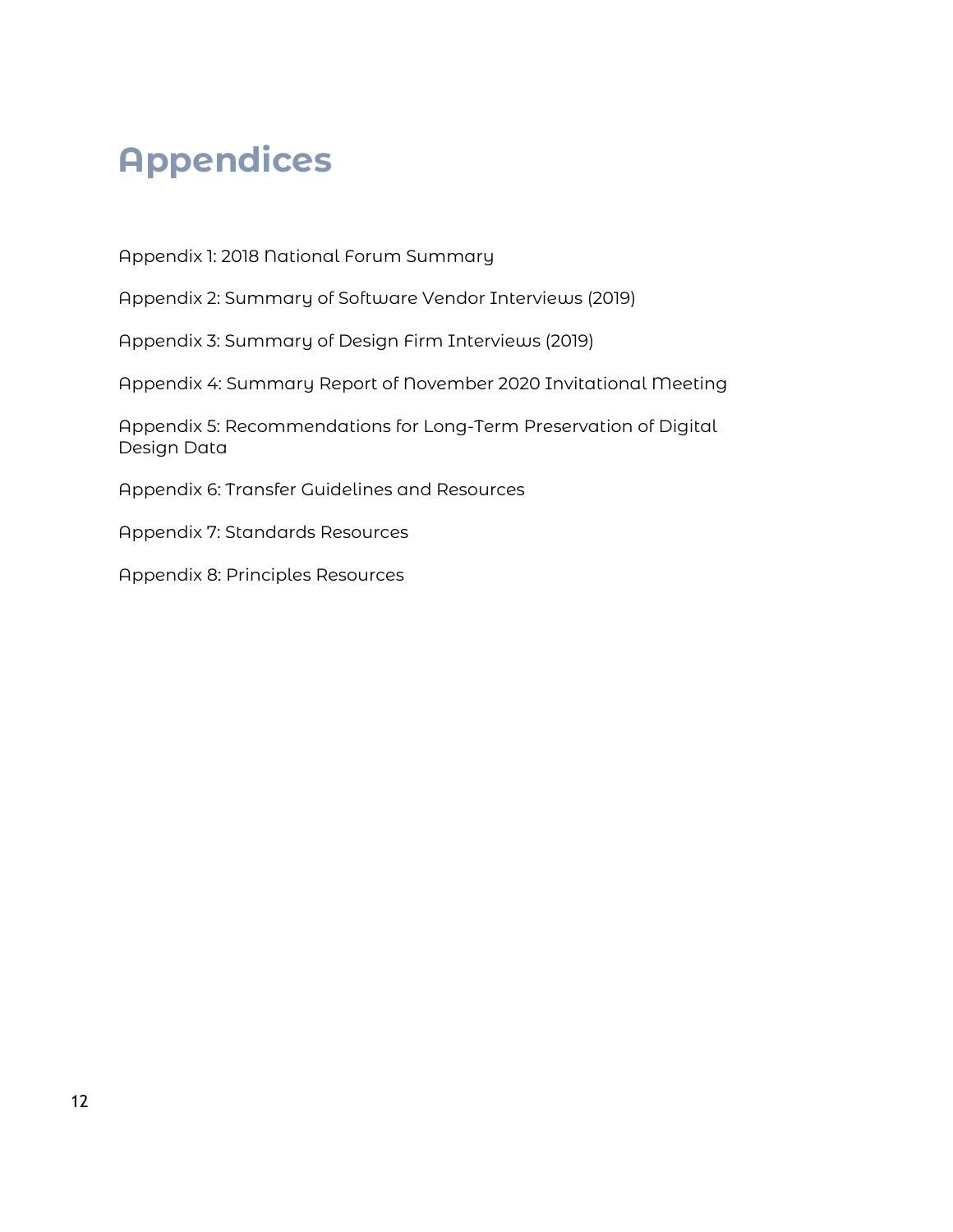# Appendices

Appendix 1: 2018 National Forum Summary

Appendix 2: Summary of Software Vendor Interviews (2019)

Appendix 3: Summary of Design Firm Interviews (2019)

Appendix 4: Summary Report of November 2020 Invitational Meeting

Appendix 5: Recommendations for Long-Term Preservation of Digital Design Data

Appendix 6: Transfer Guidelines and Resources

Appendix 7: Standards Resources

Appendix 8: Principles Resources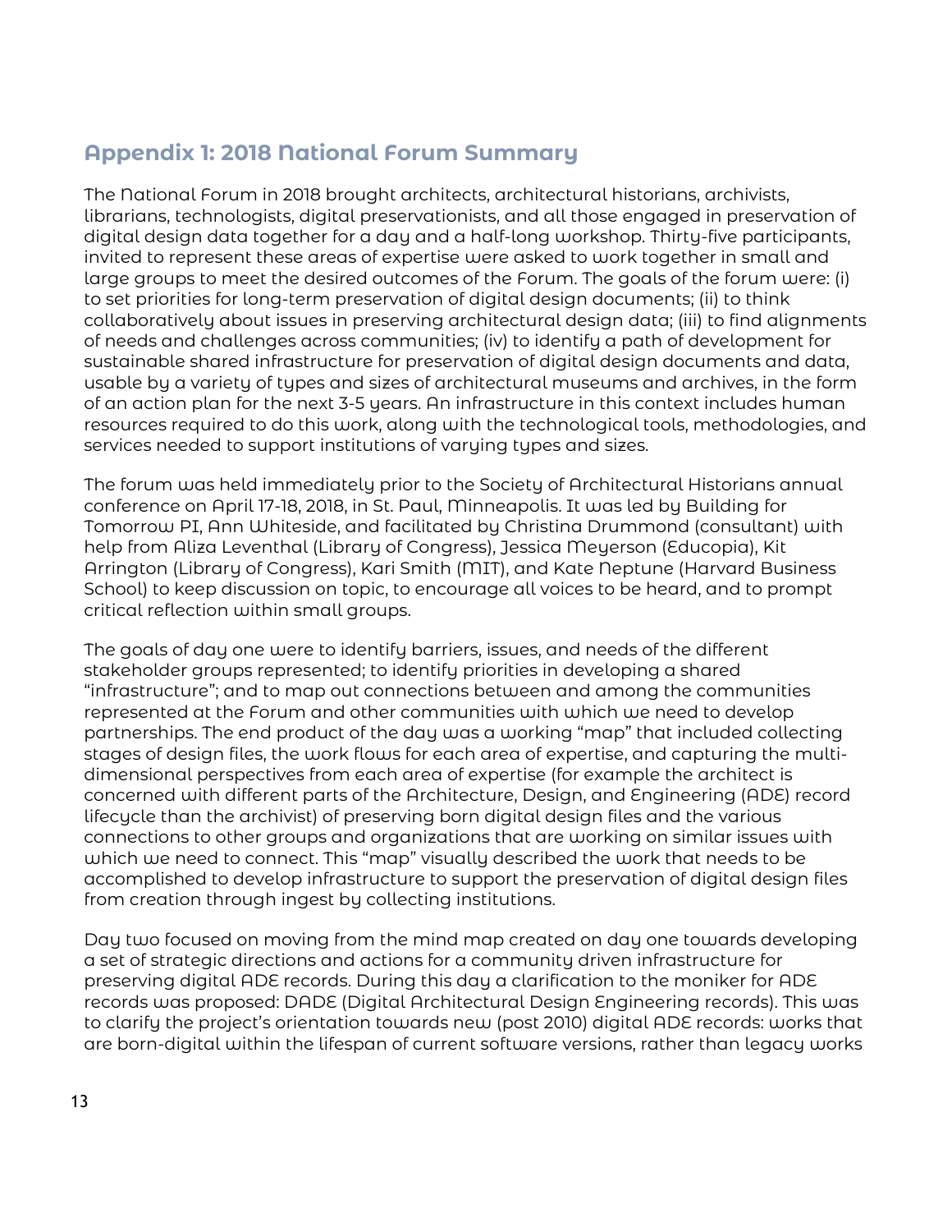## Appendix 1: 2018 National Forum Summary

The National Forum in 2018 brought architects, architectural historians, archivists, librarians, technologists, digital preservationists, and all those engaged in preservation of digital design data together for a day and a half-long workshop. Thirty-five participants, invited to represent these areas of expertise were asked to work together in small and large groups to meet the desired outcomes of the Forum. The goals of the forum were: (i) to set priorities for long-term preservation of digital design documents; (ii) to think collaboratively about issues in preserving architectural design data; (iii) to find alignments of needs and challenges across communities; (iv) to identify a path of development for sustainable shared infrastructure for preservation of digital design documents and data, usable by a variety of types and sizes of architectural museums and archives, in the form of an action plan for the next 3-5 years. An infrastructure in this context includes human resources required to do this work, along with the technological tools, methodologies, and services needed to support institutions of varying types and sizes.

The forum was held immediately prior to the Society of Architectural Historians annual conference on April 17-18, 2018, in St. Paul, Minneapolis. It was led by Building for Tomorrow PI, Ann Whiteside, and facilitated by Christina Drummond (consultant) with help from Aliza Leventhal (Library of Congress), Jessica Meyerson (Educopia), Kit Arrington (Library of Congress), Kari Smith (MIT), and Kate Neptune (Harvard Business School) to keep discussion on topic, to encourage all voices to be heard, and to prompt critical reflection within small groups.

The goals of day one were to identify barriers, issues, and needs of the different stakeholder groups represented; to identify priorities in developing a shared "infrastructure"; and to map out connections between and among the communities represented at the Forum and other communities with which we need to develop partnerships. The end product of the day was a working "map" that included collecting stages of design files, the work flows for each area of expertise, and capturing the multi-dimensional perspectives from each area of expertise (for example the architect is concerned with different parts of the Architecture, Design, and Engineering (ADE) record lifecycle than the archivist) of preserving born digital design files and the various connections to other groups and organizations that are working on similar issues with which we need to connect. This "map" visually described the work that needs to be accomplished to develop infrastructure to support the preservation of digital design files from creation through ingest by collecting institutions.

Day two focused on moving from the mind map created on day one towards developing a set of strategic directions and actions for a community driven infrastructure for preserving digital ADE records. During this day a clarification to the moniker for ADE records was proposed: DADE (Digital Architectural Design Engineering records). This was to clarify the project's orientation towards new (post 2010) digital ADE records: works that are born-digital within the lifespan of current software versions, rather than legacy works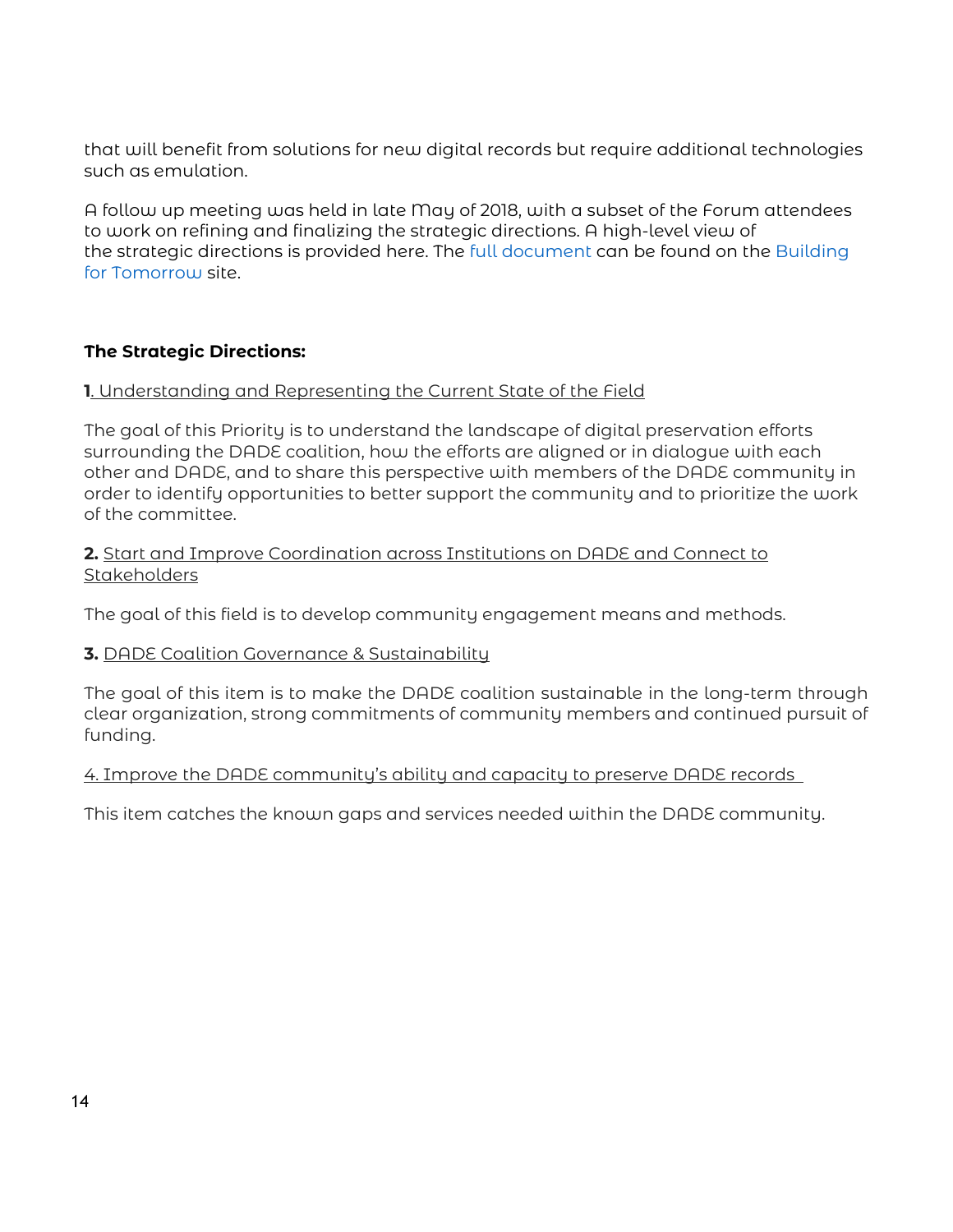that will benefit from solutions for new digital records but require additional technologies such as emulation.

A follow up meeting was held in late May of 2018, with a subset of the Forum attendees to work on refining and finalizing the strategic directions. A high-level view of the strategic directions is provided here. The full document can be found on the Building for Tomorrow site.

**The Strategic Directions:**

**1**. Understanding and Representing the Current State of the Field

The goal of this Priority is to understand the landscape of digital preservation efforts surrounding the DADE coalition, how the efforts are aligned or in dialogue with each other and DADE, and to share this perspective with members of the DADE community in order to identify opportunities to better support the community and to prioritize the work of the committee.

**2.** Start and Improve Coordination across Institutions on DADE and Connect to Stakeholders

The goal of this field is to develop community engagement means and methods.

**3.** DADE Coalition Governance & Sustainability

The goal of this item is to make the DADE coalition sustainable in the long-term through clear organization, strong commitments of community members and continued pursuit of funding.

4. Improve the DADE community's ability and capacity to preserve DADE records

This item catches the known gaps and services needed within the DADE community.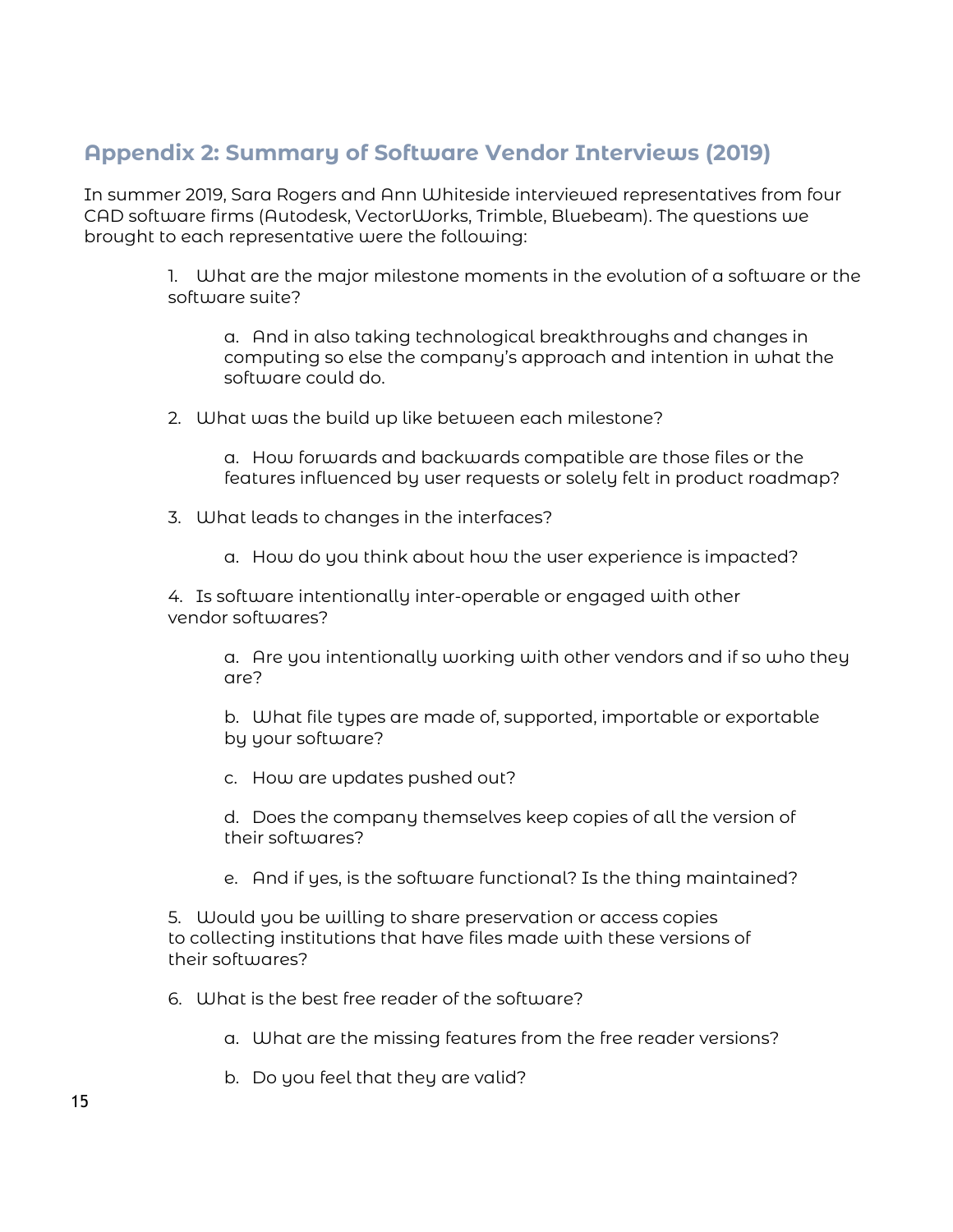## Appendix 2: Summary of Software Vendor Interviews (2019)

In summer 2019, Sara Rogers and Ann Whiteside interviewed representatives from four CAD software firms (Autodesk, VectorWorks, Trimble, Bluebeam). The questions we brought to each representative were the following:

1. What are the major milestone moments in the evolution of a software or the software suite?

   a. And in also taking technological breakthroughs and changes in computing so else the company's approach and intention in what the software could do.

2. What was the build up like between each milestone?

   a. How forwards and backwards compatible are those files or the features influenced by user requests or solely felt in product roadmap?

3. What leads to changes in the interfaces?

   a. How do you think about how the user experience is impacted?

4. Is software intentionally inter-operable or engaged with other vendor softwares?

   a. Are you intentionally working with other vendors and if so who they are?

   b. What file types are made of, supported, importable or exportable by your software?

   c. How are updates pushed out?

   d. Does the company themselves keep copies of all the version of their softwares?

   e. And if yes, is the software functional? Is the thing maintained?

5. Would you be willing to share preservation or access copies to collecting institutions that have files made with these versions of their softwares?

6. What is the best free reader of the software?

   a. What are the missing features from the free reader versions?

   b. Do you feel that they are valid?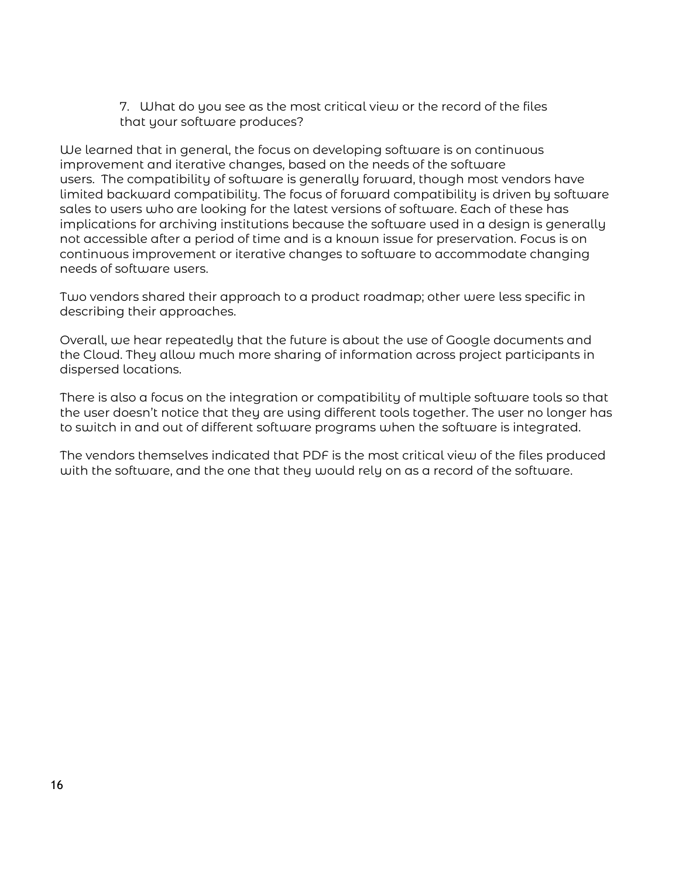7. What do you see as the most critical view or the record of the files that your software produces?

We learned that in general, the focus on developing software is on continuous improvement and iterative changes, based on the needs of the software users. The compatibility of software is generally forward, though most vendors have limited backward compatibility. The focus of forward compatibility is driven by software sales to users who are looking for the latest versions of software. Each of these has implications for archiving institutions because the software used in a design is generally not accessible after a period of time and is a known issue for preservation. Focus is on continuous improvement or iterative changes to software to accommodate changing needs of software users.

Two vendors shared their approach to a product roadmap; other were less specific in describing their approaches.

Overall, we hear repeatedly that the future is about the use of Google documents and the Cloud. They allow much more sharing of information across project participants in dispersed locations.

There is also a focus on the integration or compatibility of multiple software tools so that the user doesn't notice that they are using different tools together. The user no longer has to switch in and out of different software programs when the software is integrated.

The vendors themselves indicated that PDF is the most critical view of the files produced with the software, and the one that they would rely on as a record of the software.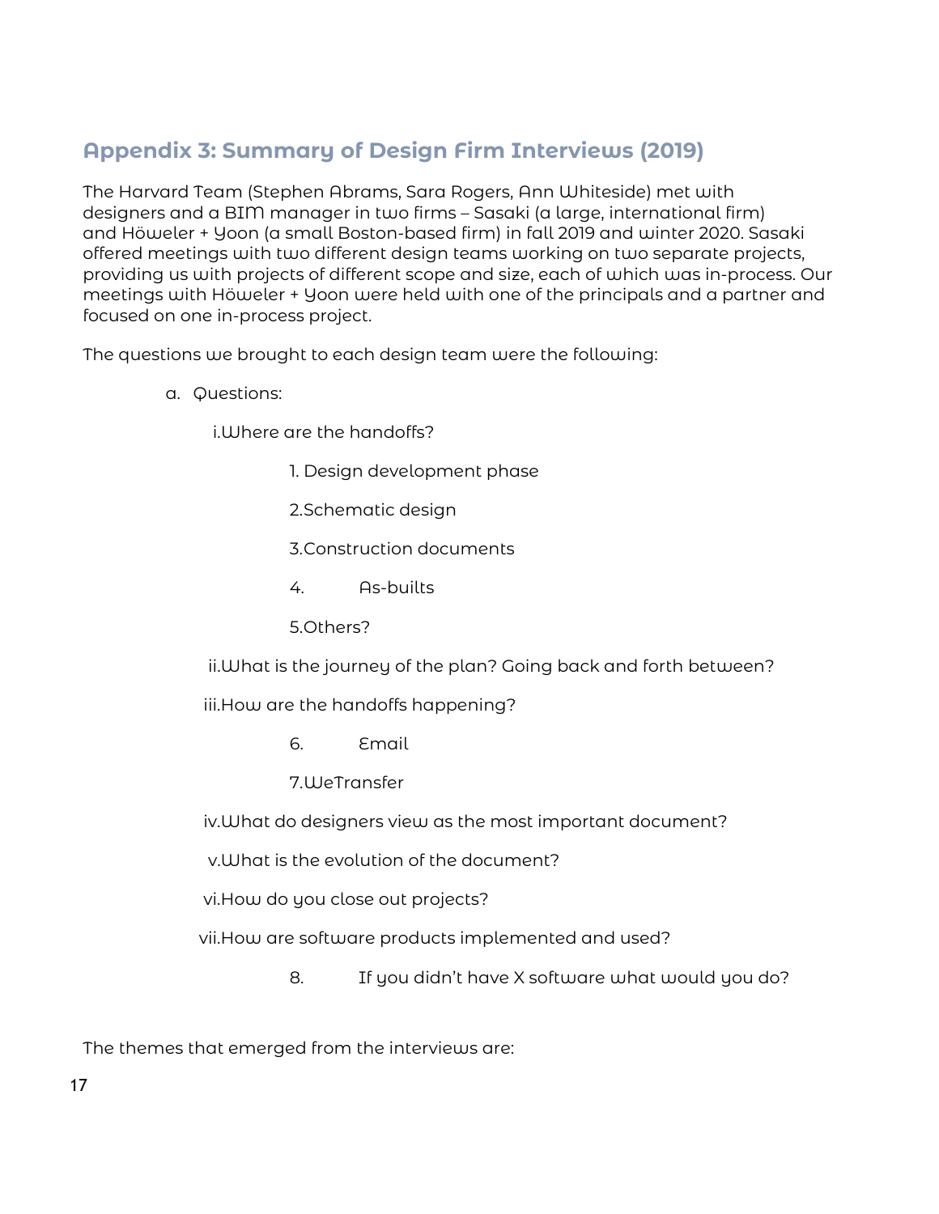## Appendix 3: Summary of Design Firm Interviews (2019)

The Harvard Team (Stephen Abrams, Sara Rogers, Ann Whiteside) met with designers and a BIM manager in two firms – Sasaki (a large, international firm) and Höweler + Yoon (a small Boston-based firm) in fall 2019 and winter 2020. Sasaki offered meetings with two different design teams working on two separate projects, providing us with projects of different scope and size, each of which was in-process. Our meetings with Höweler + Yoon were held with one of the principals and a partner and focused on one in-process project.

The questions we brought to each design team were the following:

a. Questions:

   i. Where are the handoffs?

      1. Design development phase
      2. Schematic design
      3. Construction documents
      4. As-builts
      5. Others?

   ii. What is the journey of the plan? Going back and forth between?

   iii. How are the handoffs happening?

      6. Email
      7. WeTransfer

   iv. What do designers view as the most important document?

   v. What is the evolution of the document?

   vi. How do you close out projects?

   vii. How are software products implemented and used?

      8. If you didn't have X software what would you do?

The themes that emerged from the interviews are: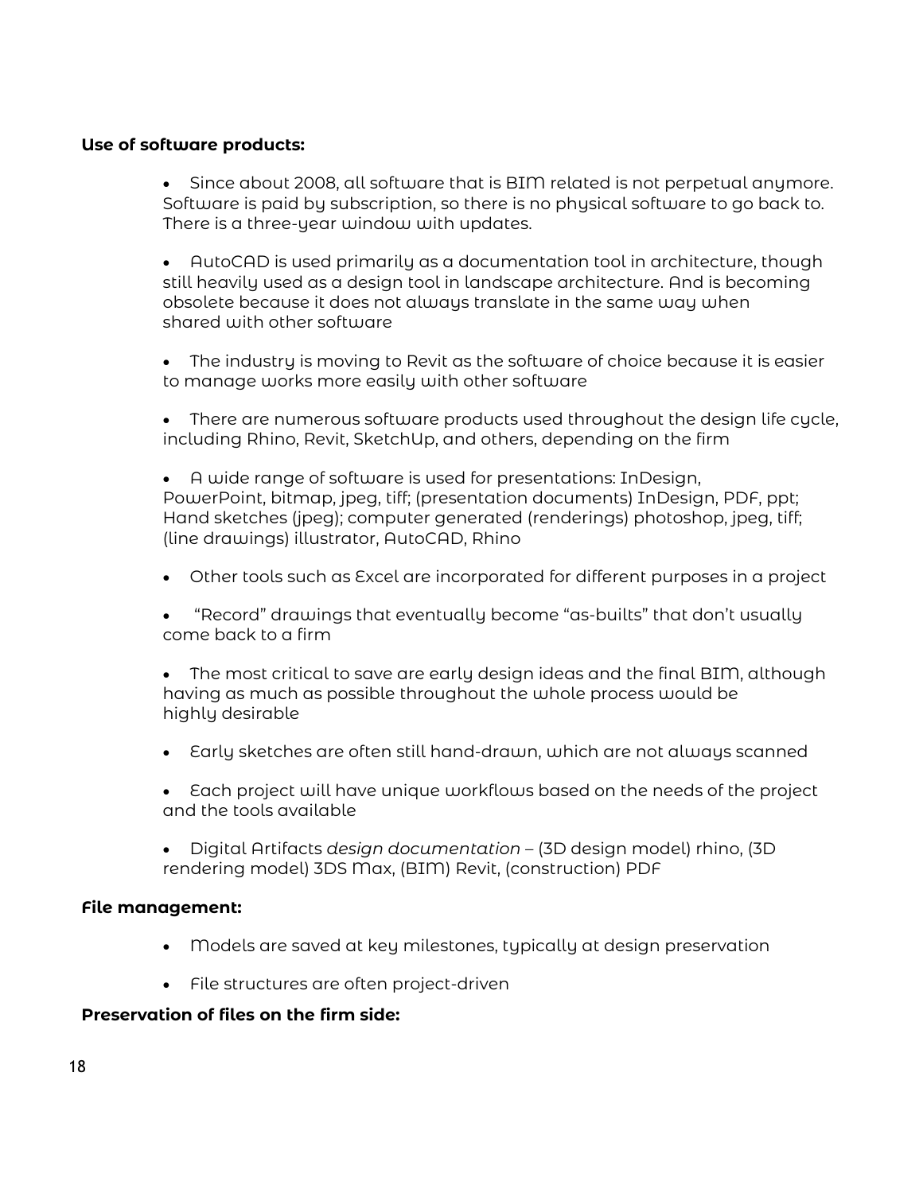**Use of software products:**

- Since about 2008, all software that is BIM related is not perpetual anymore. Software is paid by subscription, so there is no physical software to go back to. There is a three-year window with updates.
- AutoCAD is used primarily as a documentation tool in architecture, though still heavily used as a design tool in landscape architecture. And is becoming obsolete because it does not always translate in the same way when shared with other software
- The industry is moving to Revit as the software of choice because it is easier to manage works more easily with other software
- There are numerous software products used throughout the design life cycle, including Rhino, Revit, SketchUp, and others, depending on the firm
- A wide range of software is used for presentations: InDesign, PowerPoint, bitmap, jpeg, tiff; (presentation documents) InDesign, PDF, ppt; Hand sketches (jpeg); computer generated (renderings) photoshop, jpeg, tiff; (line drawings) illustrator, AutoCAD, Rhino
- Other tools such as Excel are incorporated for different purposes in a project
- "Record" drawings that eventually become "as-builts" that don't usually come back to a firm
- The most critical to save are early design ideas and the final BIM, although having as much as possible throughout the whole process would be highly desirable
- Early sketches are often still hand-drawn, which are not always scanned
- Each project will have unique workflows based on the needs of the project and the tools available
- Digital Artifacts *design documentation* – (3D design model) rhino, (3D rendering model) 3DS Max, (BIM) Revit, (construction) PDF

**File management:**

- Models are saved at key milestones, typically at design preservation
- File structures are often project-driven

**Preservation of files on the firm side:**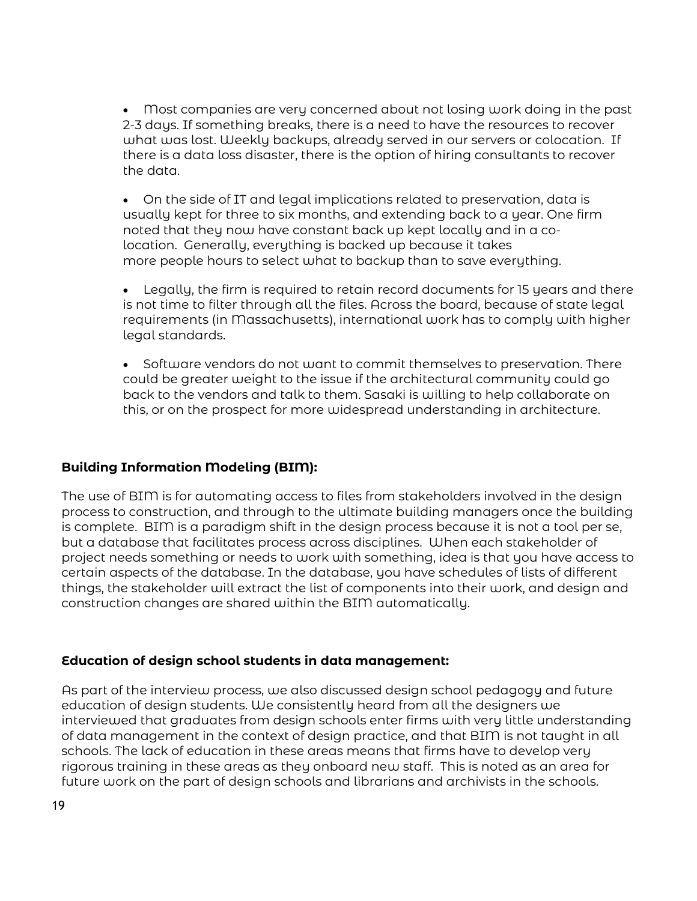- Most companies are very concerned about not losing work doing in the past 2-3 days. If something breaks, there is a need to have the resources to recover what was lost. Weekly backups, already served in our servers or colocation. If there is a data loss disaster, there is the option of hiring consultants to recover the data.

- On the side of IT and legal implications related to preservation, data is usually kept for three to six months, and extending back to a year. One firm noted that they now have constant back up kept locally and in a co-location. Generally, everything is backed up because it takes more people hours to select what to backup than to save everything.

- Legally, the firm is required to retain record documents for 15 years and there is not time to filter through all the files. Across the board, because of state legal requirements (in Massachusetts), international work has to comply with higher legal standards.

- Software vendors do not want to commit themselves to preservation. There could be greater weight to the issue if the architectural community could go back to the vendors and talk to them. Sasaki is willing to help collaborate on this, or on the prospect for more widespread understanding in architecture.

### Building Information Modeling (BIM):

The use of BIM is for automating access to files from stakeholders involved in the design process to construction, and through to the ultimate building managers once the building is complete. BIM is a paradigm shift in the design process because it is not a tool per se, but a database that facilitates process across disciplines. When each stakeholder of project needs something or needs to work with something, idea is that you have access to certain aspects of the database. In the database, you have schedules of lists of different things, the stakeholder will extract the list of components into their work, and design and construction changes are shared within the BIM automatically.

### Education of design school students in data management:

As part of the interview process, we also discussed design school pedagogy and future education of design students. We consistently heard from all the designers we interviewed that graduates from design schools enter firms with very little understanding of data management in the context of design practice, and that BIM is not taught in all schools. The lack of education in these areas means that firms have to develop very rigorous training in these areas as they onboard new staff. This is noted as an area for future work on the part of design schools and librarians and archivists in the schools.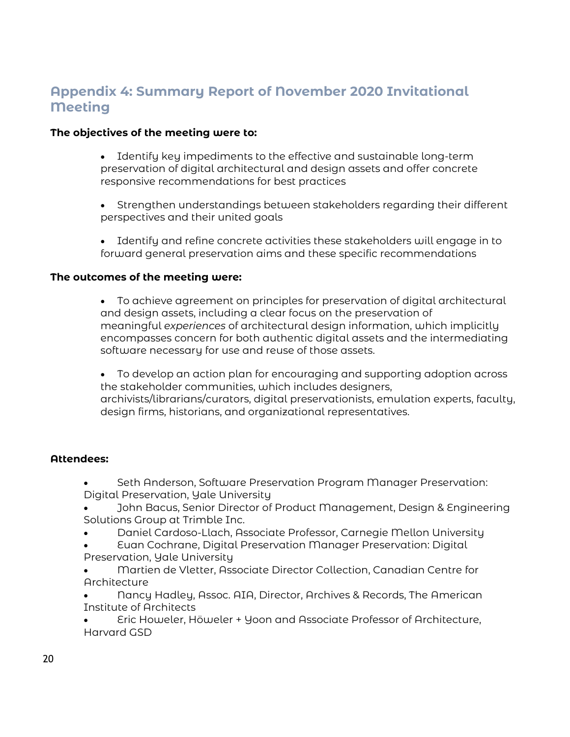## Appendix 4: Summary Report of November 2020 Invitational Meeting

**The objectives of the meeting were to:**

- Identify key impediments to the effective and sustainable long-term preservation of digital architectural and design assets and offer concrete responsive recommendations for best practices
- Strengthen understandings between stakeholders regarding their different perspectives and their united goals
- Identify and refine concrete activities these stakeholders will engage in to forward general preservation aims and these specific recommendations

**The outcomes of the meeting were:**

- To achieve agreement on principles for preservation of digital architectural and design assets, including a clear focus on the preservation of meaningful *experiences* of architectural design information, which implicitly encompasses concern for both authentic digital assets and the intermediating software necessary for use and reuse of those assets.
- To develop an action plan for encouraging and supporting adoption across the stakeholder communities, which includes designers, archivists/librarians/curators, digital preservationists, emulation experts, faculty, design firms, historians, and organizational representatives.

**Attendees:**

- Seth Anderson, Software Preservation Program Manager Preservation: Digital Preservation, Yale University
- John Bacus, Senior Director of Product Management, Design & Engineering Solutions Group at Trimble Inc.
- Daniel Cardoso-Llach, Associate Professor, Carnegie Mellon University
- Euan Cochrane, Digital Preservation Manager Preservation: Digital Preservation, Yale University
- Martien de Vletter, Associate Director Collection, Canadian Centre for Architecture
- Nancy Hadley, Assoc. AIA, Director, Archives & Records, The American Institute of Architects
- Eric Howeler, Höweler + Yoon and Associate Professor of Architecture, Harvard GSD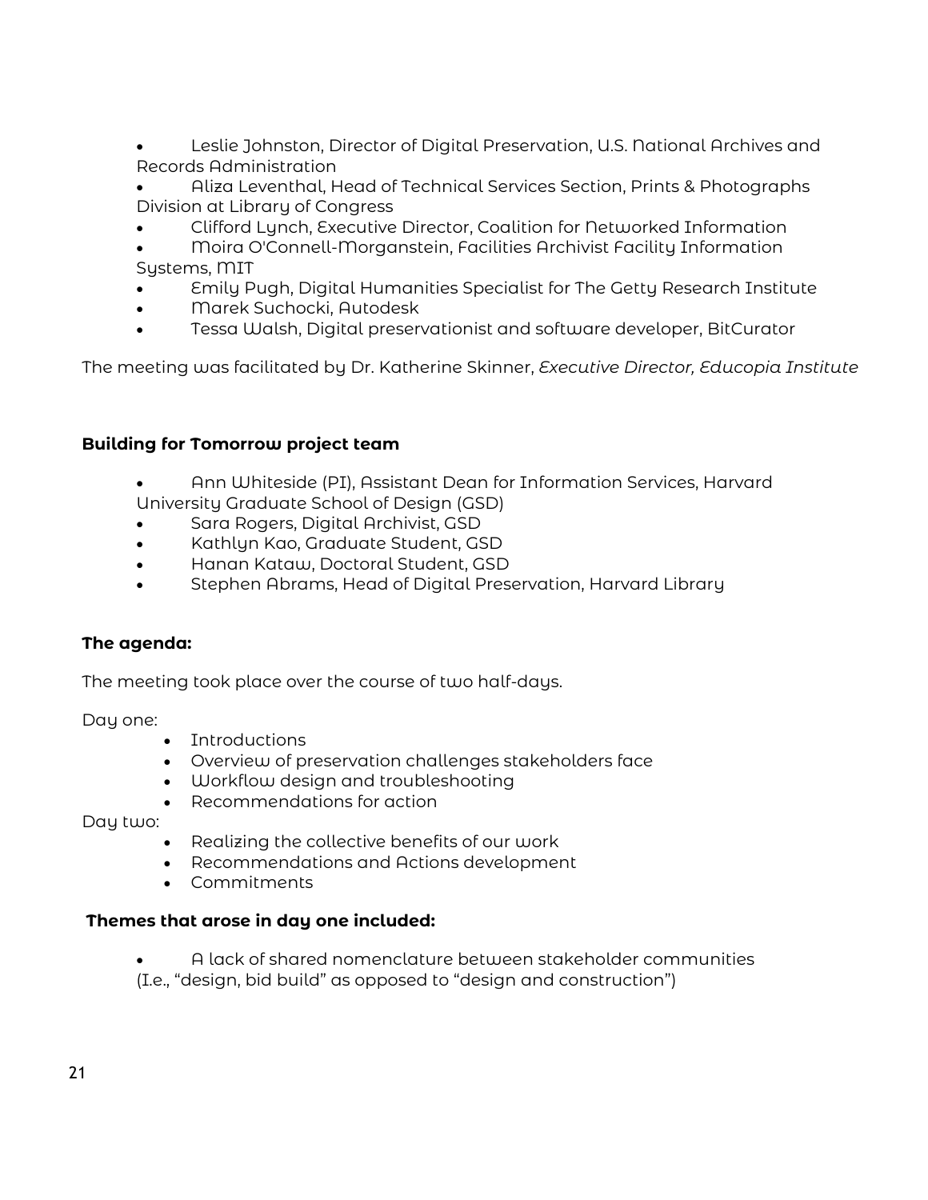- Leslie Johnston, Director of Digital Preservation, U.S. National Archives and Records Administration
- Aliza Leventhal, Head of Technical Services Section, Prints & Photographs Division at Library of Congress
- Clifford Lynch, Executive Director, Coalition for Networked Information
- Moira O'Connell-Morganstein, Facilities Archivist Facility Information Systems, MIT
- Emily Pugh, Digital Humanities Specialist for The Getty Research Institute
- Marek Suchocki, Autodesk
- Tessa Walsh, Digital preservationist and software developer, BitCurator

The meeting was facilitated by Dr. Katherine Skinner, *Executive Director, Educopia Institute*

**Building for Tomorrow project team**

- Ann Whiteside (PI), Assistant Dean for Information Services, Harvard University Graduate School of Design (GSD)
- Sara Rogers, Digital Archivist, GSD
- Kathlyn Kao, Graduate Student, GSD
- Hanan Kataw, Doctoral Student, GSD
- Stephen Abrams, Head of Digital Preservation, Harvard Library

**The agenda:**

The meeting took place over the course of two half-days.

Day one:

- Introductions
- Overview of preservation challenges stakeholders face
- Workflow design and troubleshooting
- Recommendations for action

Day two:

- Realizing the collective benefits of our work
- Recommendations and Actions development
- Commitments

**Themes that arose in day one included:**

- A lack of shared nomenclature between stakeholder communities (I.e., "design, bid build" as opposed to "design and construction")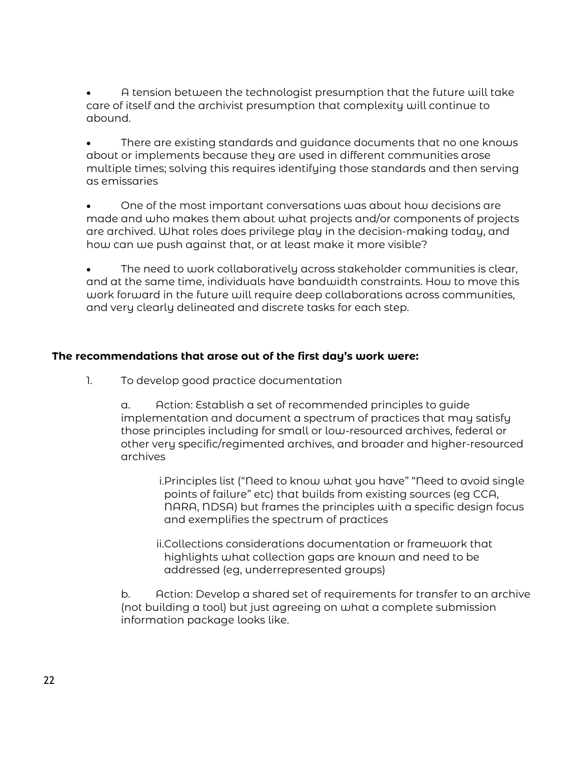- A tension between the technologist presumption that the future will take care of itself and the archivist presumption that complexity will continue to abound.

- There are existing standards and guidance documents that no one knows about or implements because they are used in different communities arose multiple times; solving this requires identifying those standards and then serving as emissaries

- One of the most important conversations was about how decisions are made and who makes them about what projects and/or components of projects are archived. What roles does privilege play in the decision-making today, and how can we push against that, or at least make it more visible?

- The need to work collaboratively across stakeholder communities is clear, and at the same time, individuals have bandwidth constraints. How to move this work forward in the future will require deep collaborations across communities, and very clearly delineated and discrete tasks for each step.

**The recommendations that arose out of the first day's work were:**

1. To develop good practice documentation

   a. Action: Establish a set of recommended principles to guide implementation and document a spectrum of practices that may satisfy those principles including for small or low-resourced archives, federal or other very specific/regimented archives, and broader and higher-resourced archives

      i. Principles list ("Need to know what you have" "Need to avoid single points of failure" etc) that builds from existing sources (eg CCA, NARA, NDSA) but frames the principles with a specific design focus and exemplifies the spectrum of practices

      ii. Collections considerations documentation or framework that highlights what collection gaps are known and need to be addressed (eg, underrepresented groups)

   b. Action: Develop a shared set of requirements for transfer to an archive (not building a tool) but just agreeing on what a complete submission information package looks like.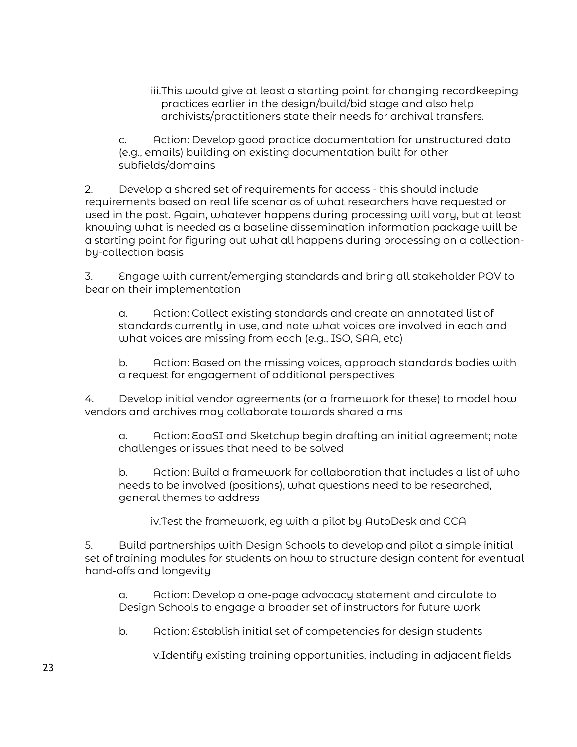iii. This would give at least a starting point for changing recordkeeping practices earlier in the design/build/bid stage and also help archivists/practitioners state their needs for archival transfers.

c. Action: Develop good practice documentation for unstructured data (e.g., emails) building on existing documentation built for other subfields/domains

2. Develop a shared set of requirements for access - this should include requirements based on real life scenarios of what researchers have requested or used in the past. Again, whatever happens during processing will vary, but at least knowing what is needed as a baseline dissemination information package will be a starting point for figuring out what all happens during processing on a collection-by-collection basis

3. Engage with current/emerging standards and bring all stakeholder POV to bear on their implementation

   a. Action: Collect existing standards and create an annotated list of standards currently in use, and note what voices are involved in each and what voices are missing from each (e.g., ISO, SAA, etc)

   b. Action: Based on the missing voices, approach standards bodies with a request for engagement of additional perspectives

4. Develop initial vendor agreements (or a framework for these) to model how vendors and archives may collaborate towards shared aims

   a. Action: EaaSI and Sketchup begin drafting an initial agreement; note challenges or issues that need to be solved

   b. Action: Build a framework for collaboration that includes a list of who needs to be involved (positions), what questions need to be researched, general themes to address

      iv. Test the framework, eg with a pilot by AutoDesk and CCA

5. Build partnerships with Design Schools to develop and pilot a simple initial set of training modules for students on how to structure design content for eventual hand-offs and longevity

   a. Action: Develop a one-page advocacy statement and circulate to Design Schools to engage a broader set of instructors for future work

   b. Action: Establish initial set of competencies for design students

      v. Identify existing training opportunities, including in adjacent fields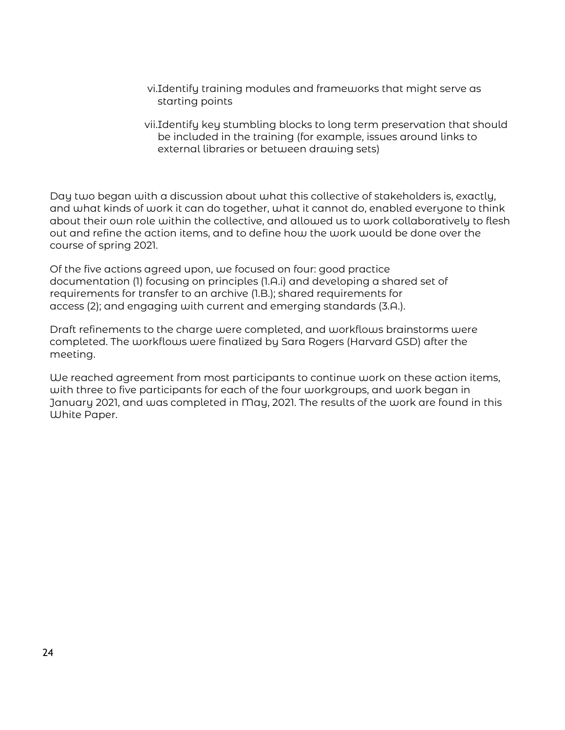vi. Identify training modules and frameworks that might serve as starting points

vii. Identify key stumbling blocks to long term preservation that should be included in the training (for example, issues around links to external libraries or between drawing sets)

Day two began with a discussion about what this collective of stakeholders is, exactly, and what kinds of work it can do together, what it cannot do, enabled everyone to think about their own role within the collective, and allowed us to work collaboratively to flesh out and refine the action items, and to define how the work would be done over the course of spring 2021.

Of the five actions agreed upon, we focused on four: good practice documentation (1) focusing on principles (1.A.i) and developing a shared set of requirements for transfer to an archive (1.B.); shared requirements for access (2); and engaging with current and emerging standards (3.A.).

Draft refinements to the charge were completed, and workflows brainstorms were completed. The workflows were finalized by Sara Rogers (Harvard GSD) after the meeting.

We reached agreement from most participants to continue work on these action items, with three to five participants for each of the four workgroups, and work began in January 2021, and was completed in May, 2021. The results of the work are found in this White Paper.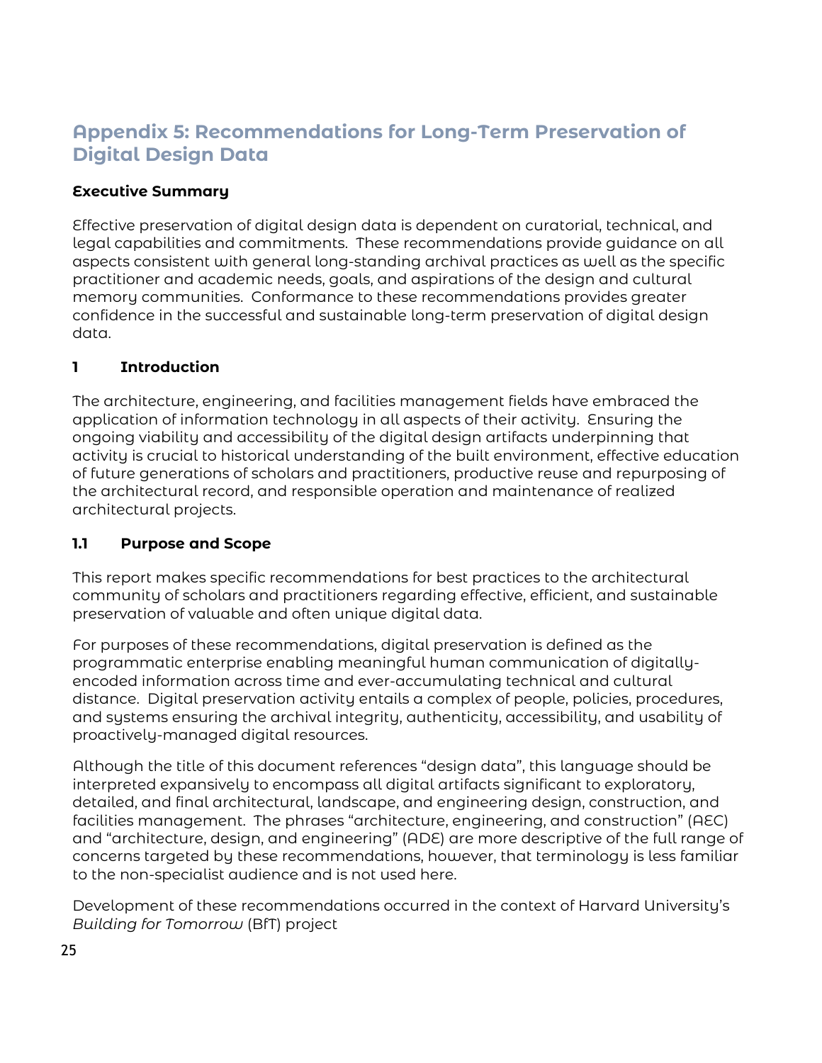# Appendix 5: Recommendations for Long-Term Preservation of Digital Design Data

### Executive Summary

Effective preservation of digital design data is dependent on curatorial, technical, and legal capabilities and commitments. These recommendations provide guidance on all aspects consistent with general long-standing archival practices as well as the specific practitioner and academic needs, goals, and aspirations of the design and cultural memory communities. Conformance to these recommendations provides greater confidence in the successful and sustainable long-term preservation of digital design data.

## 1 Introduction

The architecture, engineering, and facilities management fields have embraced the application of information technology in all aspects of their activity. Ensuring the ongoing viability and accessibility of the digital design artifacts underpinning that activity is crucial to historical understanding of the built environment, effective education of future generations of scholars and practitioners, productive reuse and repurposing of the architectural record, and responsible operation and maintenance of realized architectural projects.

### 1.1 Purpose and Scope

This report makes specific recommendations for best practices to the architectural community of scholars and practitioners regarding effective, efficient, and sustainable preservation of valuable and often unique digital data.

For purposes of these recommendations, digital preservation is defined as the programmatic enterprise enabling meaningful human communication of digitally-encoded information across time and ever-accumulating technical and cultural distance. Digital preservation activity entails a complex of people, policies, procedures, and systems ensuring the archival integrity, authenticity, accessibility, and usability of proactively-managed digital resources.

Although the title of this document references "design data", this language should be interpreted expansively to encompass all digital artifacts significant to exploratory, detailed, and final architectural, landscape, and engineering design, construction, and facilities management. The phrases "architecture, engineering, and construction" (AEC) and "architecture, design, and engineering" (ADE) are more descriptive of the full range of concerns targeted by these recommendations, however, that terminology is less familiar to the non-specialist audience and is not used here.

Development of these recommendations occurred in the context of Harvard University's *Building for Tomorrow* (BfT) project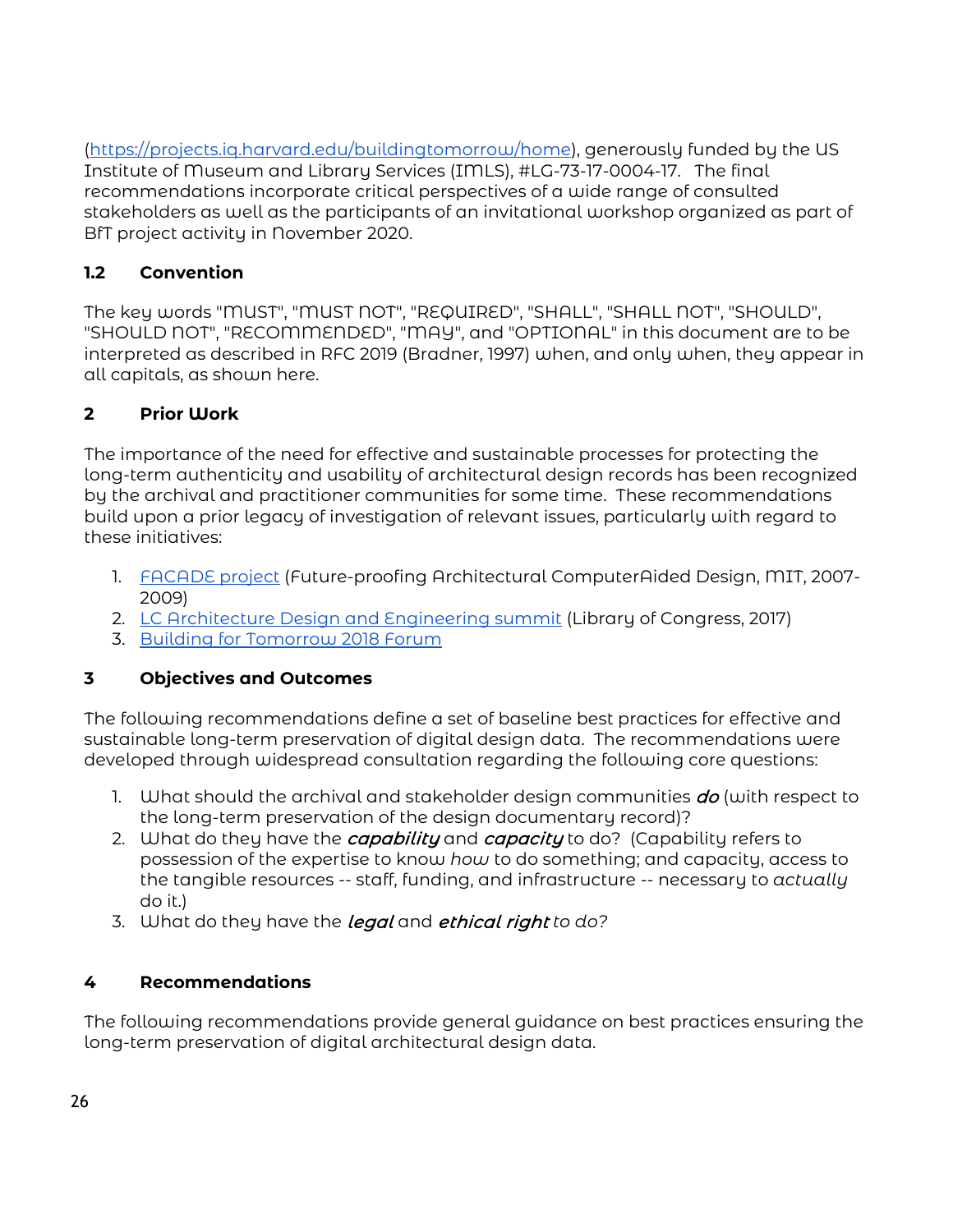(https://projects.iq.harvard.edu/buildingtomorrow/home), generously funded by the US Institute of Museum and Library Services (IMLS), #LG-73-17-0004-17. The final recommendations incorporate critical perspectives of a wide range of consulted stakeholders as well as the participants of an invitational workshop organized as part of BfT project activity in November 2020.

### 1.2 Convention

The key words "MUST", "MUST NOT", "REQUIRED", "SHALL", "SHALL NOT", "SHOULD", "SHOULD NOT", "RECOMMENDED", "MAY", and "OPTIONAL" in this document are to be interpreted as described in RFC 2019 (Bradner, 1997) when, and only when, they appear in all capitals, as shown here.

## 2 Prior Work

The importance of the need for effective and sustainable processes for protecting the long-term authenticity and usability of architectural design records has been recognized by the archival and practitioner communities for some time. These recommendations build upon a prior legacy of investigation of relevant issues, particularly with regard to these initiatives:

1. [FACADE project](#) (Future-proofing Architectural ComputerAided Design, MIT, 2007-2009)
2. [LC Architecture Design and Engineering summit](#) (Library of Congress, 2017)
3. [Building for Tomorrow 2018 Forum](#)

## 3 Objectives and Outcomes

The following recommendations define a set of baseline best practices for effective and sustainable long-term preservation of digital design data. The recommendations were developed through widespread consultation regarding the following core questions:

1. What should the archival and stakeholder design communities ***do*** (with respect to the long-term preservation of the design documentary record)?
2. What do they have the ***capability*** and ***capacity*** to do? (Capability refers to possession of the expertise to know *how* to do something; and capacity, access to the tangible resources -- staff, funding, and infrastructure -- necessary to *actually* do it.)
3. What do they have the ***legal*** and ***ethical right*** *to do?*

## 4 Recommendations

The following recommendations provide general guidance on best practices ensuring the long-term preservation of digital architectural design data.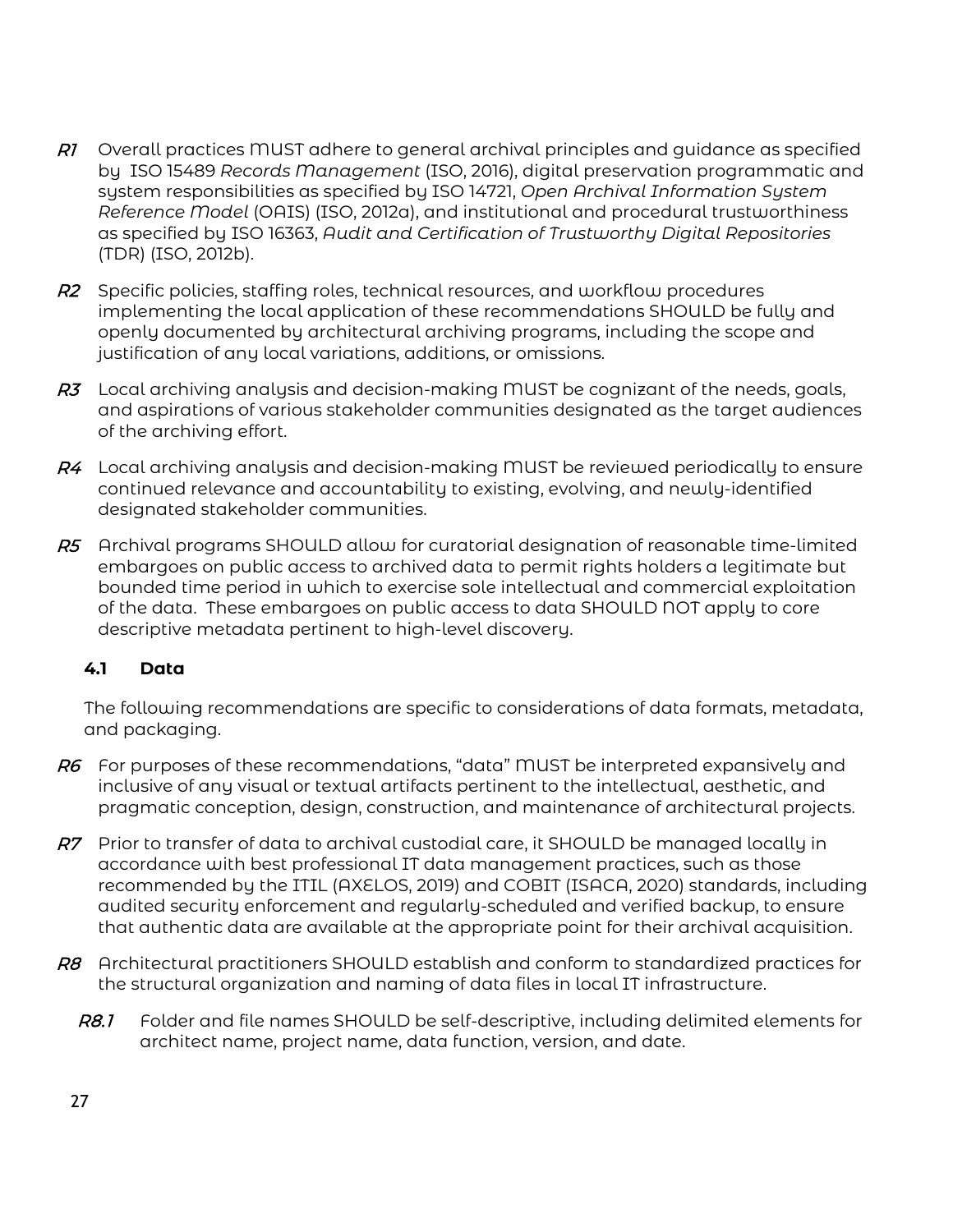*R1* Overall practices MUST adhere to general archival principles and guidance as specified by ISO 15489 *Records Management* (ISO, 2016), digital preservation programmatic and system responsibilities as specified by ISO 14721, *Open Archival Information System Reference Model* (OAIS) (ISO, 2012a), and institutional and procedural trustworthiness as specified by ISO 16363, *Audit and Certification of Trustworthy Digital Repositories* (TDR) (ISO, 2012b).

*R2* Specific policies, staffing roles, technical resources, and workflow procedures implementing the local application of these recommendations SHOULD be fully and openly documented by architectural archiving programs, including the scope and justification of any local variations, additions, or omissions.

*R3* Local archiving analysis and decision-making MUST be cognizant of the needs, goals, and aspirations of various stakeholder communities designated as the target audiences of the archiving effort.

*R4* Local archiving analysis and decision-making MUST be reviewed periodically to ensure continued relevance and accountability to existing, evolving, and newly-identified designated stakeholder communities.

*R5* Archival programs SHOULD allow for curatorial designation of reasonable time-limited embargoes on public access to archived data to permit rights holders a legitimate but bounded time period in which to exercise sole intellectual and commercial exploitation of the data. These embargoes on public access to data SHOULD NOT apply to core descriptive metadata pertinent to high-level discovery.

### 4.1 Data

The following recommendations are specific to considerations of data formats, metadata, and packaging.

*R6* For purposes of these recommendations, "data" MUST be interpreted expansively and inclusive of any visual or textual artifacts pertinent to the intellectual, aesthetic, and pragmatic conception, design, construction, and maintenance of architectural projects.

*R7* Prior to transfer of data to archival custodial care, it SHOULD be managed locally in accordance with best professional IT data management practices, such as those recommended by the ITIL (AXELOS, 2019) and COBIT (ISACA, 2020) standards, including audited security enforcement and regularly-scheduled and verified backup, to ensure that authentic data are available at the appropriate point for their archival acquisition.

*R8* Architectural practitioners SHOULD establish and conform to standardized practices for the structural organization and naming of data files in local IT infrastructure.

*R8.1* Folder and file names SHOULD be self-descriptive, including delimited elements for architect name, project name, data function, version, and date.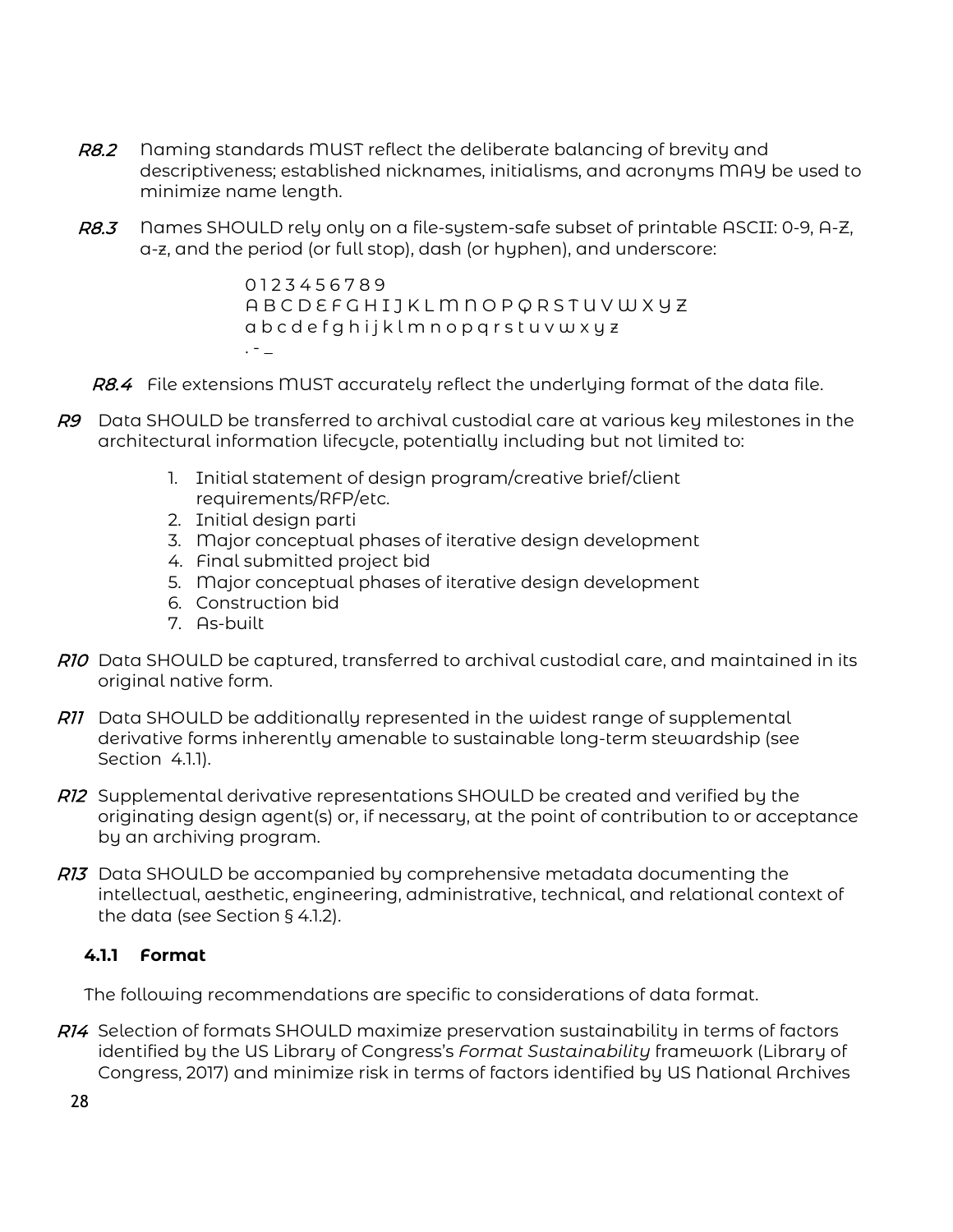*R8.2* Naming standards MUST reflect the deliberate balancing of brevity and descriptiveness; established nicknames, initialisms, and acronyms MAY be used to minimize name length.

*R8.3* Names SHOULD rely only on a file-system-safe subset of printable ASCII: 0-9, A-Z, a-z, and the period (or full stop), dash (or hyphen), and underscore:

> 0 1 2 3 4 5 6 7 8 9
> A B C D E F G H I J K L M N O P Q R S T U V W X Y Z
> a b c d e f g h i j k l m n o p q r s t u v w x y z
> . - _

*R8.4* File extensions MUST accurately reflect the underlying format of the data file.

*R9* Data SHOULD be transferred to archival custodial care at various key milestones in the architectural information lifecycle, potentially including but not limited to:

1. Initial statement of design program/creative brief/client requirements/RFP/etc.
2. Initial design parti
3. Major conceptual phases of iterative design development
4. Final submitted project bid
5. Major conceptual phases of iterative design development
6. Construction bid
7. As-built

*R10* Data SHOULD be captured, transferred to archival custodial care, and maintained in its original native form.

*R11* Data SHOULD be additionally represented in the widest range of supplemental derivative forms inherently amenable to sustainable long-term stewardship (see Section 4.1.1).

*R12* Supplemental derivative representations SHOULD be created and verified by the originating design agent(s) or, if necessary, at the point of contribution to or acceptance by an archiving program.

*R13* Data SHOULD be accompanied by comprehensive metadata documenting the intellectual, aesthetic, engineering, administrative, technical, and relational context of the data (see Section § 4.1.2).

### 4.1.1 Format

The following recommendations are specific to considerations of data format.

*R14* Selection of formats SHOULD maximize preservation sustainability in terms of factors identified by the US Library of Congress's *Format Sustainability* framework (Library of Congress, 2017) and minimize risk in terms of factors identified by US National Archives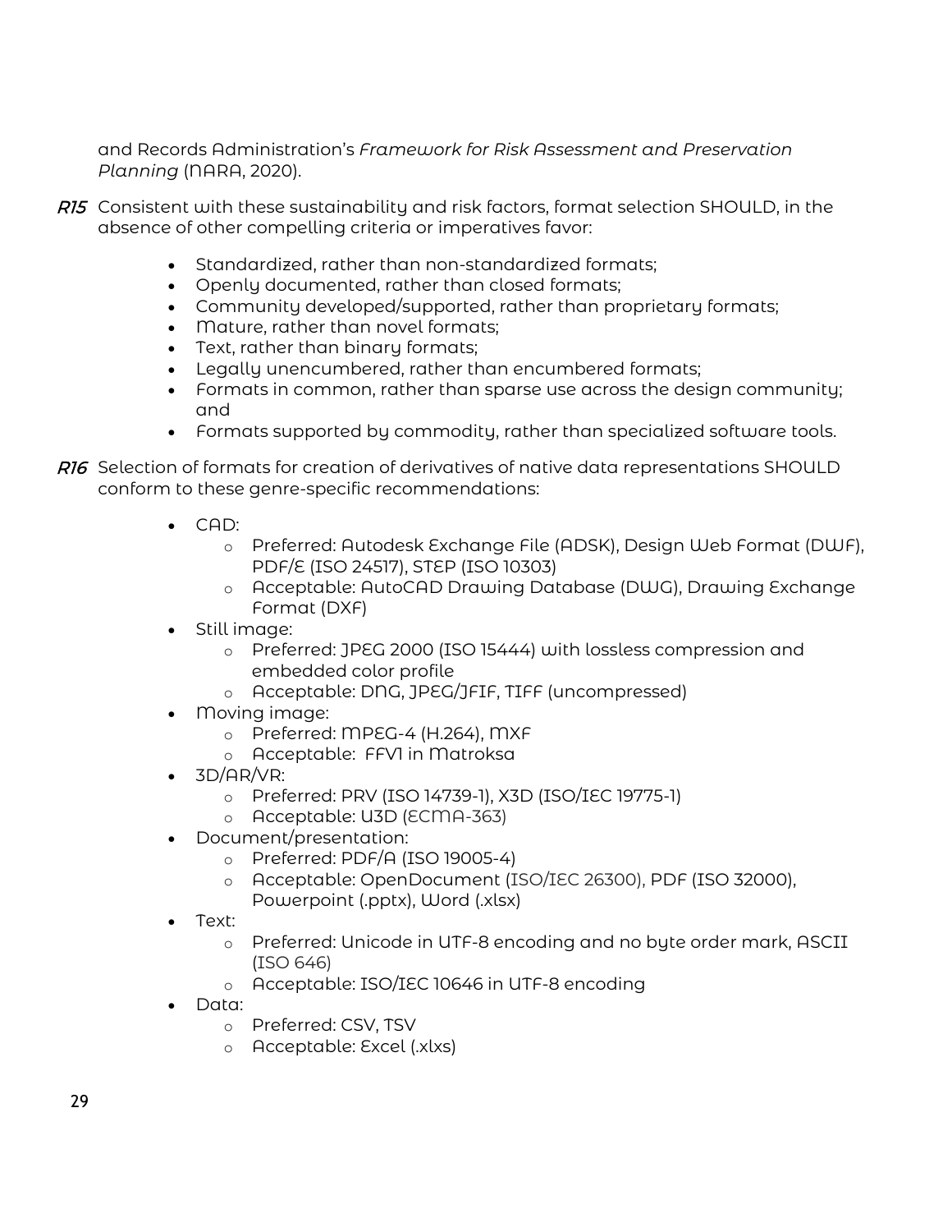and Records Administration's *Framework for Risk Assessment and Preservation Planning* (NARA, 2020).

***R15*** Consistent with these sustainability and risk factors, format selection SHOULD, in the absence of other compelling criteria or imperatives favor:

- Standardized, rather than non-standardized formats;
- Openly documented, rather than closed formats;
- Community developed/supported, rather than proprietary formats;
- Mature, rather than novel formats;
- Text, rather than binary formats;
- Legally unencumbered, rather than encumbered formats;
- Formats in common, rather than sparse use across the design community; and
- Formats supported by commodity, rather than specialized software tools.

***R16*** Selection of formats for creation of derivatives of native data representations SHOULD conform to these genre-specific recommendations:

- CAD:
  - Preferred: Autodesk Exchange File (ADSK), Design Web Format (DWF), PDF/E (ISO 24517), STEP (ISO 10303)
  - Acceptable: AutoCAD Drawing Database (DWG), Drawing Exchange Format (DXF)
- Still image:
  - Preferred: JPEG 2000 (ISO 15444) with lossless compression and embedded color profile
  - Acceptable: DNG, JPEG/JFIF, TIFF (uncompressed)
- Moving image:
  - Preferred: MPEG-4 (H.264), MXF
  - Acceptable: FFV1 in Matroksa
- 3D/AR/VR:
  - Preferred: PRV (ISO 14739-1), X3D (ISO/IEC 19775-1)
  - Acceptable: U3D (ECMA-363)
- Document/presentation:
  - Preferred: PDF/A (ISO 19005-4)
  - Acceptable: OpenDocument (ISO/IEC 26300), PDF (ISO 32000), Powerpoint (.pptx), Word (.xlsx)
- Text:
  - Preferred: Unicode in UTF-8 encoding and no byte order mark, ASCII (ISO 646)
  - Acceptable: ISO/IEC 10646 in UTF-8 encoding
- Data:
  - Preferred: CSV, TSV
  - Acceptable: Excel (.xlxs)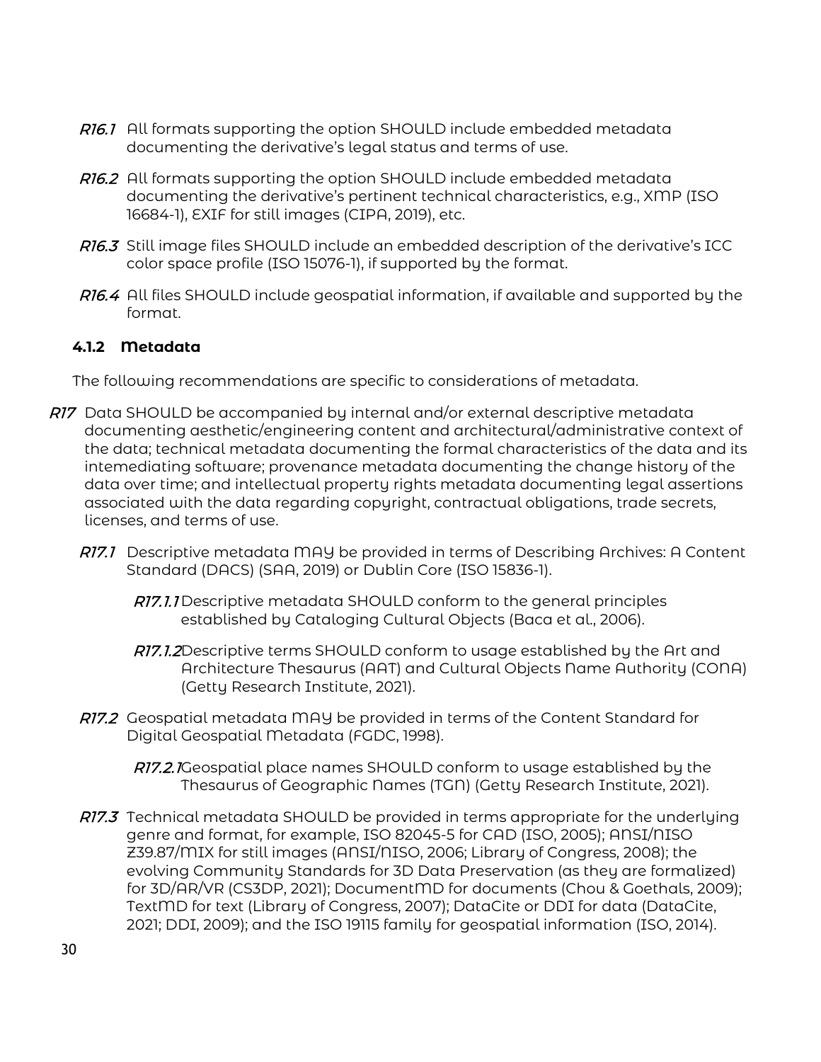*R16.1* All formats supporting the option SHOULD include embedded metadata documenting the derivative's legal status and terms of use.

*R16.2* All formats supporting the option SHOULD include embedded metadata documenting the derivative's pertinent technical characteristics, e.g., XMP (ISO 16684-1), EXIF for still images (CIPA, 2019), etc.

*R16.3* Still image files SHOULD include an embedded description of the derivative's ICC color space profile (ISO 15076-1), if supported by the format.

*R16.4* All files SHOULD include geospatial information, if available and supported by the format.

### 4.1.2 Metadata

The following recommendations are specific to considerations of metadata.

*R17* Data SHOULD be accompanied by internal and/or external descriptive metadata documenting aesthetic/engineering content and architectural/administrative context of the data; technical metadata documenting the formal characteristics of the data and its intemediating software; provenance metadata documenting the change history of the data over time; and intellectual property rights metadata documenting legal assertions associated with the data regarding copyright, contractual obligations, trade secrets, licenses, and terms of use.

*R17.1* Descriptive metadata MAY be provided in terms of Describing Archives: A Content Standard (DACS) (SAA, 2019) or Dublin Core (ISO 15836-1).

*R17.1.1* Descriptive metadata SHOULD conform to the general principles established by Cataloging Cultural Objects (Baca et al., 2006).

*R17.1.2* Descriptive terms SHOULD conform to usage established by the Art and Architecture Thesaurus (AAT) and Cultural Objects Name Authority (CONA) (Getty Research Institute, 2021).

*R17.2* Geospatial metadata MAY be provided in terms of the Content Standard for Digital Geospatial Metadata (FGDC, 1998).

*R17.2.1* Geospatial place names SHOULD conform to usage established by the Thesaurus of Geographic Names (TGN) (Getty Research Institute, 2021).

*R17.3* Technical metadata SHOULD be provided in terms appropriate for the underlying genre and format, for example, ISO 82045-5 for CAD (ISO, 2005); ANSI/NISO Z39.87/MIX for still images (ANSI/NISO, 2006; Library of Congress, 2008); the evolving Community Standards for 3D Data Preservation (as they are formalized) for 3D/AR/VR (CS3DP, 2021); DocumentMD for documents (Chou & Goethals, 2009); TextMD for text (Library of Congress, 2007); DataCite or DDI for data (DataCite, 2021; DDI, 2009); and the ISO 19115 family for geospatial information (ISO, 2014).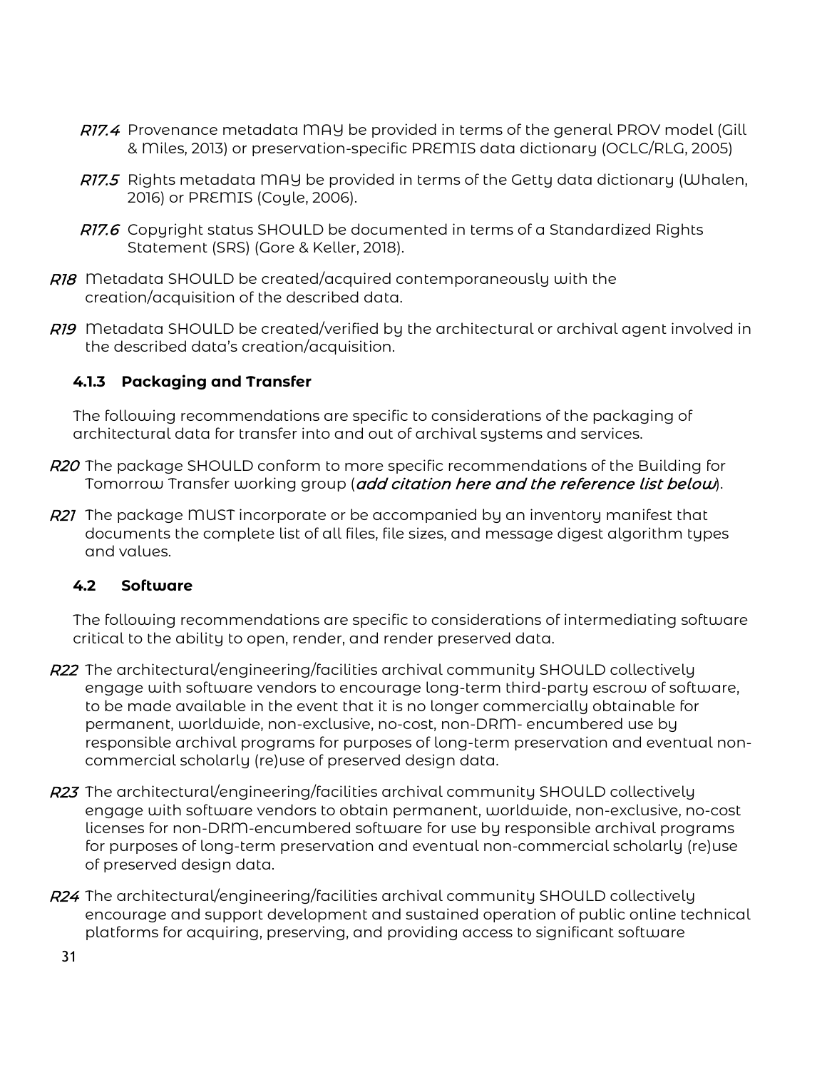*R17.4* Provenance metadata MAY be provided in terms of the general PROV model (Gill & Miles, 2013) or preservation-specific PREMIS data dictionary (OCLC/RLG, 2005)

*R17.5* Rights metadata MAY be provided in terms of the Getty data dictionary (Whalen, 2016) or PREMIS (Coyle, 2006).

*R17.6* Copyright status SHOULD be documented in terms of a Standardized Rights Statement (SRS) (Gore & Keller, 2018).

*R18* Metadata SHOULD be created/acquired contemporaneously with the creation/acquisition of the described data.

*R19* Metadata SHOULD be created/verified by the architectural or archival agent involved in the described data's creation/acquisition.

### 4.1.3 Packaging and Transfer

The following recommendations are specific to considerations of the packaging of architectural data for transfer into and out of archival systems and services.

*R20* The package SHOULD conform to more specific recommendations of the Building for Tomorrow Transfer working group (***add citation here and the reference list below***).

*R21* The package MUST incorporate or be accompanied by an inventory manifest that documents the complete list of all files, file sizes, and message digest algorithm types and values.

## 4.2 Software

The following recommendations are specific to considerations of intermediating software critical to the ability to open, render, and render preserved data.

*R22* The architectural/engineering/facilities archival community SHOULD collectively engage with software vendors to encourage long-term third-party escrow of software, to be made available in the event that it is no longer commercially obtainable for permanent, worldwide, non-exclusive, no-cost, non-DRM- encumbered use by responsible archival programs for purposes of long-term preservation and eventual non-commercial scholarly (re)use of preserved design data.

*R23* The architectural/engineering/facilities archival community SHOULD collectively engage with software vendors to obtain permanent, worldwide, non-exclusive, no-cost licenses for non-DRM-encumbered software for use by responsible archival programs for purposes of long-term preservation and eventual non-commercial scholarly (re)use of preserved design data.

*R24* The architectural/engineering/facilities archival community SHOULD collectively encourage and support development and sustained operation of public online technical platforms for acquiring, preserving, and providing access to significant software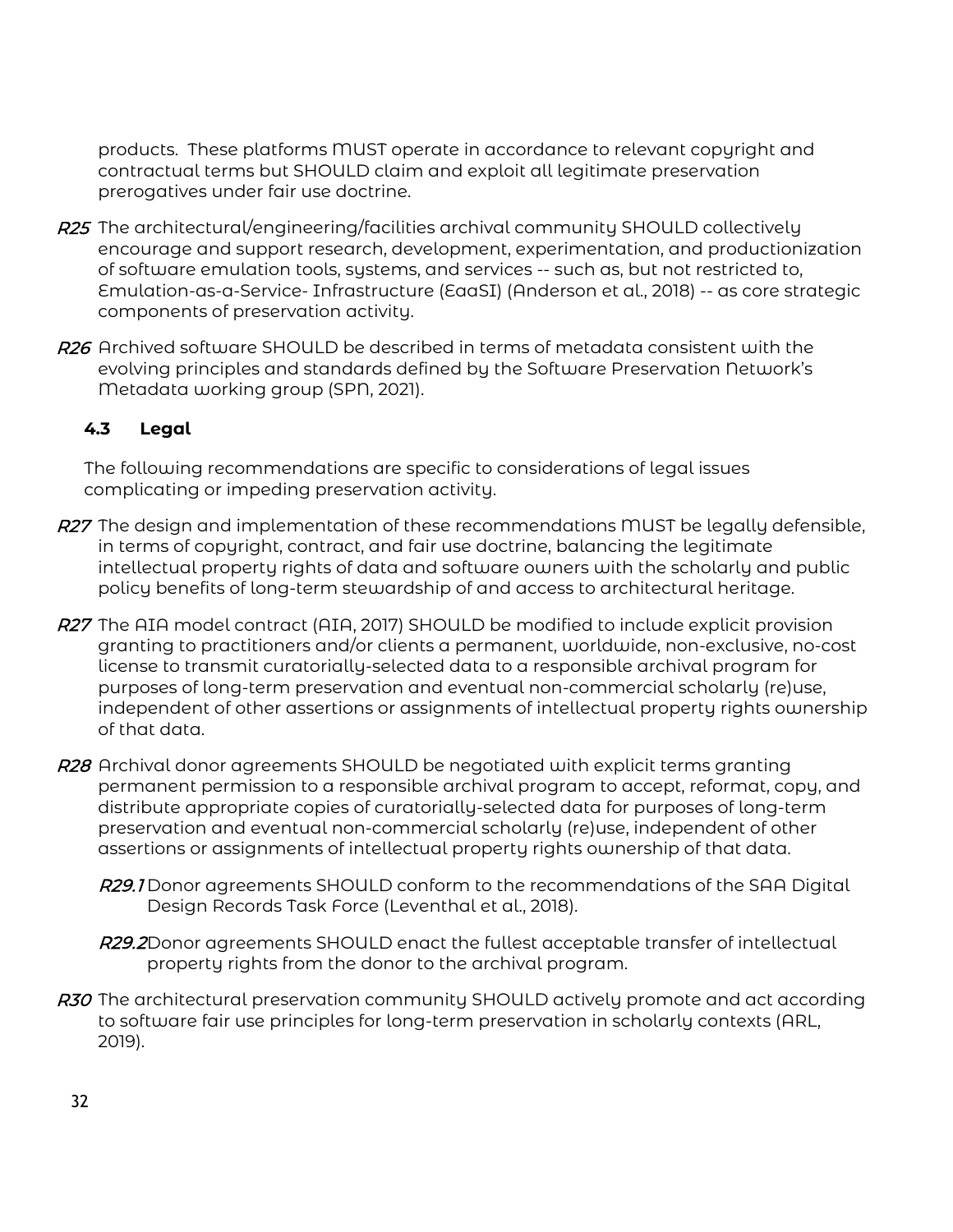products. These platforms MUST operate in accordance to relevant copyright and contractual terms but SHOULD claim and exploit all legitimate preservation prerogatives under fair use doctrine.

*R25* The architectural/engineering/facilities archival community SHOULD collectively encourage and support research, development, experimentation, and productionization of software emulation tools, systems, and services -- such as, but not restricted to, Emulation-as-a-Service- Infrastructure (EaaSI) (Anderson et al., 2018) -- as core strategic components of preservation activity.

*R26* Archived software SHOULD be described in terms of metadata consistent with the evolving principles and standards defined by the Software Preservation Network's Metadata working group (SPN, 2021).

### 4.3 Legal

The following recommendations are specific to considerations of legal issues complicating or impeding preservation activity.

*R27* The design and implementation of these recommendations MUST be legally defensible, in terms of copyright, contract, and fair use doctrine, balancing the legitimate intellectual property rights of data and software owners with the scholarly and public policy benefits of long-term stewardship of and access to architectural heritage.

*R27* The AIA model contract (AIA, 2017) SHOULD be modified to include explicit provision granting to practitioners and/or clients a permanent, worldwide, non-exclusive, no-cost license to transmit curatorially-selected data to a responsible archival program for purposes of long-term preservation and eventual non-commercial scholarly (re)use, independent of other assertions or assignments of intellectual property rights ownership of that data.

*R28* Archival donor agreements SHOULD be negotiated with explicit terms granting permanent permission to a responsible archival program to accept, reformat, copy, and distribute appropriate copies of curatorially-selected data for purposes of long-term preservation and eventual non-commercial scholarly (re)use, independent of other assertions or assignments of intellectual property rights ownership of that data.

*R29.1* Donor agreements SHOULD conform to the recommendations of the SAA Digital Design Records Task Force (Leventhal et al., 2018).

*R29.2* Donor agreements SHOULD enact the fullest acceptable transfer of intellectual property rights from the donor to the archival program.

*R30* The architectural preservation community SHOULD actively promote and act according to software fair use principles for long-term preservation in scholarly contexts (ARL, 2019).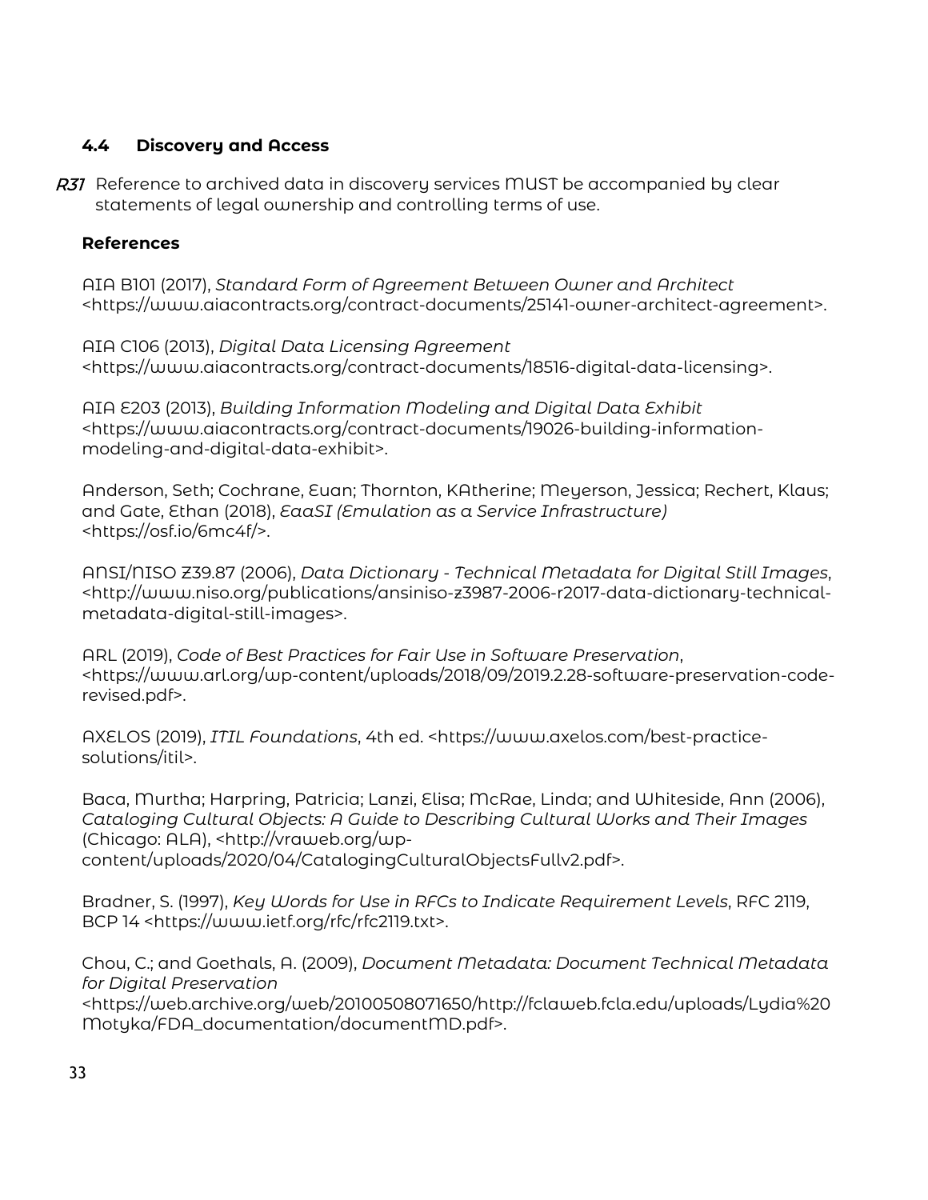### 4.4 Discovery and Access

*R31* Reference to archived data in discovery services MUST be accompanied by clear statements of legal ownership and controlling terms of use.

**References**

AIA B101 (2017), *Standard Form of Agreement Between Owner and Architect* <https://www.aiacontracts.org/contract-documents/25141-owner-architect-agreement>.

AIA C106 (2013), *Digital Data Licensing Agreement* <https://www.aiacontracts.org/contract-documents/18516-digital-data-licensing>.

AIA E203 (2013), *Building Information Modeling and Digital Data Exhibit* <https://www.aiacontracts.org/contract-documents/19026-building-information-modeling-and-digital-data-exhibit>.

Anderson, Seth; Cochrane, Euan; Thornton, KAtherine; Meyerson, Jessica; Rechert, Klaus; and Gate, Ethan (2018), *EaaSI (Emulation as a Service Infrastructure)* <https://osf.io/6mc4f/>.

ANSI/NISO Z39.87 (2006), *Data Dictionary - Technical Metadata for Digital Still Images*, <http://www.niso.org/publications/ansiniso-z3987-2006-r2017-data-dictionary-technical-metadata-digital-still-images>.

ARL (2019), *Code of Best Practices for Fair Use in Software Preservation*, <https://www.arl.org/wp-content/uploads/2018/09/2019.2.28-software-preservation-code-revised.pdf>.

AXELOS (2019), *ITIL Foundations*, 4th ed. <https://www.axelos.com/best-practice-solutions/itil>.

Baca, Murtha; Harpring, Patricia; Lanzi, Elisa; McRae, Linda; and Whiteside, Ann (2006), *Cataloging Cultural Objects: A Guide to Describing Cultural Works and Their Images* (Chicago: ALA), <http://vraweb.org/wp-content/uploads/2020/04/CatalogingCulturalObjectsFullv2.pdf>.

Bradner, S. (1997), *Key Words for Use in RFCs to Indicate Requirement Levels*, RFC 2119, BCP 14 <https://www.ietf.org/rfc/rfc2119.txt>.

Chou, C.; and Goethals, A. (2009), *Document Metadata: Document Technical Metadata for Digital Preservation* <https://web.archive.org/web/20100508071650/http://fclaweb.fcla.edu/uploads/Lydia%20Motyka/FDA_documentation/documentMD.pdf>.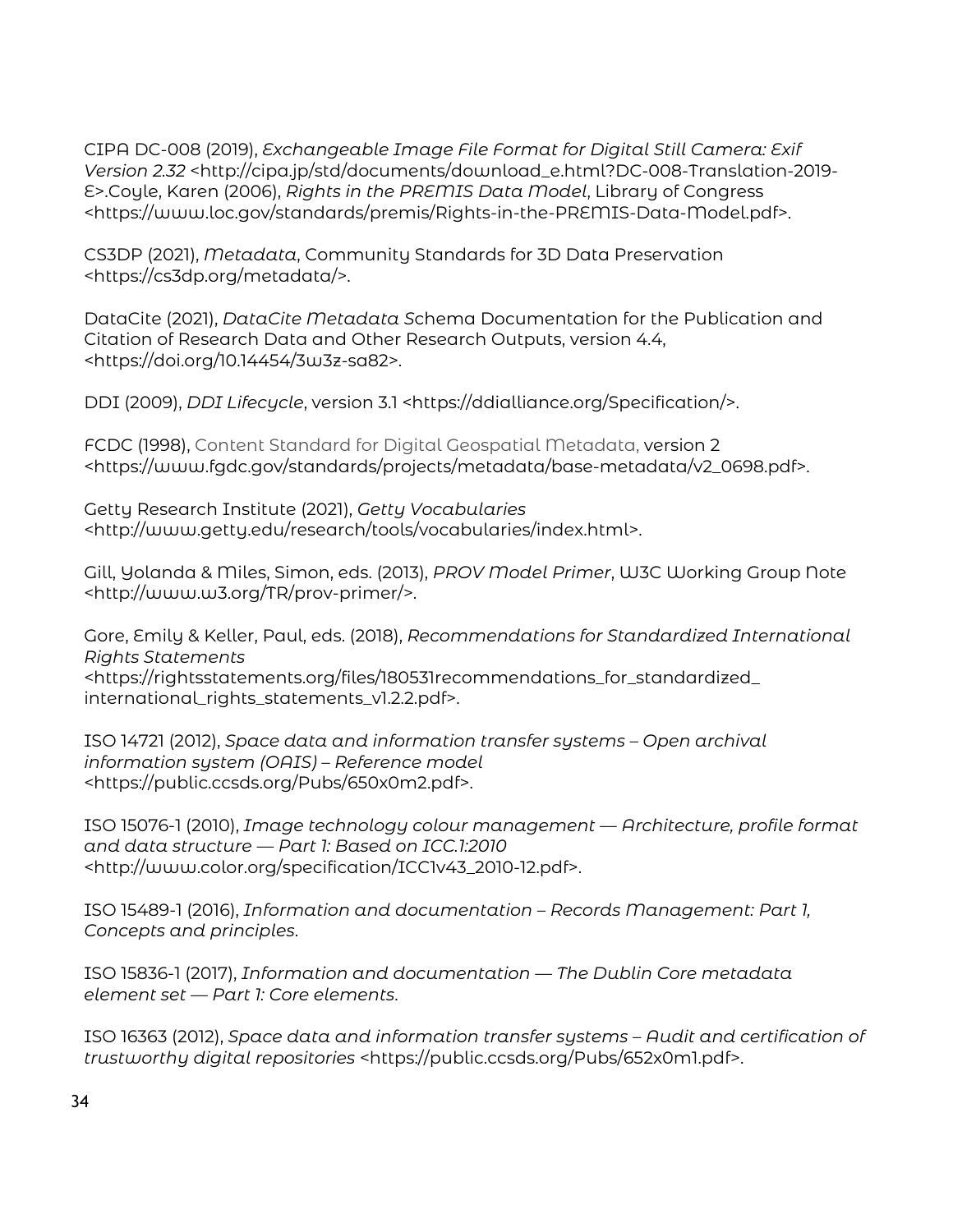CIPA DC-008 (2019), *Exchangeable Image File Format for Digital Still Camera: Exif Version 2.32* <http://cipa.jp/std/documents/download_e.html?DC-008-Translation-2019-E>.Coyle, Karen (2006), *Rights in the PREMIS Data Model*, Library of Congress <https://www.loc.gov/standards/premis/Rights-in-the-PREMIS-Data-Model.pdf>.

CS3DP (2021), *Metadata*, Community Standards for 3D Data Preservation <https://cs3dp.org/metadata/>.

DataCite (2021), *DataCite Metadata S*chema Documentation for the Publication and Citation of Research Data and Other Research Outputs, version 4.4, <https://doi.org/10.14454/3w3z-sa82>.

DDI (2009), *DDI Lifecycle*, version 3.1 <https://ddialliance.org/Specification/>.

FCDC (1998), Content Standard for Digital Geospatial Metadata, version 2 <https://www.fgdc.gov/standards/projects/metadata/base-metadata/v2_0698.pdf>.

Getty Research Institute (2021), *Getty Vocabularies* <http://www.getty.edu/research/tools/vocabularies/index.html>.

Gill, Yolanda & Miles, Simon, eds. (2013), *PROV Model Primer*, W3C Working Group Note <http://www.w3.org/TR/prov-primer/>.

Gore, Emily & Keller, Paul, eds. (2018), *Recommendations for Standardized International Rights Statements* <https://rightsstatements.org/files/180531recommendations_for_standardized_international_rights_statements_v1.2.2.pdf>.

ISO 14721 (2012), *Space data and information transfer systems – Open archival information system (OAIS) – Reference model* <https://public.ccsds.org/Pubs/650x0m2.pdf>.

ISO 15076-1 (2010), *Image technology colour management — Architecture, profile format and data structure — Part 1: Based on ICC.1:2010* <http://www.color.org/specification/ICC1v43_2010-12.pdf>.

ISO 15489-1 (2016), *Information and documentation – Records Management: Part 1, Concepts and principles*.

ISO 15836-1 (2017), *Information and documentation — The Dublin Core metadata element set — Part 1: Core elements*.

ISO 16363 (2012), *Space data and information transfer systems – Audit and certification of trustworthy digital repositories* <https://public.ccsds.org/Pubs/652x0m1.pdf>.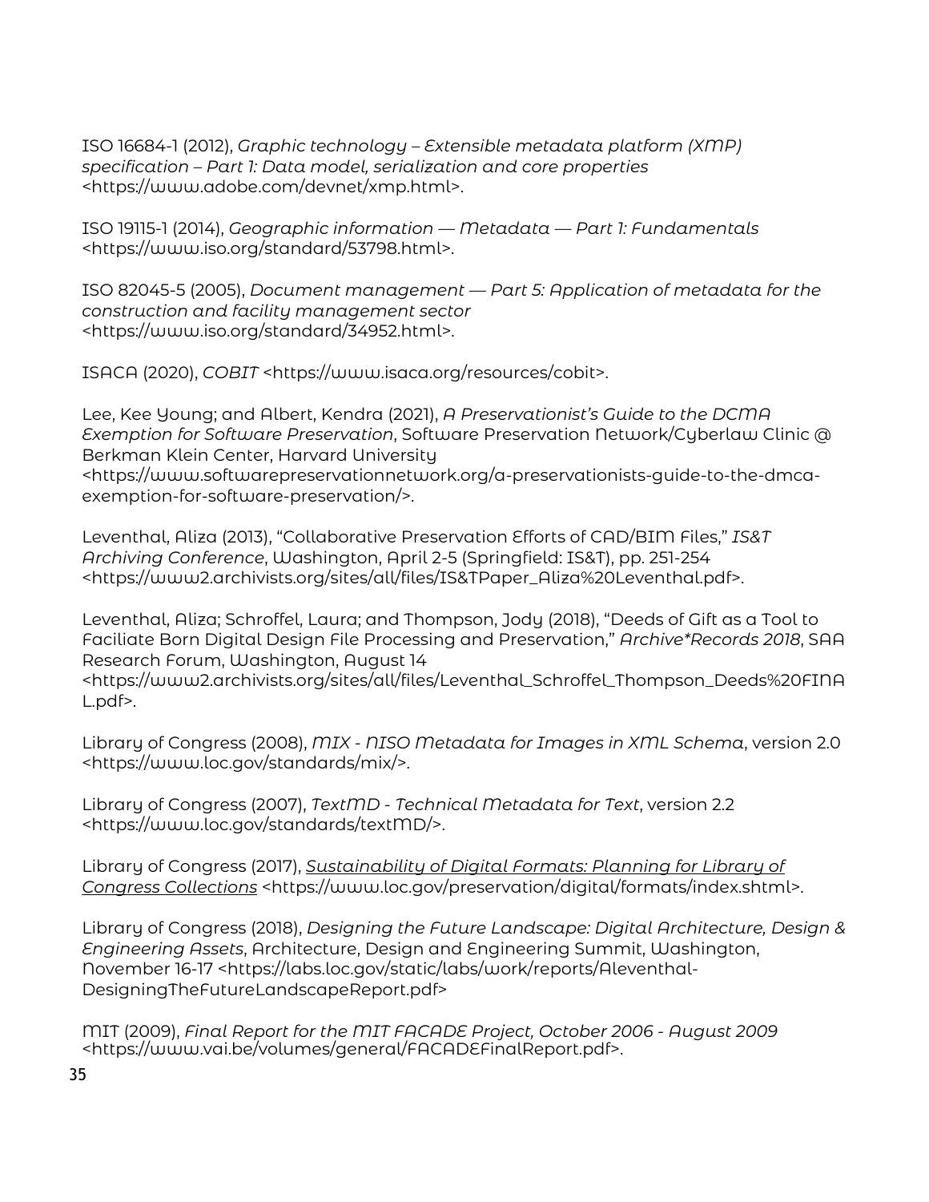ISO 16684-1 (2012), *Graphic technology – Extensible metadata platform (XMP) specification – Part 1: Data model, serialization and core properties* <https://www.adobe.com/devnet/xmp.html>.

ISO 19115-1 (2014), *Geographic information — Metadata — Part 1: Fundamentals* <https://www.iso.org/standard/53798.html>.

ISO 82045-5 (2005), *Document management — Part 5: Application of metadata for the construction and facility management sector* <https://www.iso.org/standard/34952.html>.

ISACA (2020), *COBIT* <https://www.isaca.org/resources/cobit>.

Lee, Kee Young; and Albert, Kendra (2021), *A Preservationist's Guide to the DCMA Exemption for Software Preservation*, Software Preservation Network/Cyberlaw Clinic @ Berkman Klein Center, Harvard University <https://www.softwarepreservationnetwork.org/a-preservationists-guide-to-the-dmca-exemption-for-software-preservation/>.

Leventhal, Aliza (2013), "Collaborative Preservation Efforts of CAD/BIM Files," *IS&T Archiving Conference*, Washington, April 2-5 (Springfield: IS&T), pp. 251-254 <https://www2.archivists.org/sites/all/files/IS&TPaper_Aliza%20Leventhal.pdf>.

Leventhal, Aliza; Schroffel, Laura; and Thompson, Jody (2018), "Deeds of Gift as a Tool to Faciliate Born Digital Design File Processing and Preservation," *Archive*Records 2018*, SAA Research Forum, Washington, August 14 <https://www2.archivists.org/sites/all/files/Leventhal_Schroffel_Thompson_Deeds%20FINAL.pdf>.

Library of Congress (2008), *MIX - NISO Metadata for Images in XML Schema*, version 2.0 <https://www.loc.gov/standards/mix/>.

Library of Congress (2007), *TextMD - Technical Metadata for Text*, version 2.2 <https://www.loc.gov/standards/textMD/>.

Library of Congress (2017), *Sustainability of Digital Formats: Planning for Library of Congress Collections* <https://www.loc.gov/preservation/digital/formats/index.shtml>.

Library of Congress (2018), *Designing the Future Landscape: Digital Architecture, Design & Engineering Assets*, Architecture, Design and Engineering Summit, Washington, November 16-17 <https://labs.loc.gov/static/labs/work/reports/Aleventhal-DesigningTheFutureLandscapeReport.pdf>

MIT (2009), *Final Report for the MIT FACADE Project, October 2006 - August 2009* <https://www.vai.be/volumes/general/FACADEFinalReport.pdf>.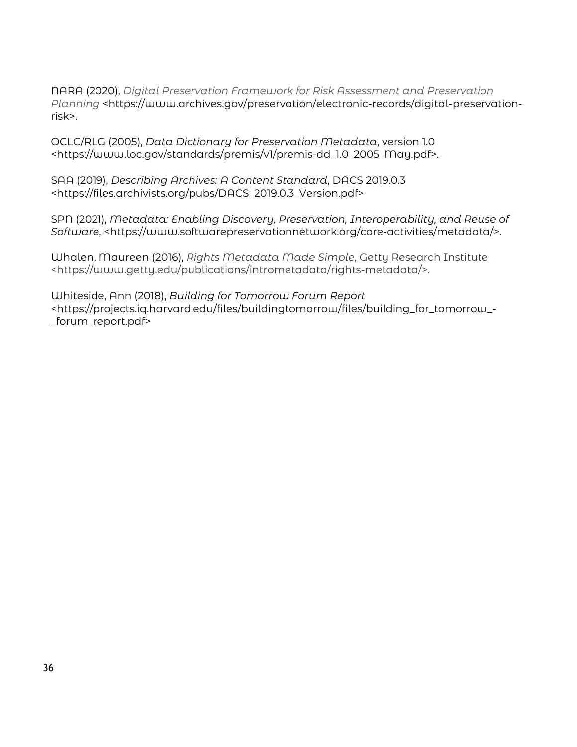NARA (2020), *Digital Preservation Framework for Risk Assessment and Preservation Planning* <https://www.archives.gov/preservation/electronic-records/digital-preservation-risk>.

OCLC/RLG (2005), *Data Dictionary for Preservation Metadata*, version 1.0 <https://www.loc.gov/standards/premis/v1/premis-dd_1.0_2005_May.pdf>.

SAA (2019), *Describing Archives: A Content Standard*, DACS 2019.0.3 <https://files.archivists.org/pubs/DACS_2019.0.3_Version.pdf>

SPN (2021), *Metadata: Enabling Discovery, Preservation, Interoperability, and Reuse of Software*, <https://www.softwarepreservationnetwork.org/core-activities/metadata/>.

Whalen, Maureen (2016), *Rights Metadata Made Simple*, Getty Research Institute <https://www.getty.edu/publications/intrometadata/rights-metadata/>.

Whiteside, Ann (2018), *Building for Tomorrow Forum Report* <https://projects.iq.harvard.edu/files/buildingtomorrow/files/building_for_tomorrow_-_forum_report.pdf>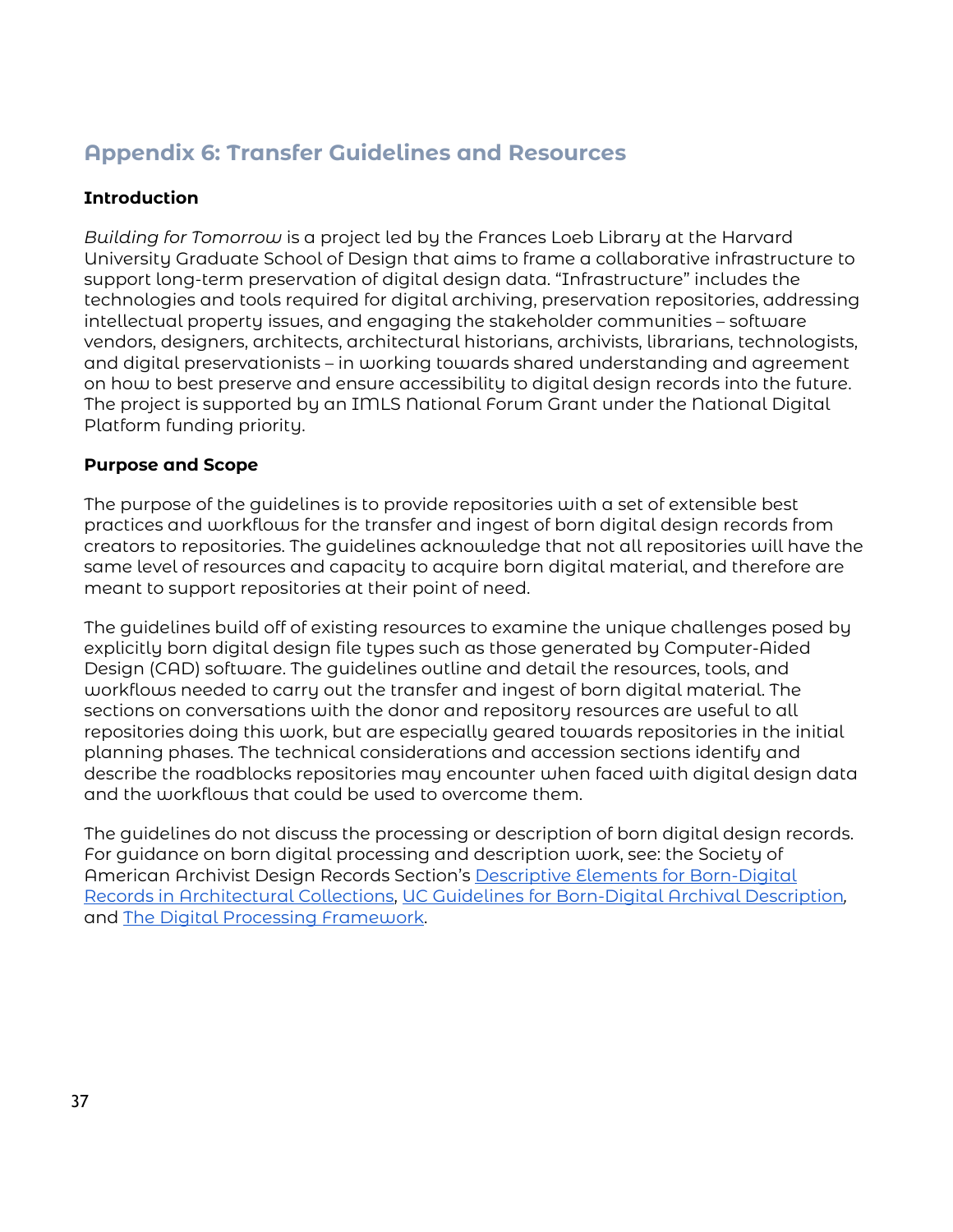## Appendix 6: Transfer Guidelines and Resources

### Introduction

*Building for Tomorrow* is a project led by the Frances Loeb Library at the Harvard University Graduate School of Design that aims to frame a collaborative infrastructure to support long-term preservation of digital design data. "Infrastructure" includes the technologies and tools required for digital archiving, preservation repositories, addressing intellectual property issues, and engaging the stakeholder communities – software vendors, designers, architects, architectural historians, archivists, librarians, technologists, and digital preservationists – in working towards shared understanding and agreement on how to best preserve and ensure accessibility to digital design records into the future. The project is supported by an IMLS National Forum Grant under the National Digital Platform funding priority.

### Purpose and Scope

The purpose of the guidelines is to provide repositories with a set of extensible best practices and workflows for the transfer and ingest of born digital design records from creators to repositories. The guidelines acknowledge that not all repositories will have the same level of resources and capacity to acquire born digital material, and therefore are meant to support repositories at their point of need.

The guidelines build off of existing resources to examine the unique challenges posed by explicitly born digital design file types such as those generated by Computer-Aided Design (CAD) software. The guidelines outline and detail the resources, tools, and workflows needed to carry out the transfer and ingest of born digital material. The sections on conversations with the donor and repository resources are useful to all repositories doing this work, but are especially geared towards repositories in the initial planning phases. The technical considerations and accession sections identify and describe the roadblocks repositories may encounter when faced with digital design data and the workflows that could be used to overcome them.

The guidelines do not discuss the processing or description of born digital design records. For guidance on born digital processing and description work, see: the Society of American Archivist Design Records Section's Descriptive Elements for Born-Digital Records in Architectural Collections, UC Guidelines for Born-Digital Archival Description, and The Digital Processing Framework.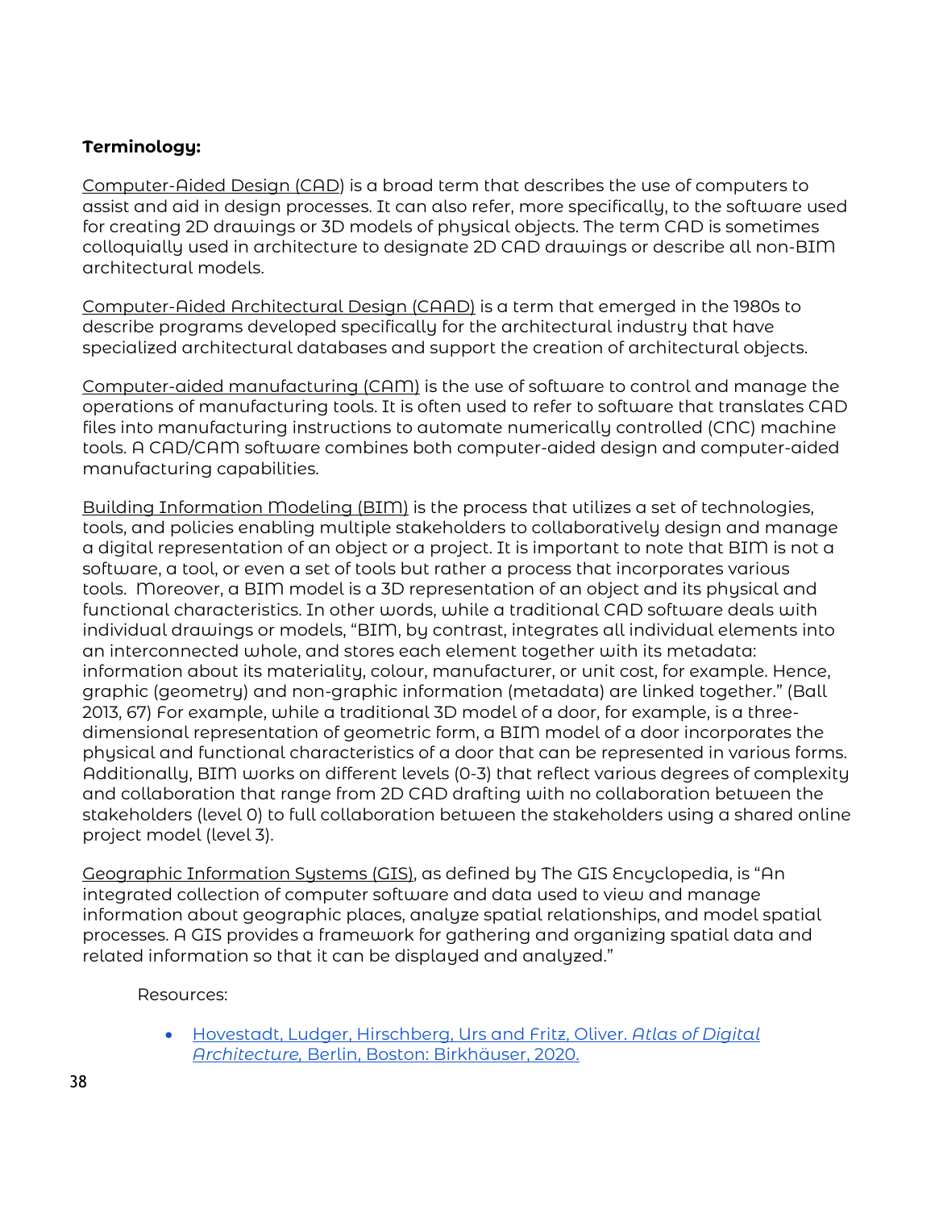**Terminology:**

Computer-Aided Design (CAD) is a broad term that describes the use of computers to assist and aid in design processes. It can also refer, more specifically, to the software used for creating 2D drawings or 3D models of physical objects. The term CAD is sometimes colloquially used in architecture to designate 2D CAD drawings or describe all non-BIM architectural models.

Computer-Aided Architectural Design (CAAD) is a term that emerged in the 1980s to describe programs developed specifically for the architectural industry that have specialized architectural databases and support the creation of architectural objects.

Computer-aided manufacturing (CAM) is the use of software to control and manage the operations of manufacturing tools. It is often used to refer to software that translates CAD files into manufacturing instructions to automate numerically controlled (CNC) machine tools. A CAD/CAM software combines both computer-aided design and computer-aided manufacturing capabilities.

Building Information Modeling (BIM) is the process that utilizes a set of technologies, tools, and policies enabling multiple stakeholders to collaboratively design and manage a digital representation of an object or a project. It is important to note that BIM is not a software, a tool, or even a set of tools but rather a process that incorporates various tools. Moreover, a BIM model is a 3D representation of an object and its physical and functional characteristics. In other words, while a traditional CAD software deals with individual drawings or models, "BIM, by contrast, integrates all individual elements into an interconnected whole, and stores each element together with its metadata: information about its materiality, colour, manufacturer, or unit cost, for example. Hence, graphic (geometry) and non-graphic information (metadata) are linked together." (Ball 2013, 67) For example, while a traditional 3D model of a door, for example, is a three-dimensional representation of geometric form, a BIM model of a door incorporates the physical and functional characteristics of a door that can be represented in various forms. Additionally, BIM works on different levels (0-3) that reflect various degrees of complexity and collaboration that range from 2D CAD drafting with no collaboration between the stakeholders (level 0) to full collaboration between the stakeholders using a shared online project model (level 3).

Geographic Information Systems (GIS), as defined by The GIS Encyclopedia, is "An integrated collection of computer software and data used to view and manage information about geographic places, analyze spatial relationships, and model spatial processes. A GIS provides a framework for gathering and organizing spatial data and related information so that it can be displayed and analyzed."

Resources:

- Hovestadt, Ludger, Hirschberg, Urs and Fritz, Oliver. *Atlas of Digital Architecture*, Berlin, Boston: Birkhäuser, 2020.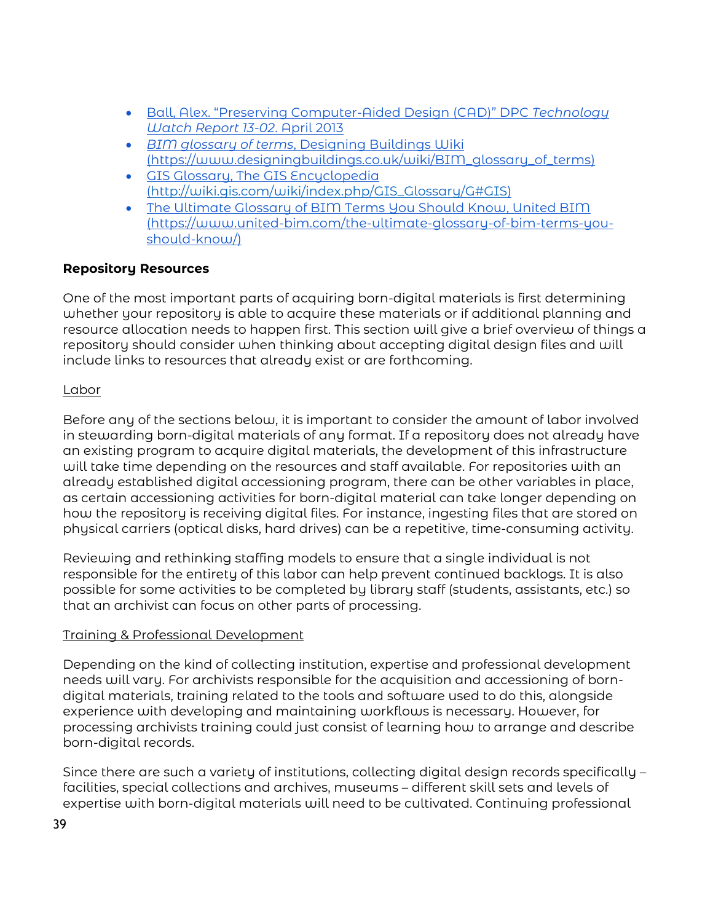- Ball, Alex. "Preserving Computer-Aided Design (CAD)" DPC *Technology Watch Report 13-02.* April 2013
- *BIM glossary of terms*, Designing Buildings Wiki (https://www.designingbuildings.co.uk/wiki/BIM_glossary_of_terms)
- GIS Glossary, The GIS Encyclopedia (http://wiki.gis.com/wiki/index.php/GIS_Glossary/G#GIS)
- The Ultimate Glossary of BIM Terms You Should Know, United BIM (https://www.united-bim.com/the-ultimate-glossary-of-bim-terms-you-should-know/)

**Repository Resources**

One of the most important parts of acquiring born-digital materials is first determining whether your repository is able to acquire these materials or if additional planning and resource allocation needs to happen first. This section will give a brief overview of things a repository should consider when thinking about accepting digital design files and will include links to resources that already exist or are forthcoming.

Labor

Before any of the sections below, it is important to consider the amount of labor involved in stewarding born-digital materials of any format. If a repository does not already have an existing program to acquire digital materials, the development of this infrastructure will take time depending on the resources and staff available. For repositories with an already established digital accessioning program, there can be other variables in place, as certain accessioning activities for born-digital material can take longer depending on how the repository is receiving digital files. For instance, ingesting files that are stored on physical carriers (optical disks, hard drives) can be a repetitive, time-consuming activity.

Reviewing and rethinking staffing models to ensure that a single individual is not responsible for the entirety of this labor can help prevent continued backlogs. It is also possible for some activities to be completed by library staff (students, assistants, etc.) so that an archivist can focus on other parts of processing.

Training & Professional Development

Depending on the kind of collecting institution, expertise and professional development needs will vary. For archivists responsible for the acquisition and accessioning of born-digital materials, training related to the tools and software used to do this, alongside experience with developing and maintaining workflows is necessary. However, for processing archivists training could just consist of learning how to arrange and describe born-digital records.

Since there are such a variety of institutions, collecting digital design records specifically – facilities, special collections and archives, museums – different skill sets and levels of expertise with born-digital materials will need to be cultivated. Continuing professional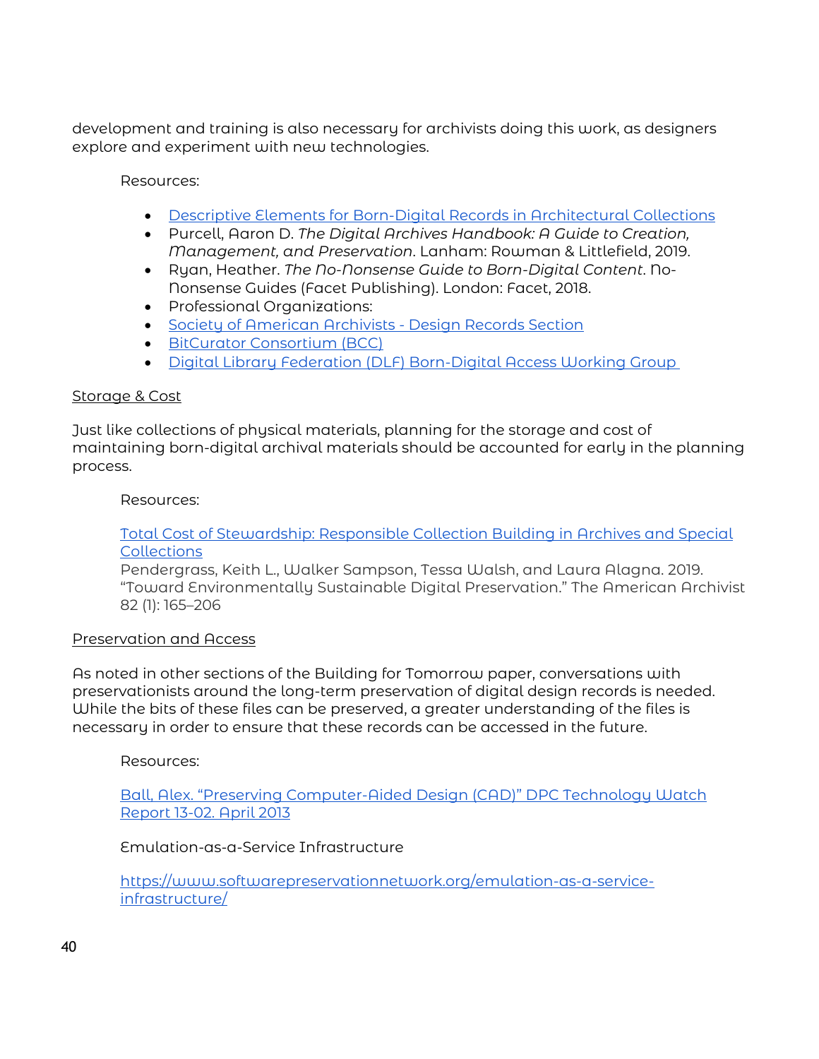development and training is also necessary for archivists doing this work, as designers explore and experiment with new technologies.

Resources:

- Descriptive Elements for Born-Digital Records in Architectural Collections
- Purcell, Aaron D. *The Digital Archives Handbook: A Guide to Creation, Management, and Preservation*. Lanham: Rowman & Littlefield, 2019.
- Ryan, Heather. *The No-Nonsense Guide to Born-Digital Content*. No-Nonsense Guides (Facet Publishing). London: Facet, 2018.
- Professional Organizations:
- Society of American Archivists - Design Records Section
- BitCurator Consortium (BCC)
- Digital Library Federation (DLF) Born-Digital Access Working Group

Storage & Cost

Just like collections of physical materials, planning for the storage and cost of maintaining born-digital archival materials should be accounted for early in the planning process.

Resources:

Total Cost of Stewardship: Responsible Collection Building in Archives and Special Collections
Pendergrass, Keith L., Walker Sampson, Tessa Walsh, and Laura Alagna. 2019. "Toward Environmentally Sustainable Digital Preservation." The American Archivist 82 (1): 165–206

Preservation and Access

As noted in other sections of the Building for Tomorrow paper, conversations with preservationists around the long-term preservation of digital design records is needed. While the bits of these files can be preserved, a greater understanding of the files is necessary in order to ensure that these records can be accessed in the future.

Resources:

Ball, Alex. "Preserving Computer-Aided Design (CAD)" DPC Technology Watch Report 13-02. April 2013

Emulation-as-a-Service Infrastructure

https://www.softwarepreservationnetwork.org/emulation-as-a-service-infrastructure/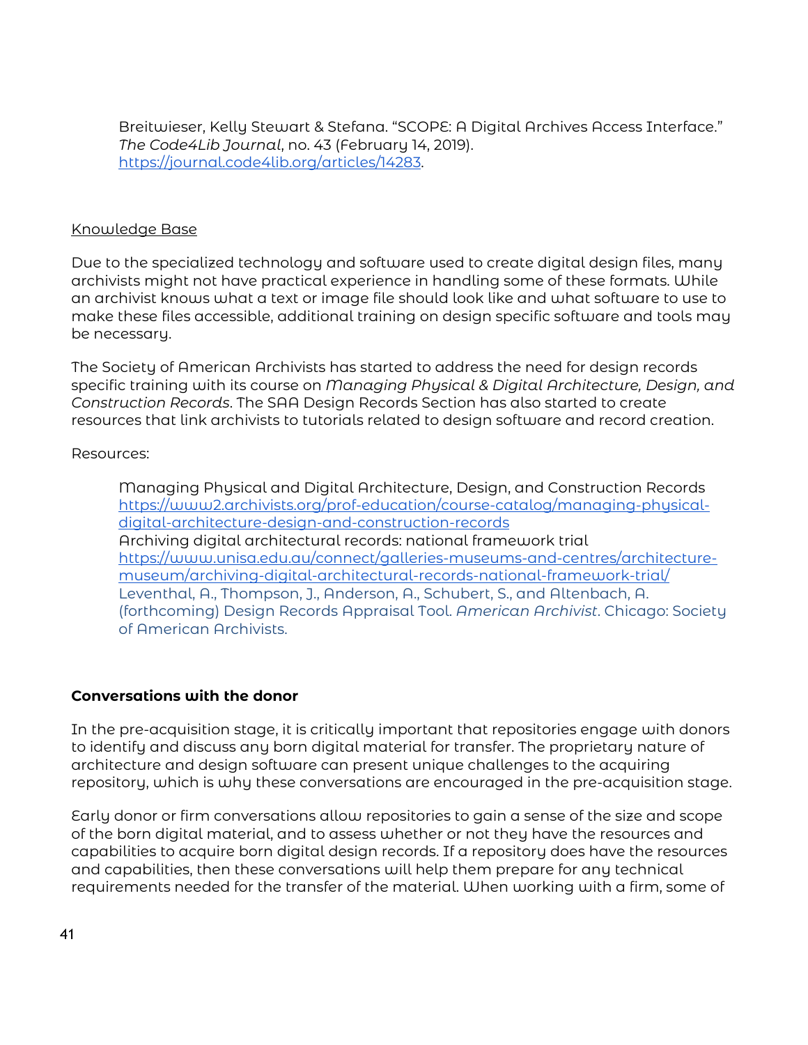Breitwieser, Kelly Stewart & Stefana. "SCOPE: A Digital Archives Access Interface." *The Code4Lib Journal*, no. 43 (February 14, 2019). https://journal.code4lib.org/articles/14283.

Knowledge Base

Due to the specialized technology and software used to create digital design files, many archivists might not have practical experience in handling some of these formats. While an archivist knows what a text or image file should look like and what software to use to make these files accessible, additional training on design specific software and tools may be necessary.

The Society of American Archivists has started to address the need for design records specific training with its course on *Managing Physical & Digital Architecture, Design, and Construction Records*. The SAA Design Records Section has also started to create resources that link archivists to tutorials related to design software and record creation.

Resources:

Managing Physical and Digital Architecture, Design, and Construction Records
https://www2.archivists.org/prof-education/course-catalog/managing-physical-digital-architecture-design-and-construction-records
Archiving digital architectural records: national framework trial
https://www.unisa.edu.au/connect/galleries-museums-and-centres/architecture-museum/archiving-digital-architectural-records-national-framework-trial/
Leventhal, A., Thompson, J., Anderson, A., Schubert, S., and Altenbach, A. (forthcoming) Design Records Appraisal Tool. *American Archivist*. Chicago: Society of American Archivists.

**Conversations with the donor**

In the pre-acquisition stage, it is critically important that repositories engage with donors to identify and discuss any born digital material for transfer. The proprietary nature of architecture and design software can present unique challenges to the acquiring repository, which is why these conversations are encouraged in the pre-acquisition stage.

Early donor or firm conversations allow repositories to gain a sense of the size and scope of the born digital material, and to assess whether or not they have the resources and capabilities to acquire born digital design records. If a repository does have the resources and capabilities, then these conversations will help them prepare for any technical requirements needed for the transfer of the material. When working with a firm, some of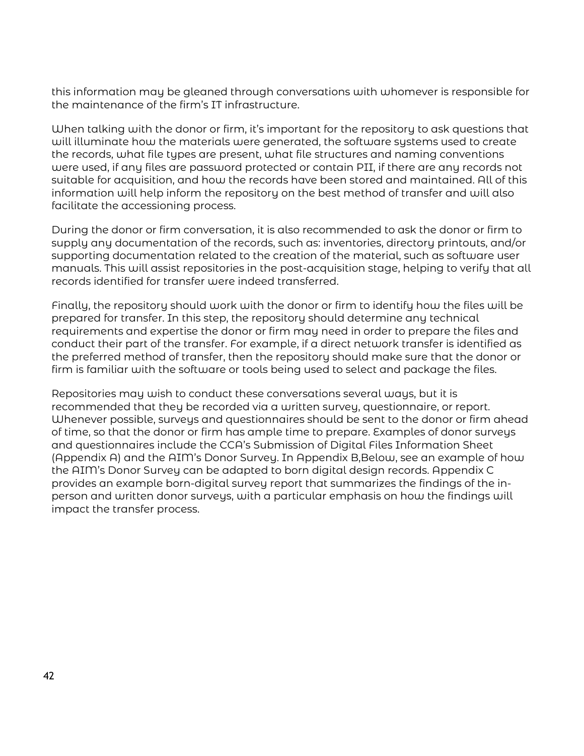this information may be gleaned through conversations with whomever is responsible for the maintenance of the firm's IT infrastructure.

When talking with the donor or firm, it's important for the repository to ask questions that will illuminate how the materials were generated, the software systems used to create the records, what file types are present, what file structures and naming conventions were used, if any files are password protected or contain PII, if there are any records not suitable for acquisition, and how the records have been stored and maintained. All of this information will help inform the repository on the best method of transfer and will also facilitate the accessioning process.

During the donor or firm conversation, it is also recommended to ask the donor or firm to supply any documentation of the records, such as: inventories, directory printouts, and/or supporting documentation related to the creation of the material, such as software user manuals. This will assist repositories in the post-acquisition stage, helping to verify that all records identified for transfer were indeed transferred.

Finally, the repository should work with the donor or firm to identify how the files will be prepared for transfer. In this step, the repository should determine any technical requirements and expertise the donor or firm may need in order to prepare the files and conduct their part of the transfer. For example, if a direct network transfer is identified as the preferred method of transfer, then the repository should make sure that the donor or firm is familiar with the software or tools being used to select and package the files.

Repositories may wish to conduct these conversations several ways, but it is recommended that they be recorded via a written survey, questionnaire, or report. Whenever possible, surveys and questionnaires should be sent to the donor or firm ahead of time, so that the donor or firm has ample time to prepare. Examples of donor surveys and questionnaires include the CCA's Submission of Digital Files Information Sheet (Appendix A) and the AIM's Donor Survey. In Appendix B,Below, see an example of how the AIM's Donor Survey can be adapted to born digital design records. Appendix C provides an example born-digital survey report that summarizes the findings of the in-person and written donor surveys, with a particular emphasis on how the findings will impact the transfer process.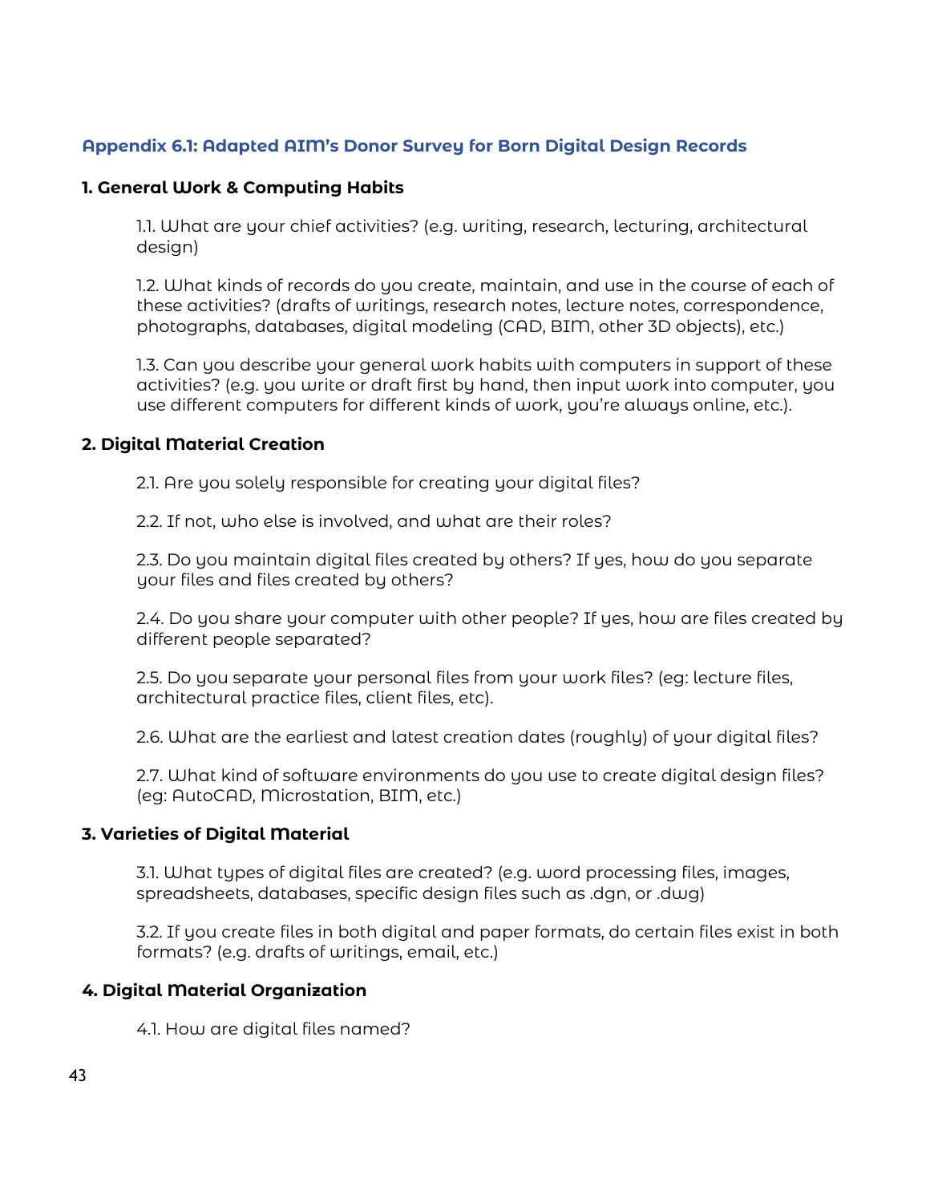### Appendix 6.1: Adapted AIM's Donor Survey for Born Digital Design Records

#### 1. General Work & Computing Habits

1.1. What are your chief activities? (e.g. writing, research, lecturing, architectural design)

1.2. What kinds of records do you create, maintain, and use in the course of each of these activities? (drafts of writings, research notes, lecture notes, correspondence, photographs, databases, digital modeling (CAD, BIM, other 3D objects), etc.)

1.3. Can you describe your general work habits with computers in support of these activities? (e.g. you write or draft first by hand, then input work into computer, you use different computers for different kinds of work, you're always online, etc.).

#### 2. Digital Material Creation

2.1. Are you solely responsible for creating your digital files?

2.2. If not, who else is involved, and what are their roles?

2.3. Do you maintain digital files created by others? If yes, how do you separate your files and files created by others?

2.4. Do you share your computer with other people? If yes, how are files created by different people separated?

2.5. Do you separate your personal files from your work files? (eg: lecture files, architectural practice files, client files, etc).

2.6. What are the earliest and latest creation dates (roughly) of your digital files?

2.7. What kind of software environments do you use to create digital design files? (eg: AutoCAD, Microstation, BIM, etc.)

#### 3. Varieties of Digital Material

3.1. What types of digital files are created? (e.g. word processing files, images, spreadsheets, databases, specific design files such as .dgn, or .dwg)

3.2. If you create files in both digital and paper formats, do certain files exist in both formats? (e.g. drafts of writings, email, etc.)

#### 4. Digital Material Organization

4.1. How are digital files named?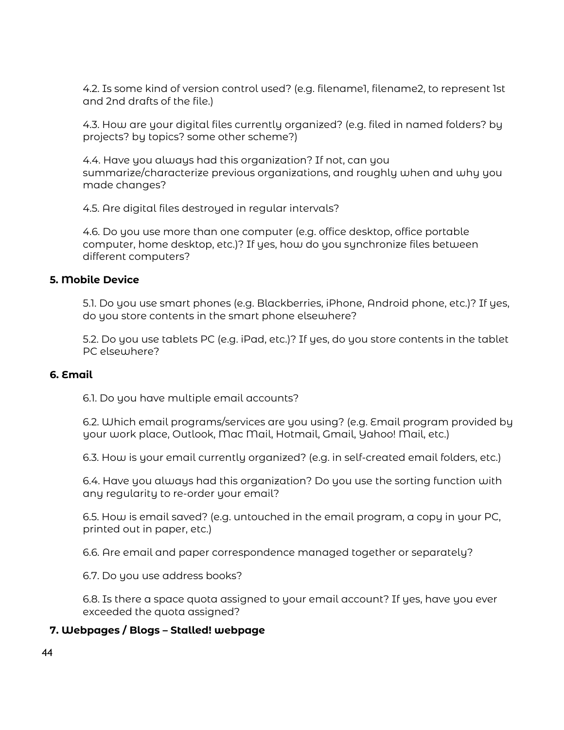4.2. Is some kind of version control used? (e.g. filename1, filename2, to represent 1st and 2nd drafts of the file.)

4.3. How are your digital files currently organized? (e.g. filed in named folders? by projects? by topics? some other scheme?)

4.4. Have you always had this organization? If not, can you summarize/characterize previous organizations, and roughly when and why you made changes?

4.5. Are digital files destroyed in regular intervals?

4.6. Do you use more than one computer (e.g. office desktop, office portable computer, home desktop, etc.)? If yes, how do you synchronize files between different computers?

**5. Mobile Device**

5.1. Do you use smart phones (e.g. Blackberries, iPhone, Android phone, etc.)? If yes, do you store contents in the smart phone elsewhere?

5.2. Do you use tablets PC (e.g. iPad, etc.)? If yes, do you store contents in the tablet PC elsewhere?

**6. Email**

6.1. Do you have multiple email accounts?

6.2. Which email programs/services are you using? (e.g. Email program provided by your work place, Outlook, Mac Mail, Hotmail, Gmail, Yahoo! Mail, etc.)

6.3. How is your email currently organized? (e.g. in self-created email folders, etc.)

6.4. Have you always had this organization? Do you use the sorting function with any regularity to re-order your email?

6.5. How is email saved? (e.g. untouched in the email program, a copy in your PC, printed out in paper, etc.)

6.6. Are email and paper correspondence managed together or separately?

6.7. Do you use address books?

6.8. Is there a space quota assigned to your email account? If yes, have you ever exceeded the quota assigned?

**7. Webpages / Blogs – Stalled! webpage**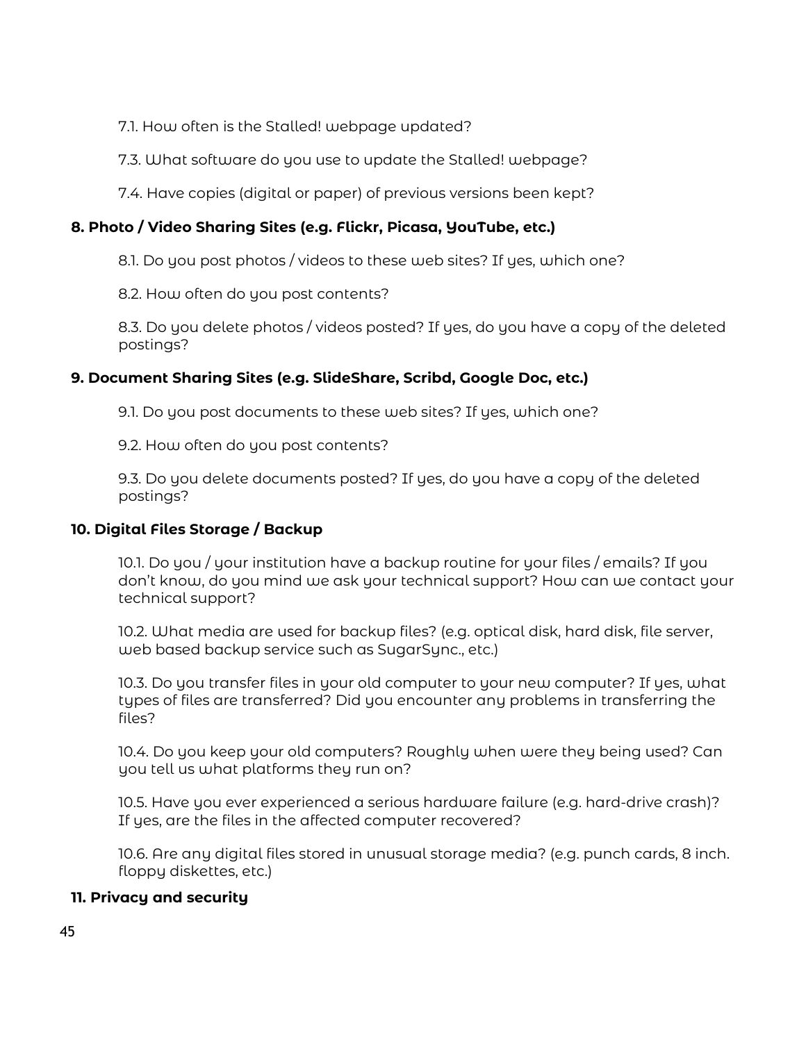7.1. How often is the Stalled! webpage updated?

7.3. What software do you use to update the Stalled! webpage?

7.4. Have copies (digital or paper) of previous versions been kept?

**8. Photo / Video Sharing Sites (e.g. Flickr, Picasa, YouTube, etc.)**

8.1. Do you post photos / videos to these web sites? If yes, which one?

8.2. How often do you post contents?

8.3. Do you delete photos / videos posted? If yes, do you have a copy of the deleted postings?

**9. Document Sharing Sites (e.g. SlideShare, Scribd, Google Doc, etc.)**

9.1. Do you post documents to these web sites? If yes, which one?

9.2. How often do you post contents?

9.3. Do you delete documents posted? If yes, do you have a copy of the deleted postings?

**10. Digital Files Storage / Backup**

10.1. Do you / your institution have a backup routine for your files / emails? If you don't know, do you mind we ask your technical support? How can we contact your technical support?

10.2. What media are used for backup files? (e.g. optical disk, hard disk, file server, web based backup service such as SugarSync., etc.)

10.3. Do you transfer files in your old computer to your new computer? If yes, what types of files are transferred? Did you encounter any problems in transferring the files?

10.4. Do you keep your old computers? Roughly when were they being used? Can you tell us what platforms they run on?

10.5. Have you ever experienced a serious hardware failure (e.g. hard-drive crash)? If yes, are the files in the affected computer recovered?

10.6. Are any digital files stored in unusual storage media? (e.g. punch cards, 8 inch. floppy diskettes, etc.)

**11. Privacy and security**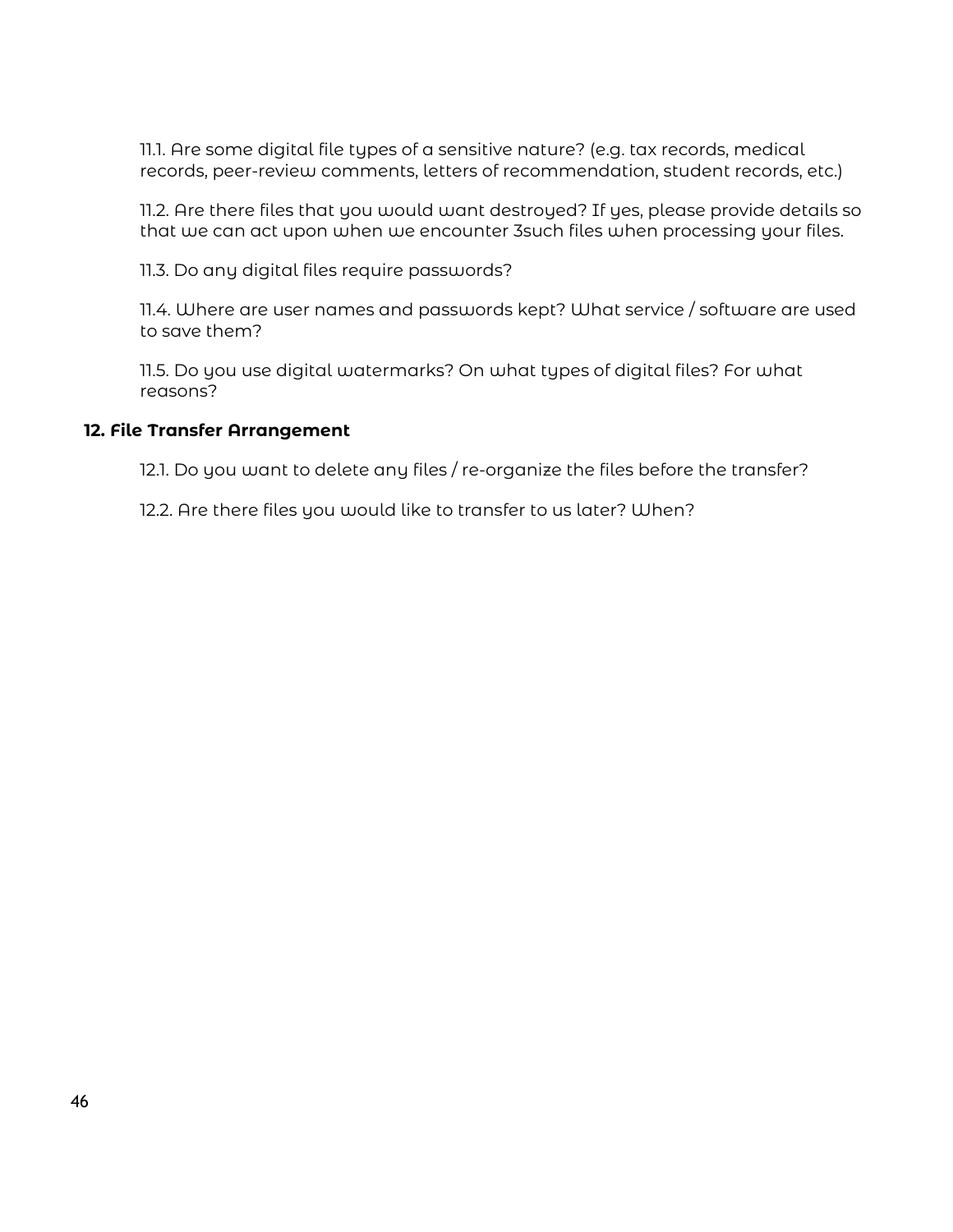11.1. Are some digital file types of a sensitive nature? (e.g. tax records, medical records, peer-review comments, letters of recommendation, student records, etc.)

11.2. Are there files that you would want destroyed? If yes, please provide details so that we can act upon when we encounter 3such files when processing your files.

11.3. Do any digital files require passwords?

11.4. Where are user names and passwords kept? What service / software are used to save them?

11.5. Do you use digital watermarks? On what types of digital files? For what reasons?

### 12. File Transfer Arrangement

12.1. Do you want to delete any files / re-organize the files before the transfer?

12.2. Are there files you would like to transfer to us later? When?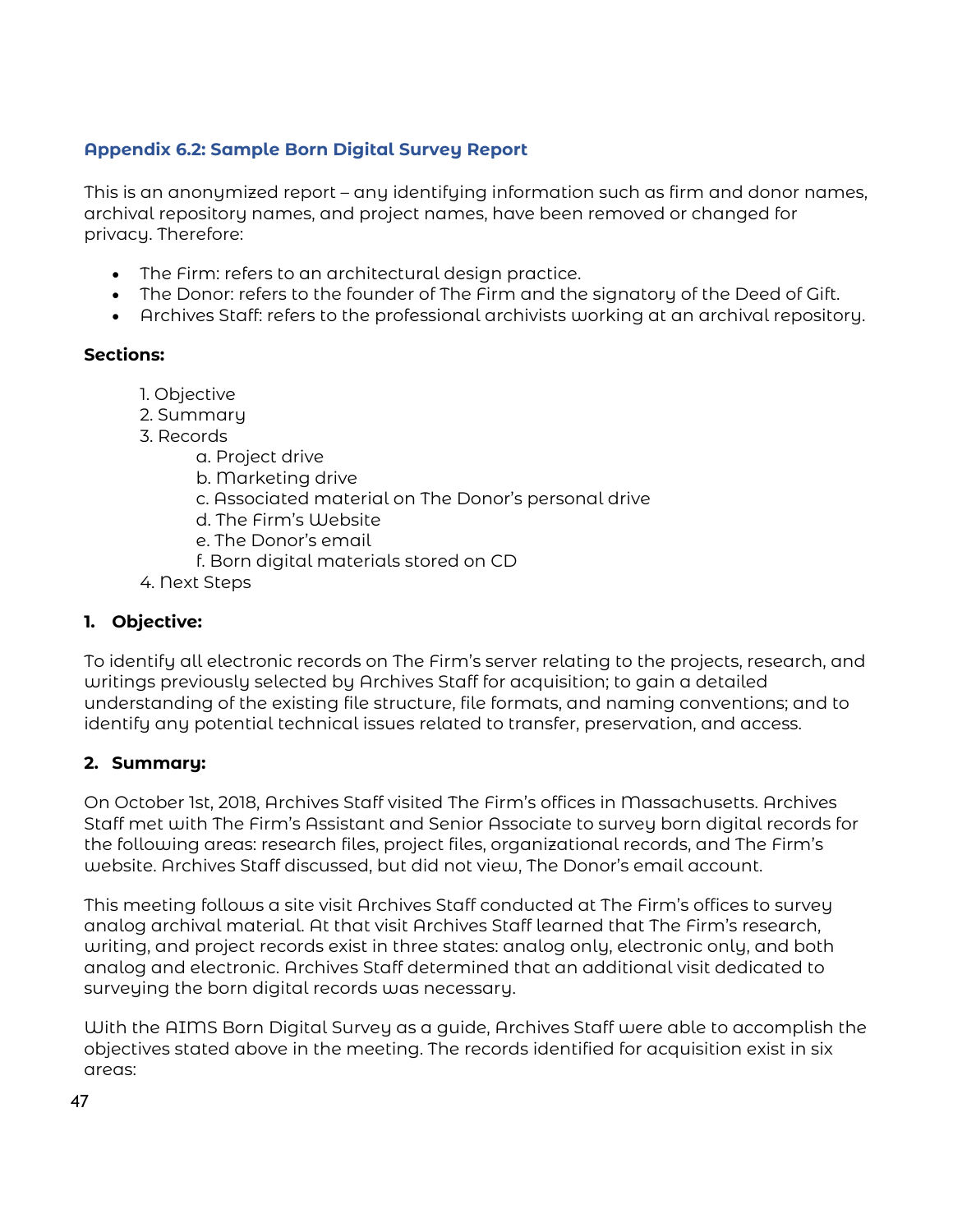### Appendix 6.2: Sample Born Digital Survey Report

This is an anonymized report – any identifying information such as firm and donor names, archival repository names, and project names, have been removed or changed for privacy. Therefore:

- The Firm: refers to an architectural design practice.
- The Donor: refers to the founder of The Firm and the signatory of the Deed of Gift.
- Archives Staff: refers to the professional archivists working at an archival repository.

**Sections:**

1. Objective
2. Summary
3. Records
   a. Project drive
   b. Marketing drive
   c. Associated material on The Donor's personal drive
   d. The Firm's Website
   e. The Donor's email
   f. Born digital materials stored on CD
4. Next Steps

#### 1. Objective:

To identify all electronic records on The Firm's server relating to the projects, research, and writings previously selected by Archives Staff for acquisition; to gain a detailed understanding of the existing file structure, file formats, and naming conventions; and to identify any potential technical issues related to transfer, preservation, and access.

#### 2. Summary:

On October 1st, 2018, Archives Staff visited The Firm's offices in Massachusetts. Archives Staff met with The Firm's Assistant and Senior Associate to survey born digital records for the following areas: research files, project files, organizational records, and The Firm's website. Archives Staff discussed, but did not view, The Donor's email account.

This meeting follows a site visit Archives Staff conducted at The Firm's offices to survey analog archival material. At that visit Archives Staff learned that The Firm's research, writing, and project records exist in three states: analog only, electronic only, and both analog and electronic. Archives Staff determined that an additional visit dedicated to surveying the born digital records was necessary.

With the AIMS Born Digital Survey as a guide, Archives Staff were able to accomplish the objectives stated above in the meeting. The records identified for acquisition exist in six areas: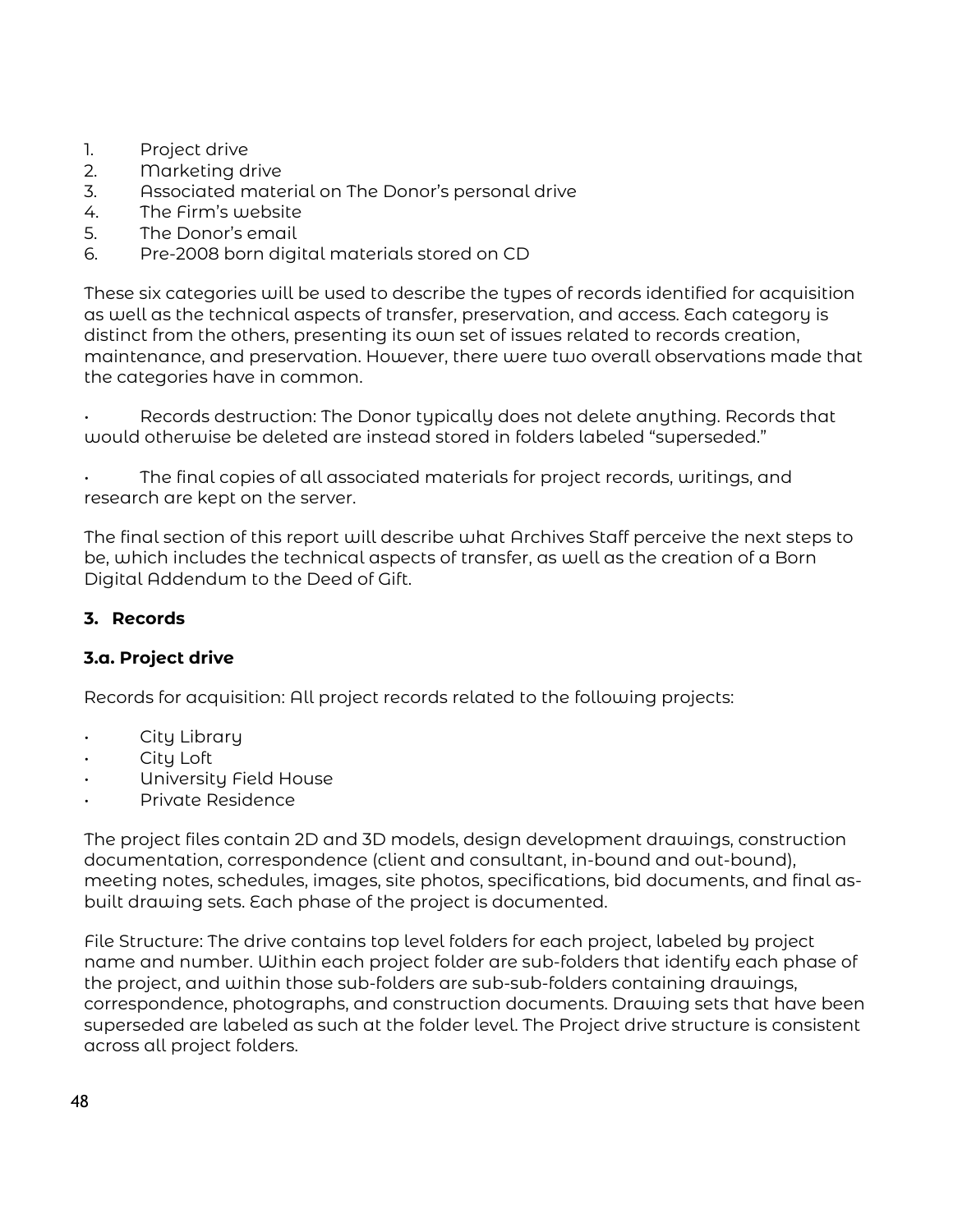1. Project drive
2. Marketing drive
3. Associated material on The Donor's personal drive
4. The Firm's website
5. The Donor's email
6. Pre-2008 born digital materials stored on CD

These six categories will be used to describe the types of records identified for acquisition as well as the technical aspects of transfer, preservation, and access. Each category is distinct from the others, presenting its own set of issues related to records creation, maintenance, and preservation. However, there were two overall observations made that the categories have in common.

- Records destruction: The Donor typically does not delete anything. Records that would otherwise be deleted are instead stored in folders labeled "superseded."

- The final copies of all associated materials for project records, writings, and research are kept on the server.

The final section of this report will describe what Archives Staff perceive the next steps to be, which includes the technical aspects of transfer, as well as the creation of a Born Digital Addendum to the Deed of Gift.

## 3. Records

### 3.a. Project drive

Records for acquisition: All project records related to the following projects:

- City Library
- City Loft
- University Field House
- Private Residence

The project files contain 2D and 3D models, design development drawings, construction documentation, correspondence (client and consultant, in-bound and out-bound), meeting notes, schedules, images, site photos, specifications, bid documents, and final as-built drawing sets. Each phase of the project is documented.

File Structure: The drive contains top level folders for each project, labeled by project name and number. Within each project folder are sub-folders that identify each phase of the project, and within those sub-folders are sub-sub-folders containing drawings, correspondence, photographs, and construction documents. Drawing sets that have been superseded are labeled as such at the folder level. The Project drive structure is consistent across all project folders.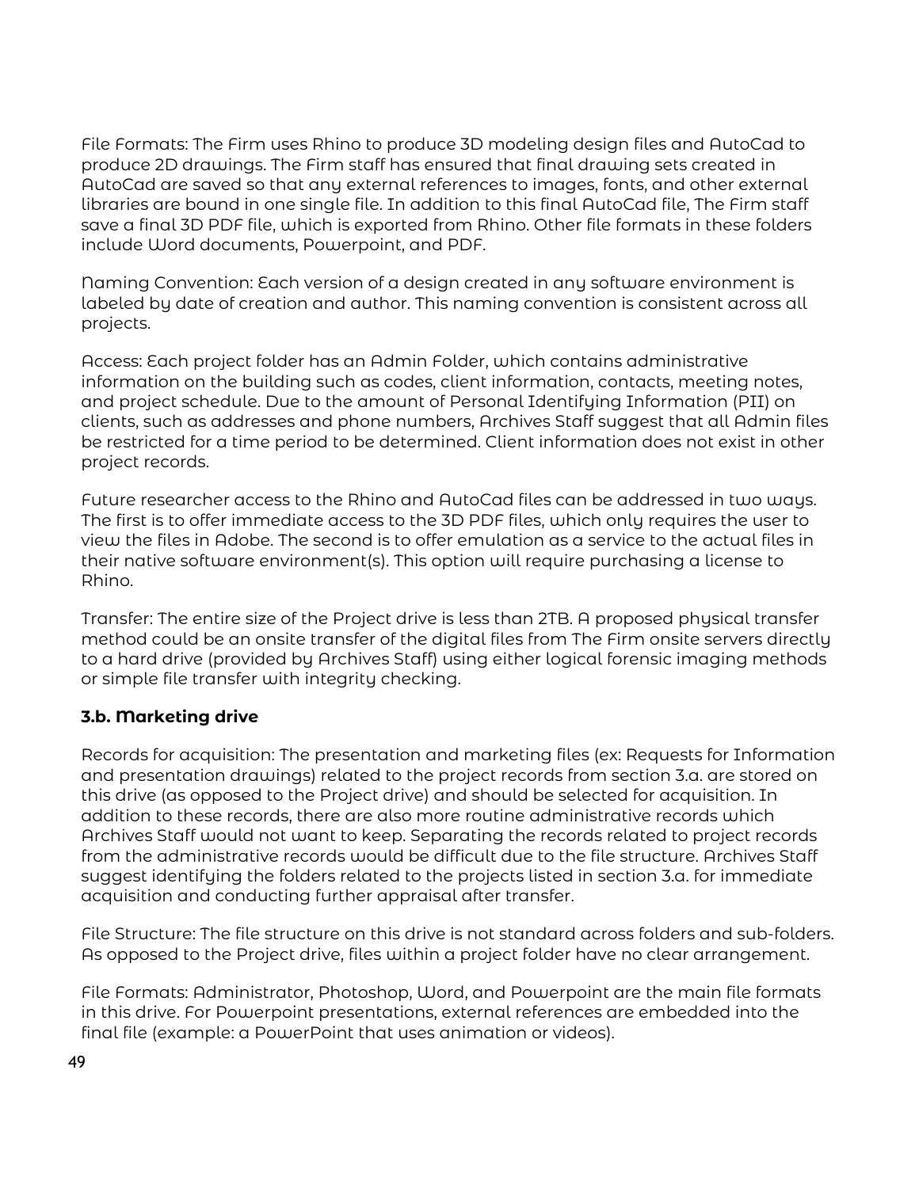File Formats: The Firm uses Rhino to produce 3D modeling design files and AutoCad to produce 2D drawings. The Firm staff has ensured that final drawing sets created in AutoCad are saved so that any external references to images, fonts, and other external libraries are bound in one single file. In addition to this final AutoCad file, The Firm staff save a final 3D PDF file, which is exported from Rhino. Other file formats in these folders include Word documents, Powerpoint, and PDF.

Naming Convention: Each version of a design created in any software environment is labeled by date of creation and author. This naming convention is consistent across all projects.

Access: Each project folder has an Admin Folder, which contains administrative information on the building such as codes, client information, contacts, meeting notes, and project schedule. Due to the amount of Personal Identifying Information (PII) on clients, such as addresses and phone numbers, Archives Staff suggest that all Admin files be restricted for a time period to be determined. Client information does not exist in other project records.

Future researcher access to the Rhino and AutoCad files can be addressed in two ways. The first is to offer immediate access to the 3D PDF files, which only requires the user to view the files in Adobe. The second is to offer emulation as a service to the actual files in their native software environment(s). This option will require purchasing a license to Rhino.

Transfer: The entire size of the Project drive is less than 2TB. A proposed physical transfer method could be an onsite transfer of the digital files from The Firm onsite servers directly to a hard drive (provided by Archives Staff) using either logical forensic imaging methods or simple file transfer with integrity checking.

### 3.b. Marketing drive

Records for acquisition: The presentation and marketing files (ex: Requests for Information and presentation drawings) related to the project records from section 3.a. are stored on this drive (as opposed to the Project drive) and should be selected for acquisition. In addition to these records, there are also more routine administrative records which Archives Staff would not want to keep. Separating the records related to project records from the administrative records would be difficult due to the file structure. Archives Staff suggest identifying the folders related to the projects listed in section 3.a. for immediate acquisition and conducting further appraisal after transfer.

File Structure: The file structure on this drive is not standard across folders and sub-folders. As opposed to the Project drive, files within a project folder have no clear arrangement.

File Formats: Administrator, Photoshop, Word, and Powerpoint are the main file formats in this drive. For Powerpoint presentations, external references are embedded into the final file (example: a PowerPoint that uses animation or videos).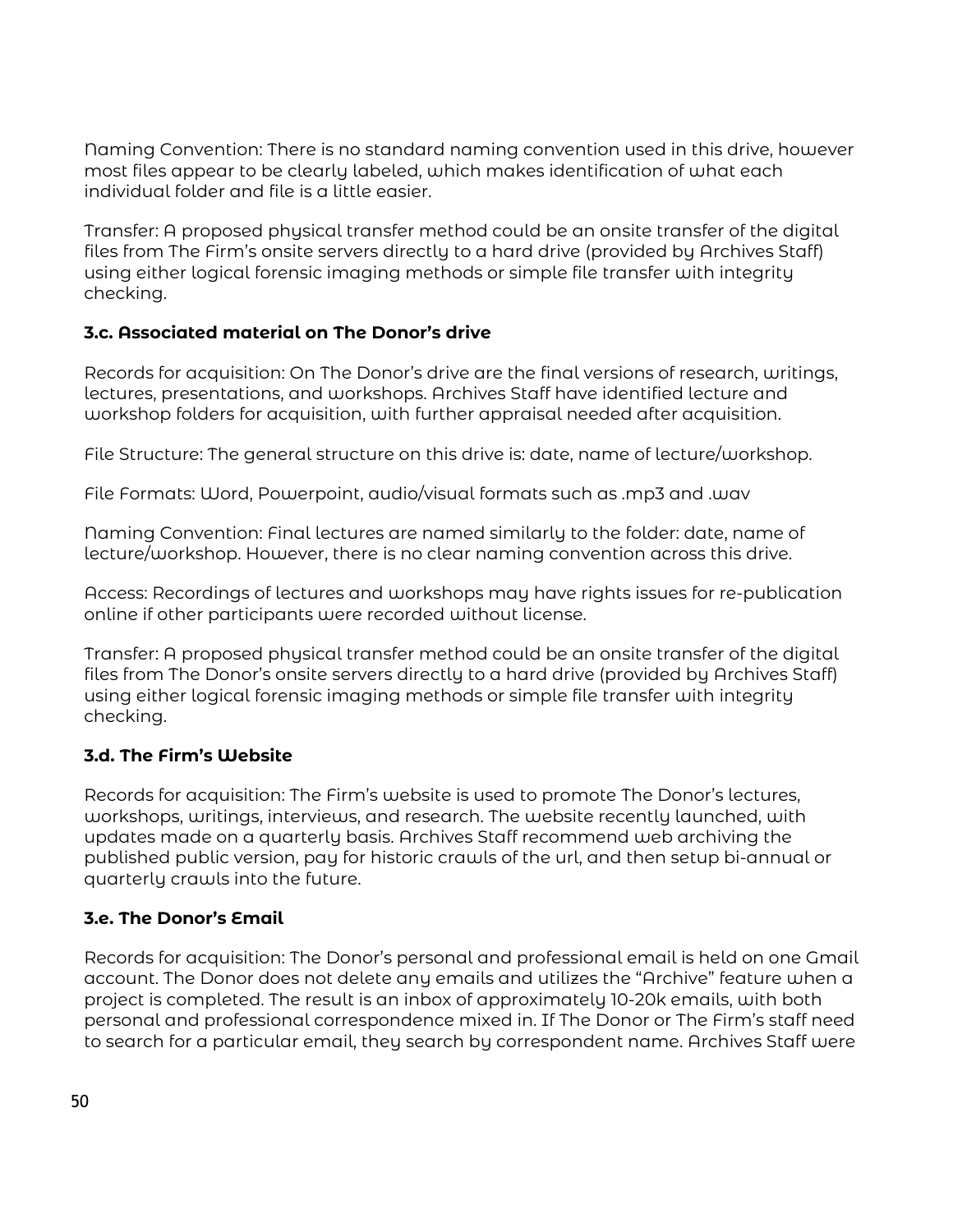Naming Convention: There is no standard naming convention used in this drive, however most files appear to be clearly labeled, which makes identification of what each individual folder and file is a little easier.

Transfer: A proposed physical transfer method could be an onsite transfer of the digital files from The Firm's onsite servers directly to a hard drive (provided by Archives Staff) using either logical forensic imaging methods or simple file transfer with integrity checking.

### 3.c. Associated material on The Donor's drive

Records for acquisition: On The Donor's drive are the final versions of research, writings, lectures, presentations, and workshops. Archives Staff have identified lecture and workshop folders for acquisition, with further appraisal needed after acquisition.

File Structure: The general structure on this drive is: date, name of lecture/workshop.

File Formats: Word, Powerpoint, audio/visual formats such as .mp3 and .wav

Naming Convention: Final lectures are named similarly to the folder: date, name of lecture/workshop. However, there is no clear naming convention across this drive.

Access: Recordings of lectures and workshops may have rights issues for re-publication online if other participants were recorded without license.

Transfer: A proposed physical transfer method could be an onsite transfer of the digital files from The Donor's onsite servers directly to a hard drive (provided by Archives Staff) using either logical forensic imaging methods or simple file transfer with integrity checking.

### 3.d. The Firm's Website

Records for acquisition: The Firm's website is used to promote The Donor's lectures, workshops, writings, interviews, and research. The website recently launched, with updates made on a quarterly basis. Archives Staff recommend web archiving the published public version, pay for historic crawls of the url, and then setup bi-annual or quarterly crawls into the future.

### 3.e. The Donor's Email

Records for acquisition: The Donor's personal and professional email is held on one Gmail account. The Donor does not delete any emails and utilizes the "Archive" feature when a project is completed. The result is an inbox of approximately 10-20k emails, with both personal and professional correspondence mixed in. If The Donor or The Firm's staff need to search for a particular email, they search by correspondent name. Archives Staff were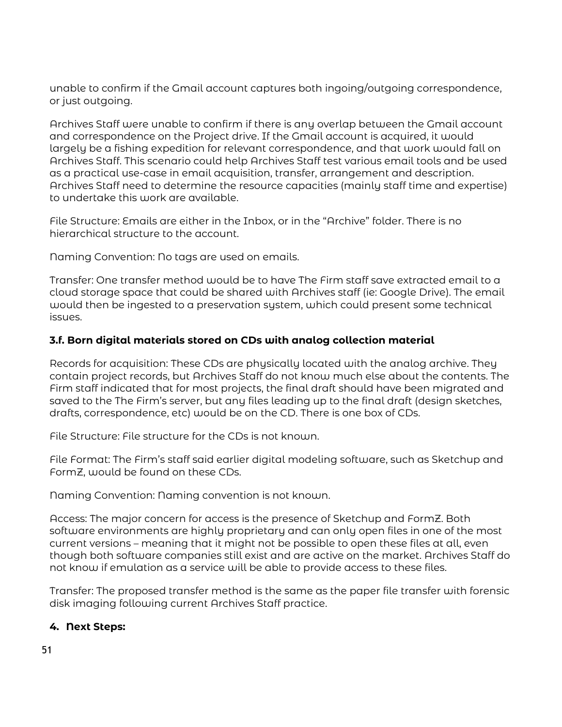unable to confirm if the Gmail account captures both ingoing/outgoing correspondence, or just outgoing.

Archives Staff were unable to confirm if there is any overlap between the Gmail account and correspondence on the Project drive. If the Gmail account is acquired, it would largely be a fishing expedition for relevant correspondence, and that work would fall on Archives Staff. This scenario could help Archives Staff test various email tools and be used as a practical use-case in email acquisition, transfer, arrangement and description. Archives Staff need to determine the resource capacities (mainly staff time and expertise) to undertake this work are available.

File Structure: Emails are either in the Inbox, or in the "Archive" folder. There is no hierarchical structure to the account.

Naming Convention: No tags are used on emails.

Transfer: One transfer method would be to have The Firm staff save extracted email to a cloud storage space that could be shared with Archives staff (ie: Google Drive). The email would then be ingested to a preservation system, which could present some technical issues.

### 3.f. Born digital materials stored on CDs with analog collection material

Records for acquisition: These CDs are physically located with the analog archive. They contain project records, but Archives Staff do not know much else about the contents. The Firm staff indicated that for most projects, the final draft should have been migrated and saved to the The Firm's server, but any files leading up to the final draft (design sketches, drafts, correspondence, etc) would be on the CD. There is one box of CDs.

File Structure: File structure for the CDs is not known.

File Format: The Firm's staff said earlier digital modeling software, such as Sketchup and FormZ, would be found on these CDs.

Naming Convention: Naming convention is not known.

Access: The major concern for access is the presence of Sketchup and FormZ. Both software environments are highly proprietary and can only open files in one of the most current versions – meaning that it might not be possible to open these files at all, even though both software companies still exist and are active on the market. Archives Staff do not know if emulation as a service will be able to provide access to these files.

Transfer: The proposed transfer method is the same as the paper file transfer with forensic disk imaging following current Archives Staff practice.

### 4. Next Steps: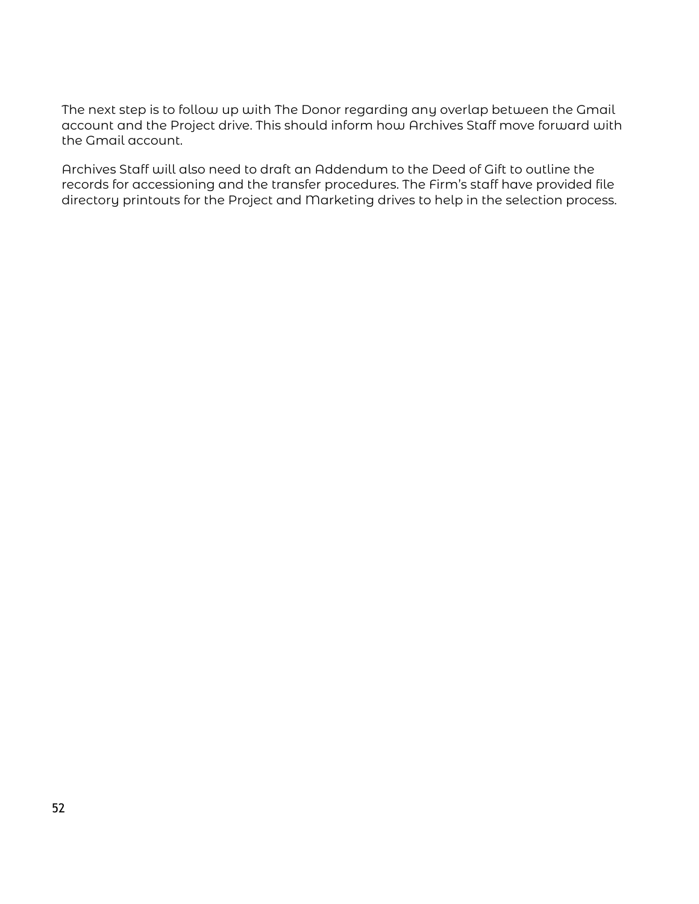The next step is to follow up with The Donor regarding any overlap between the Gmail account and the Project drive. This should inform how Archives Staff move forward with the Gmail account.

Archives Staff will also need to draft an Addendum to the Deed of Gift to outline the records for accessioning and the transfer procedures. The Firm's staff have provided file directory printouts for the Project and Marketing drives to help in the selection process.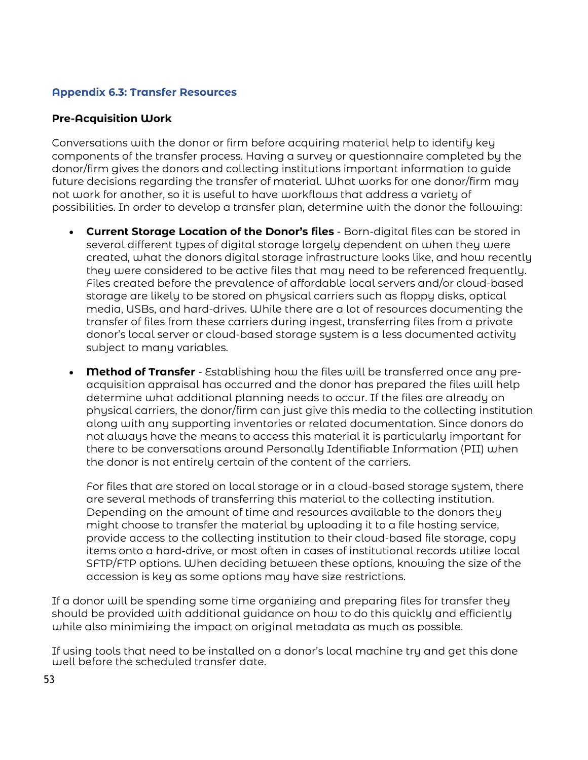### Appendix 6.3: Transfer Resources

#### Pre-Acquisition Work

Conversations with the donor or firm before acquiring material help to identify key components of the transfer process. Having a survey or questionnaire completed by the donor/firm gives the donors and collecting institutions important information to guide future decisions regarding the transfer of material. What works for one donor/firm may not work for another, so it is useful to have workflows that address a variety of possibilities. In order to develop a transfer plan, determine with the donor the following:

- **Current Storage Location of the Donor's files** - Born-digital files can be stored in several different types of digital storage largely dependent on when they were created, what the donors digital storage infrastructure looks like, and how recently they were considered to be active files that may need to be referenced frequently. Files created before the prevalence of affordable local servers and/or cloud-based storage are likely to be stored on physical carriers such as floppy disks, optical media, USBs, and hard-drives. While there are a lot of resources documenting the transfer of files from these carriers during ingest, transferring files from a private donor's local server or cloud-based storage system is a less documented activity subject to many variables.

- **Method of Transfer** - Establishing how the files will be transferred once any pre-acquisition appraisal has occurred and the donor has prepared the files will help determine what additional planning needs to occur. If the files are already on physical carriers, the donor/firm can just give this media to the collecting institution along with any supporting inventories or related documentation. Since donors do not always have the means to access this material it is particularly important for there to be conversations around Personally Identifiable Information (PII) when the donor is not entirely certain of the content of the carriers.

  For files that are stored on local storage or in a cloud-based storage system, there are several methods of transferring this material to the collecting institution. Depending on the amount of time and resources available to the donors they might choose to transfer the material by uploading it to a file hosting service, provide access to the collecting institution to their cloud-based file storage, copy items onto a hard-drive, or most often in cases of institutional records utilize local SFTP/FTP options. When deciding between these options, knowing the size of the accession is key as some options may have size restrictions.

If a donor will be spending some time organizing and preparing files for transfer they should be provided with additional guidance on how to do this quickly and efficiently while also minimizing the impact on original metadata as much as possible.

If using tools that need to be installed on a donor's local machine try and get this done well before the scheduled transfer date.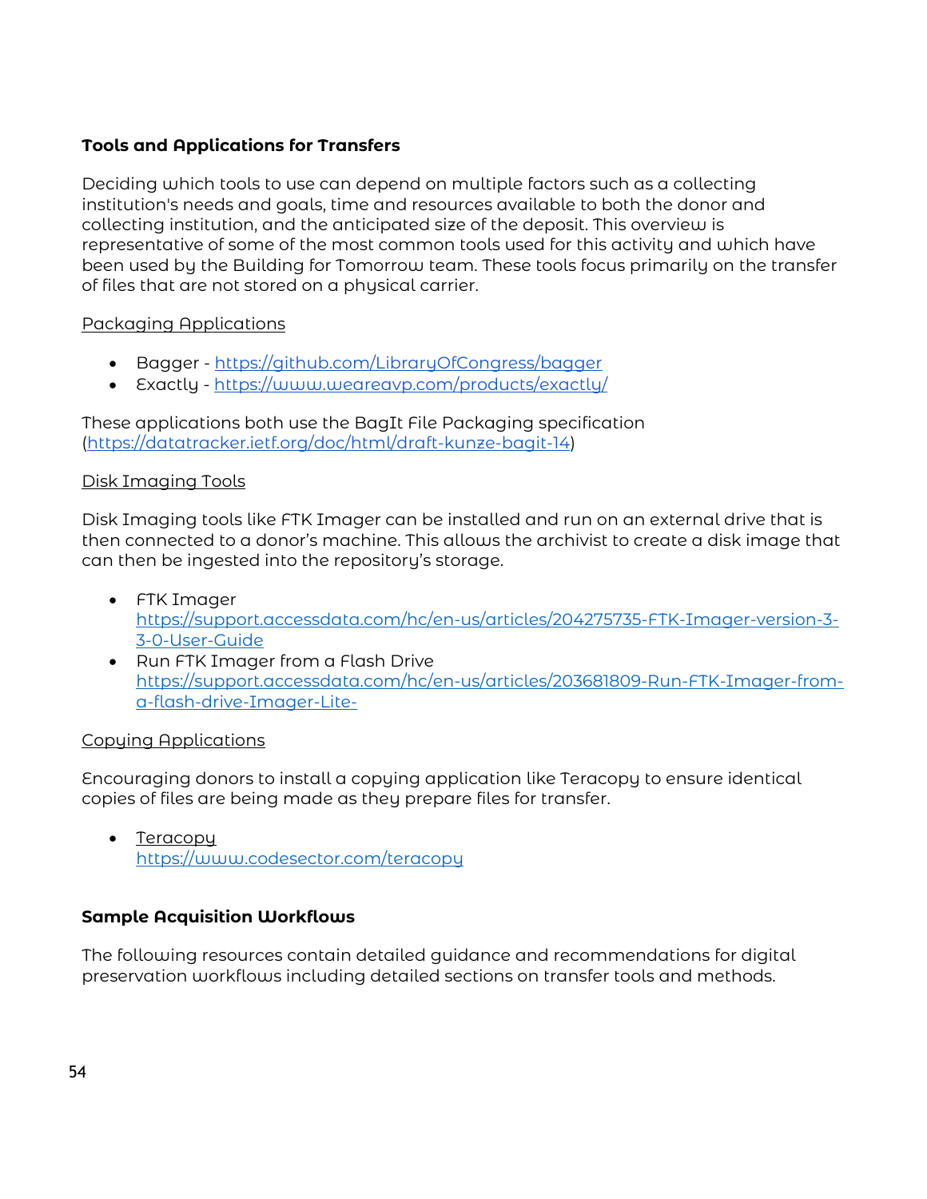**Tools and Applications for Transfers**

Deciding which tools to use can depend on multiple factors such as a collecting institution's needs and goals, time and resources available to both the donor and collecting institution, and the anticipated size of the deposit. This overview is representative of some of the most common tools used for this activity and which have been used by the Building for Tomorrow team. These tools focus primarily on the transfer of files that are not stored on a physical carrier.

Packaging Applications

- Bagger - https://github.com/LibraryOfCongress/bagger
- Exactly - https://www.weareavp.com/products/exactly/

These applications both use the BagIt File Packaging specification (https://datatracker.ietf.org/doc/html/draft-kunze-bagit-14)

Disk Imaging Tools

Disk Imaging tools like FTK Imager can be installed and run on an external drive that is then connected to a donor's machine. This allows the archivist to create a disk image that can then be ingested into the repository's storage.

- FTK Imager
  https://support.accessdata.com/hc/en-us/articles/204275735-FTK-Imager-version-3-3-0-User-Guide
- Run FTK Imager from a Flash Drive
  https://support.accessdata.com/hc/en-us/articles/203681809-Run-FTK-Imager-from-a-flash-drive-Imager-Lite-

Copying Applications

Encouraging donors to install a copying application like Teracopy to ensure identical copies of files are being made as they prepare files for transfer.

- Teracopy
  https://www.codesector.com/teracopy

**Sample Acquisition Workflows**

The following resources contain detailed guidance and recommendations for digital preservation workflows including detailed sections on transfer tools and methods.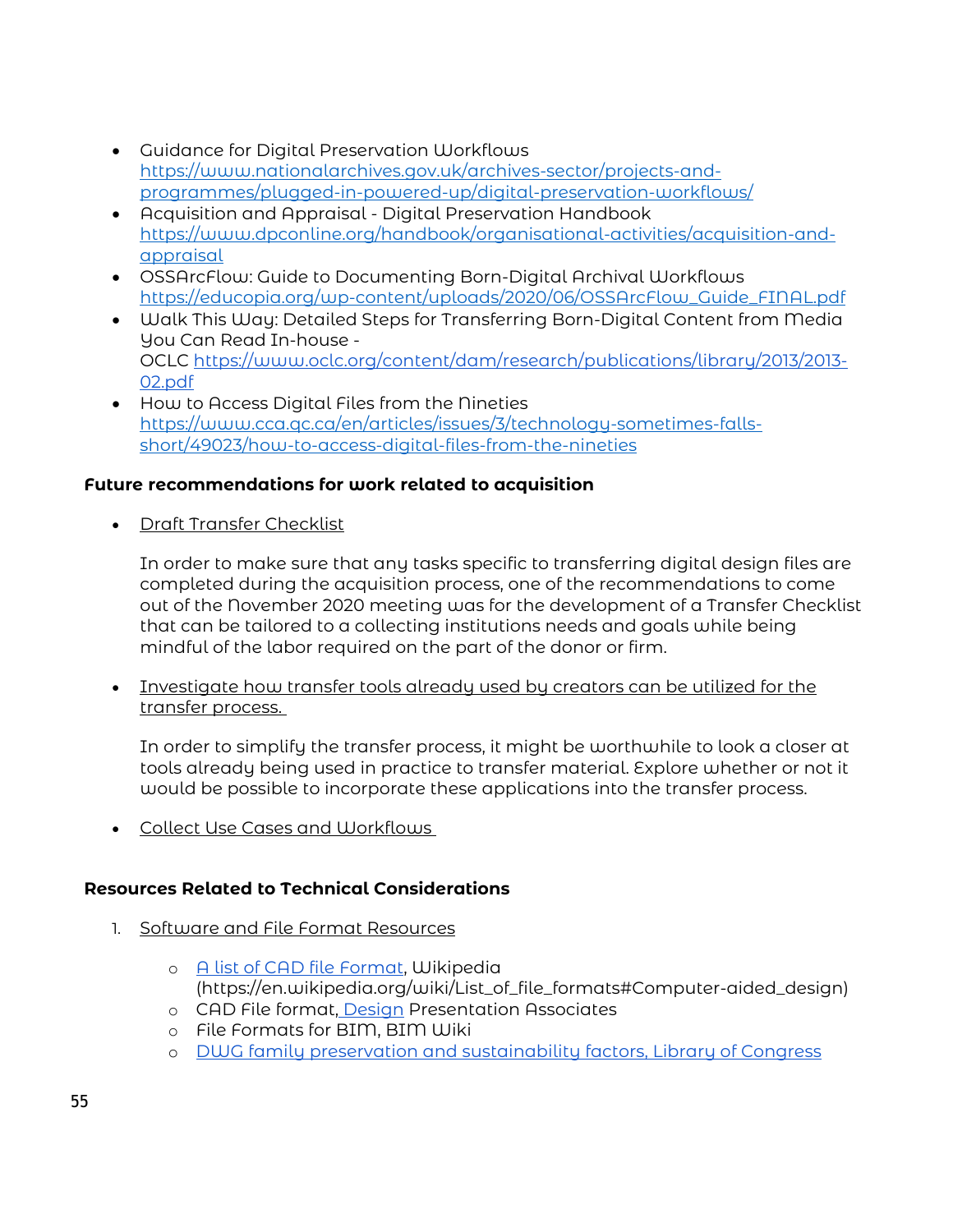- Guidance for Digital Preservation Workflows https://www.nationalarchives.gov.uk/archives-sector/projects-and-programmes/plugged-in-powered-up/digital-preservation-workflows/
- Acquisition and Appraisal - Digital Preservation Handbook https://www.dpconline.org/handbook/organisational-activities/acquisition-and-appraisal
- OSSArcFlow: Guide to Documenting Born-Digital Archival Workflows https://educopia.org/wp-content/uploads/2020/06/OSSArcFlow_Guide_FINAL.pdf
- Walk This Way: Detailed Steps for Transferring Born-Digital Content from Media You Can Read In-house - OCLC https://www.oclc.org/content/dam/research/publications/library/2013/2013-02.pdf
- How to Access Digital Files from the Nineties https://www.cca.qc.ca/en/articles/issues/3/technology-sometimes-falls-short/49023/how-to-access-digital-files-from-the-nineties

**Future recommendations for work related to acquisition**

- Draft Transfer Checklist

  In order to make sure that any tasks specific to transferring digital design files are completed during the acquisition process, one of the recommendations to come out of the November 2020 meeting was for the development of a Transfer Checklist that can be tailored to a collecting institutions needs and goals while being mindful of the labor required on the part of the donor or firm.

- Investigate how transfer tools already used by creators can be utilized for the transfer process.

  In order to simplify the transfer process, it might be worthwhile to look a closer at tools already being used in practice to transfer material. Explore whether or not it would be possible to incorporate these applications into the transfer process.

- Collect Use Cases and Workflows

**Resources Related to Technical Considerations**

1. Software and File Format Resources
   - A list of CAD file Format, Wikipedia (https://en.wikipedia.org/wiki/List_of_file_formats#Computer-aided_design)
   - CAD File format, Design Presentation Associates
   - File Formats for BIM, BIM Wiki
   - DWG family preservation and sustainability factors, Library of Congress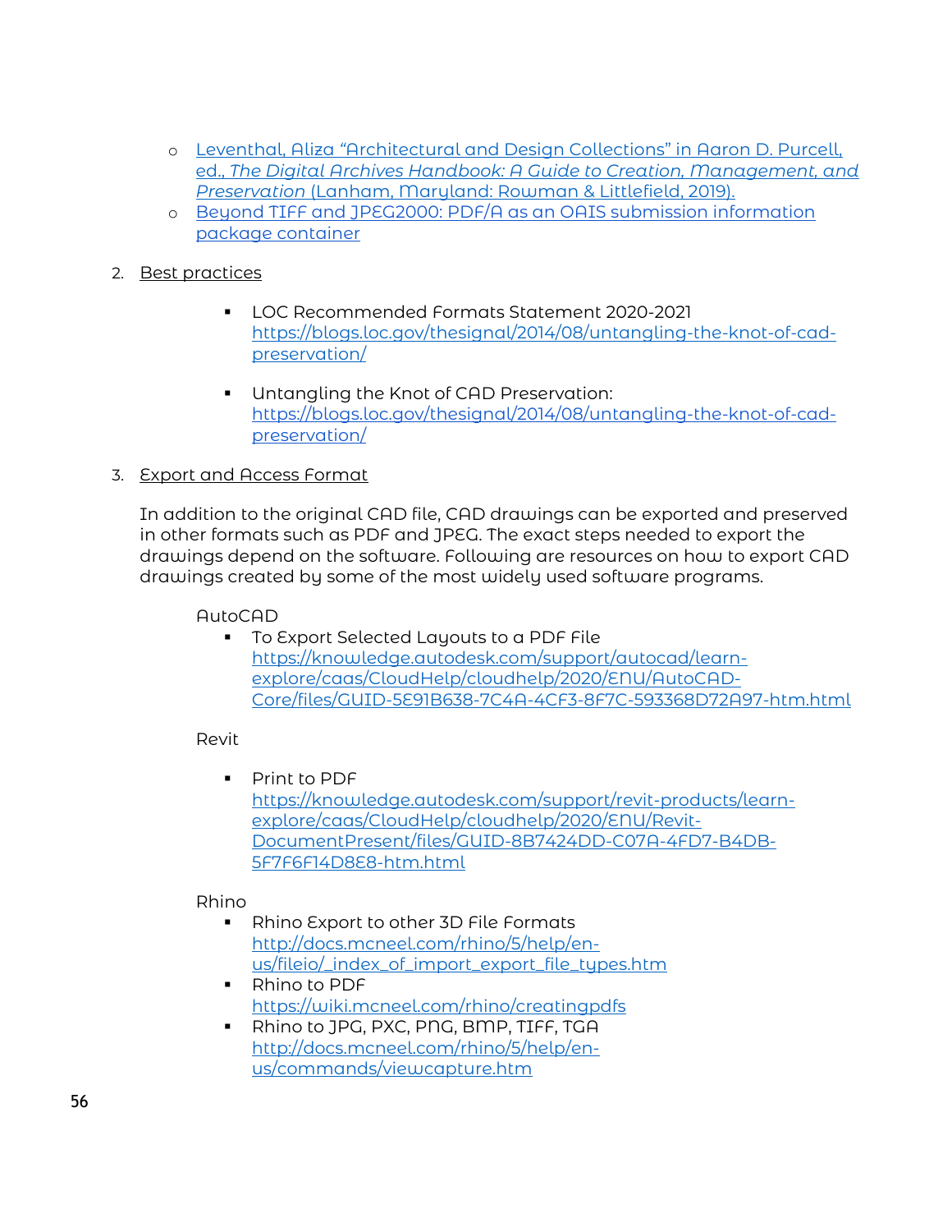- [Leventhal, Aliza "Architectural and Design Collections" in Aaron D. Purcell, ed., *The Digital Archives Handbook: A Guide to Creation, Management, and Preservation* (Lanham, Maryland: Rowman & Littlefield, 2019).]()
- [Beyond TIFF and JPEG2000: PDF/A as an OAIS submission information package container]()

2. Best practices

   - LOC Recommended Formats Statement 2020-2021
     https://blogs.loc.gov/thesignal/2014/08/untangling-the-knot-of-cad-preservation/

   - Untangling the Knot of CAD Preservation:
     https://blogs.loc.gov/thesignal/2014/08/untangling-the-knot-of-cad-preservation/

3. Export and Access Format

   In addition to the original CAD file, CAD drawings can be exported and preserved in other formats such as PDF and JPEG. The exact steps needed to export the drawings depend on the software. Following are resources on how to export CAD drawings created by some of the most widely used software programs.

   AutoCAD
   - To Export Selected Layouts to a PDF File
     https://knowledge.autodesk.com/support/autocad/learn-explore/caas/CloudHelp/cloudhelp/2020/ENU/AutoCAD-Core/files/GUID-5E91B638-7C4A-4CF3-8F7C-593368D72A97-htm.html

   Revit
   - Print to PDF
     https://knowledge.autodesk.com/support/revit-products/learn-explore/caas/CloudHelp/cloudhelp/2020/ENU/Revit-DocumentPresent/files/GUID-8B7424DD-C07A-4FD7-B4DB-5F7F6F14D8E8-htm.html

   Rhino
   - Rhino Export to other 3D File Formats
     http://docs.mcneel.com/rhino/5/help/en-us/fileio/_index_of_import_export_file_types.htm
   - Rhino to PDF
     https://wiki.mcneel.com/rhino/creatingpdfs
   - Rhino to JPG, PXC, PNG, BMP, TIFF, TGA
     http://docs.mcneel.com/rhino/5/help/en-us/commands/viewcapture.htm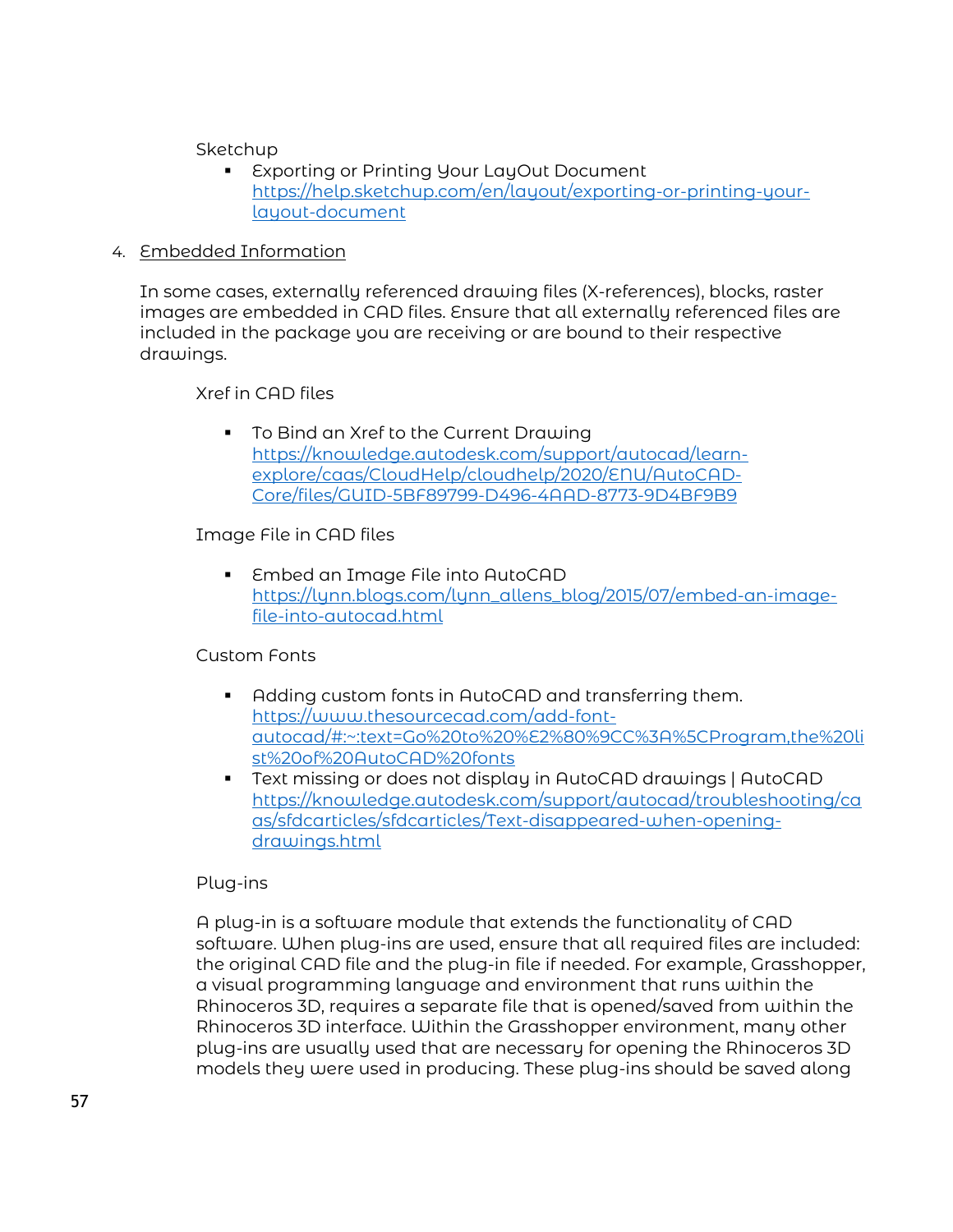Sketchup

- Exporting or Printing Your LayOut Document
  https://help.sketchup.com/en/layout/exporting-or-printing-your-layout-document

4. Embedded Information

   In some cases, externally referenced drawing files (X-references), blocks, raster images are embedded in CAD files. Ensure that all externally referenced files are included in the package you are receiving or are bound to their respective drawings.

Xref in CAD files

- To Bind an Xref to the Current Drawing
  https://knowledge.autodesk.com/support/autocad/learn-explore/caas/CloudHelp/cloudhelp/2020/ENU/AutoCAD-Core/files/GUID-5BF89799-D496-4AAD-8773-9D4BF9B9

Image File in CAD files

- Embed an Image File into AutoCAD
  https://lynn.blogs.com/lynn_allens_blog/2015/07/embed-an-image-file-into-autocad.html

Custom Fonts

- Adding custom fonts in AutoCAD and transferring them.
  https://www.thesourcecad.com/add-font-autocad/#:~:text=Go%20to%20%E2%80%9CC%3A%5CProgram,the%20list%20of%20AutoCAD%20fonts
- Text missing or does not display in AutoCAD drawings | AutoCAD
  https://knowledge.autodesk.com/support/autocad/troubleshooting/caas/sfdcarticles/sfdcarticles/Text-disappeared-when-opening-drawings.html

Plug-ins

A plug-in is a software module that extends the functionality of CAD software. When plug-ins are used, ensure that all required files are included: the original CAD file and the plug-in file if needed. For example, Grasshopper, a visual programming language and environment that runs within the Rhinoceros 3D, requires a separate file that is opened/saved from within the Rhinoceros 3D interface. Within the Grasshopper environment, many other plug-ins are usually used that are necessary for opening the Rhinoceros 3D models they were used in producing. These plug-ins should be saved along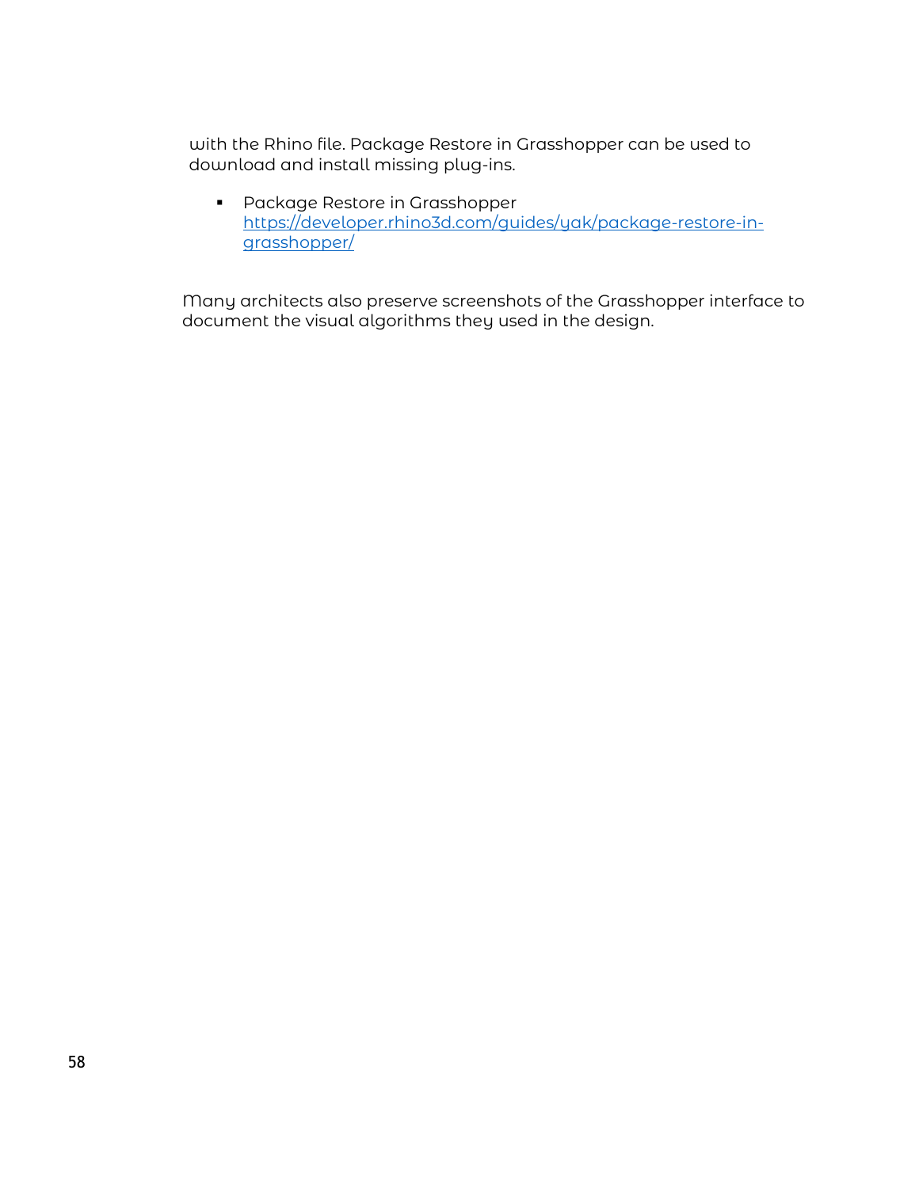with the Rhino file. Package Restore in Grasshopper can be used to download and install missing plug-ins.

- Package Restore in Grasshopper https://developer.rhino3d.com/guides/yak/package-restore-in-grasshopper/

Many architects also preserve screenshots of the Grasshopper interface to document the visual algorithms they used in the design.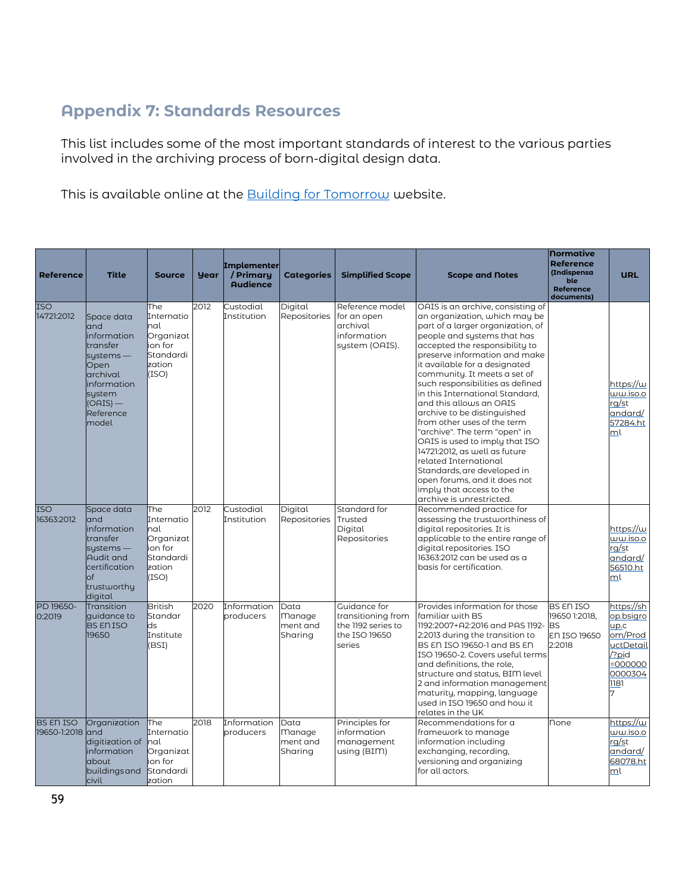## Appendix 7: Standards Resources

This list includes some of the most important standards of interest to the various parties involved in the archiving process of born-digital design data.

This is available online at the Building for Tomorrow website.

| Reference | Title | Source | Year | Implementer / Primary Audience | Categories | Simplified Scope | Scope and Notes | Normative Reference (Indispensable Reference documents) | URL |
|---|---|---|---|---|---|---|---|---|---|
| ISO 14721:2012 | Space data and information transfer systems — Open archival information system (OAIS) — Reference model | The International Organization for Standardization (ISO) | 2012 | Custodial Institution | Digital Repositories | Reference model for an open archival information system (OAIS). | OAIS is an archive, consisting of an organization, which may be part of a larger organization, of people and systems that has accepted the responsibility to preserve information and make it available for a designated community. It meets a set of such responsibilities as defined in this International Standard, and this allows an OAIS archive to be distinguished from other uses of the term "archive". The term "open" in OAIS is used to imply that ISO 14721:2012, as well as future related International Standards, are developed in open forums, and it does not imply that access to the archive is unrestricted. | | https://www.iso.org/standard/57284.html |
| ISO 16363:2012 | Space data and information transfer systems — Audit and certification of trustworthy digital | The International Organization for Standardization (ISO) | 2012 | Custodial Institution | Digital Repositories | Standard for Trusted Digital Repositories | Recommended practice for assessing the trustworthiness of digital repositories. It is applicable to the entire range of digital repositories. ISO 16363:2012 can be used as a basis for certification. | | https://www.iso.org/standard/56510.html |
| PD 19650-0:2019 | Transition guidance to BS EN ISO 19650 | British Standards Institute (BSI) | 2020 | Information producers | Data Management and Sharing | Guidance for transitioning from the 1192 series to the ISO 19650 series | Provides information for those familiar with BS 1192:2007+A2:2016 and PAS 1192-2:2013 during the transition to BS EN ISO 19650-1 and BS EN ISO 19650-2. Covers useful terms and definitions, the role, structure and status, BIM level 2 and information management maturity, mapping, language used in ISO 19650 and how it relates in the UK | BS EN ISO 19650 1:2018, BS EN ISO 19650 2:2018 | https://shop.bsigroup.com/ProductDetail/?pid=000000000030411817 |
| BS EN ISO 19650-1:2018 | Organization and digitization of information about buildings and civil | The International Organization for Standardization | 2018 | Information producers | Data Management and Sharing | Principles for information management using (BIM) | Recommendations for a framework to manage information including exchanging, recording, versioning and organizing for all actors. | None | https://www.iso.org/standard/68078.html |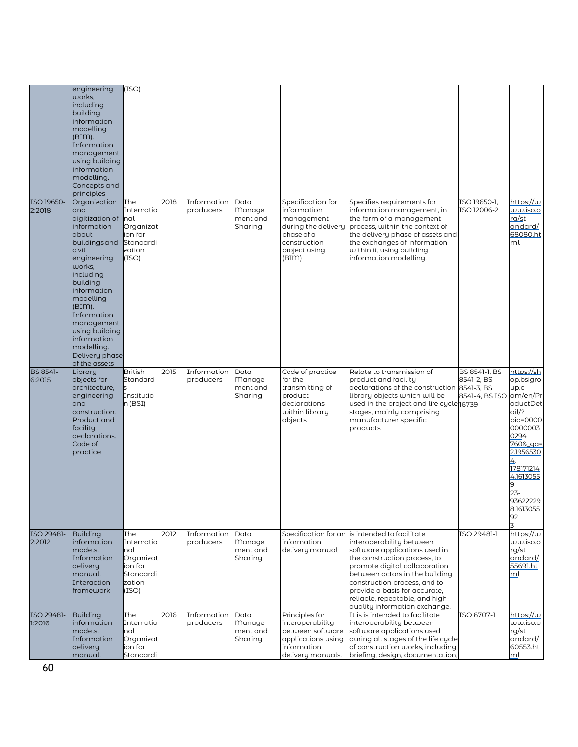| | engineering works, including building information modelling (BIM). Information management using building information modelling. Concepts and principles | (ISO) | | | | | | | |
|---|---|---|---|---|---|---|---|---|---|
| ISO 19650-2:2018 | Organization and digitization of information about buildings and civil engineering works, including building information modelling (BIM). Information management using building information modelling. Delivery phase of the assets | The International Organization for Standardization (ISO) | 2018 | Information producers | Data Management and Sharing | Specification for information management during the delivery phase of a construction project using (BIM) | Specifies requirements for information management, in the form of a management process, within the context of the delivery phase of assets and the exchanges of information within it, using building information modelling. | ISO 19650-1, ISO 12006-2 | https://www.iso.org/standard/68080.html |
| BS 8541-6:2015 | Library objects for architecture, engineering and construction. Product and facility declarations. Code of practice | British Standards Institution (BSI) | 2015 | Information producers | Data Management and Sharing | Code of practice for the transmitting of product declarations within library objects | Relate to transmission of product and facility declarations of the construction library objects which will be used in the project and life cycle stages, mainly comprising manufacturer specific products | BS 8541-1, BS 8541-2, BS 8541-3, BS 8541-4, BS ISO 16739 | https://shop.bsigroup.com/en/ProductDetail/?pid=000000000030294760&_ga=2.19565304.1781712144.16130559 23-936222298.16130559 23 |
| ISO 29481-2:2012 | Building information models. Information delivery manual. Interaction framework | The International Organization for Standardization (ISO) | 2012 | Information producers | Data Management and Sharing | Specification for an information delivery manual | is intended to facilitate interoperability between software applications used in the construction process, to promote digital collaboration between actors in the building construction process, and to provide a basis for accurate, reliable, repeatable, and high-quality information exchange. | ISO 29481-1 | https://www.iso.org/standard/55691.html |
| ISO 29481-1:2016 | Building information models. Information delivery manual. | The International Organization for Standardi | 2016 | Information producers | Data Management and Sharing | Principles for interoperability between software applications using information delivery manuals. | It is is intended to facilitate interoperability between software applications used during all stages of the life cycle of construction works, including briefing, design, documentation, | ISO 6707-1 | https://www.iso.org/standard/60553.html |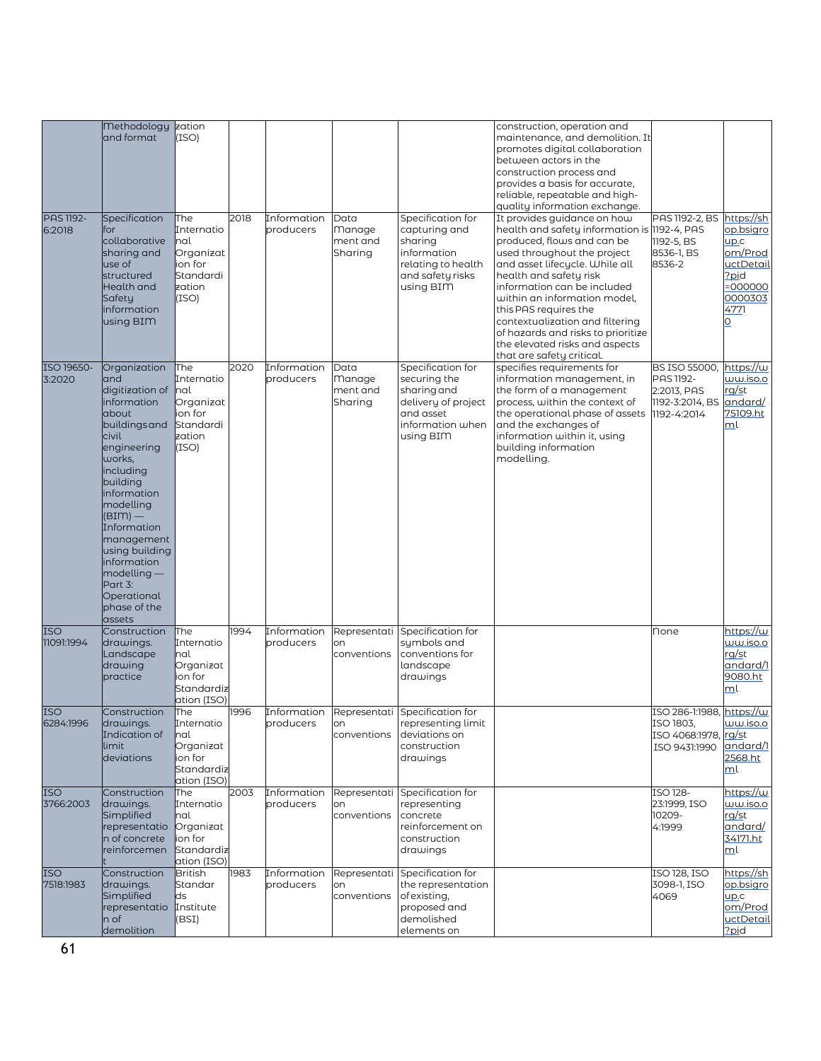| | Methodology and format | zation (ISO) | | | | | construction, operation and maintenance, and demolition. It promotes digital collaboration between actors in the construction process and provides a basis for accurate, reliable, repeatable and high-quality information exchange. | | |
|---|---|---|---|---|---|---|---|---|---|
| PAS 1192-6:2018 | Specification for collaborative sharing and use of structured Health and Safety information using BIM | The International Organization for Standardization (ISO) | 2018 | Information producers | Data Management and Sharing | Specification for capturing and sharing information relating to health and safety risks using BIM | It provides guidance on how health and safety information is produced, flows and can be used throughout the project and asset lifecycle. While all health and safety risk information can be included within an information model, this PAS requires the contextualization and filtering of hazards and risks to prioritize the elevated risks and aspects that are safety critical. | PAS 1192-2, BS 1192-4, PAS 1192-5, BS 8536-1, BS 8536-2 | https://shop.bsigroup.com/ProductDetail?pid=000000000030347710 |
| ISO 19650-3:2020 | Organization and digitization of information about buildings and civil engineering works, including building information modelling (BIM) — Information management using building information modelling — Part 3: Operational phase of the assets | The International Organization for Standardization (ISO) | 2020 | Information producers | Data Management and Sharing | Specification for securing the sharing and delivery of project and asset information when using BIM | specifies requirements for information management, in the form of a management process, within the context of the operational phase of assets and the exchanges of information within it, using building information modelling. | BS ISO 55000, PAS 1192-2:2013, PAS 1192-3:2014, BS 1192-4:2014 | https://www.iso.org/standard/75109.html |
| ISO 11091:1994 | Construction drawings. Landscape drawing practice | The International Organization for Standardization (ISO) | 1994 | Information producers | Representation conventions | Specification for symbols and conventions for landscape drawings | | None | https://www.iso.org/standard/19080.html |
| ISO 6284:1996 | Construction drawings. Indication of limit deviations | The International Organization for Standardization (ISO) | 1996 | Information producers | Representation conventions | Specification for representing limit deviations on construction drawings | | ISO 286-1:1988, ISO 1803, ISO 4068:1978, ISO 9431:1990 | https://www.iso.org/standard/12568.html |
| ISO 3766:2003 | Construction drawings. Simplified representation of concrete reinforcement | The International Organization for Standardization (ISO) | 2003 | Information producers | Representation conventions | Specification for representing concrete reinforcement on construction drawings | | ISO 128-23:1999, ISO 10209-4:1999 | https://www.iso.org/standard/34171.html |
| ISO 7518:1983 | Construction drawings. Simplified representation of demolition | British Standards Institute (BSI) | 1983 | Information producers | Representation conventions | Specification for the representation of existing, proposed and demolished elements on | | ISO 128, ISO 3098-1, ISO 4069 | https://shop.bsigroup.com/ProductDetail?pid |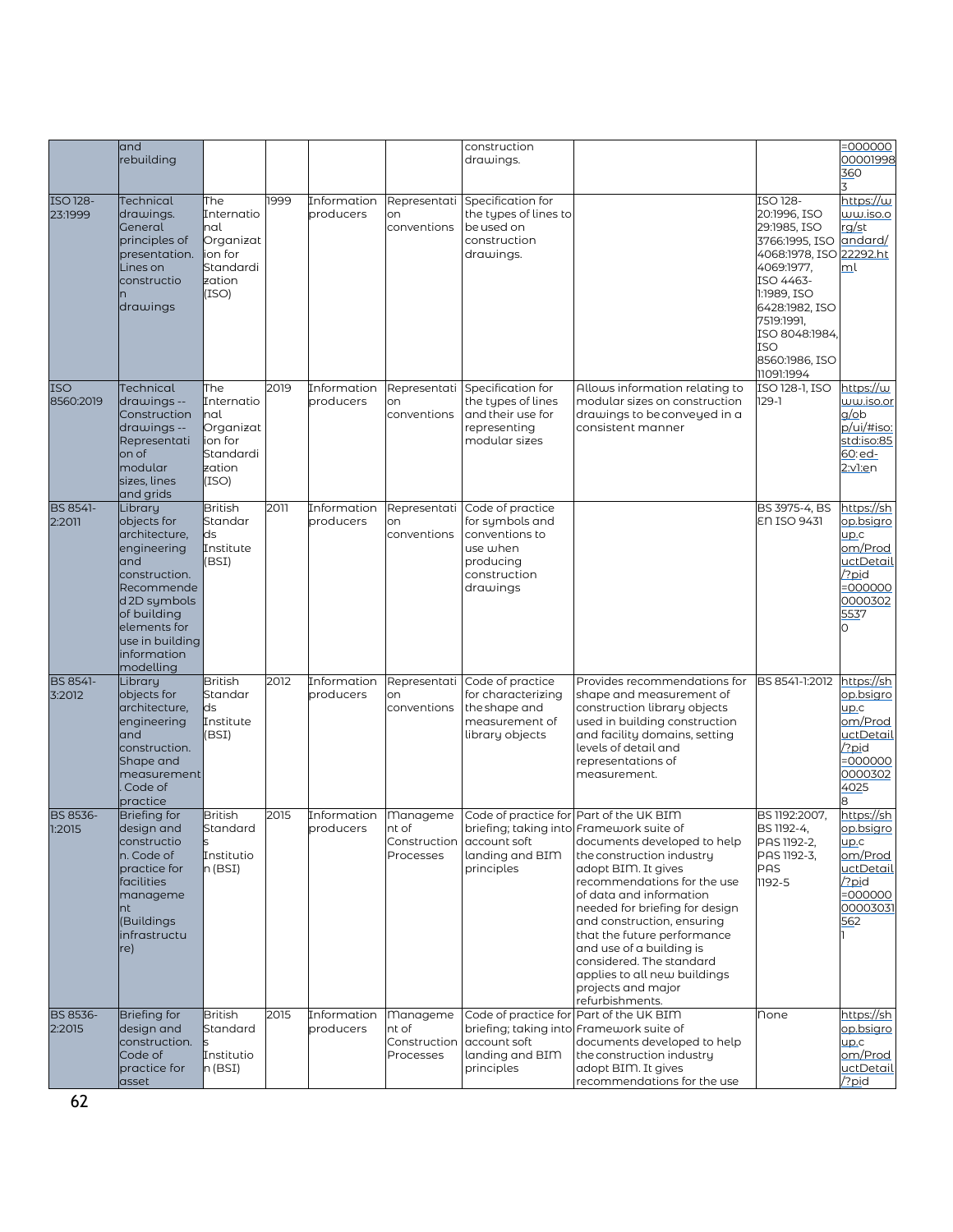| | and rebuilding | | | | | construction drawings. | | | =000000 00001998 360 3 |
|---|---|---|---|---|---|---|---|---|---|
| ISO 128-23:1999 | Technical drawings. General principles of presentation. Lines on construction drawings | The International Organization for Standardization (ISO) | 1999 | Information producers | Representation conventions | Specification for the types of lines to be used on construction drawings. | | ISO 128-20:1996, ISO 29:1985, ISO 3766:1995, ISO 4068:1978, ISO 4069:1977, ISO 4463-1:1989, ISO 6428:1982, ISO 7519:1991, ISO 8048:1984, ISO 8560:1986, ISO 11091:1994 | https://www.iso.org/standard/22292.html |
| ISO 8560:2019 | Technical drawings -- Construction drawings -- Representation of modular sizes, lines and grids | The International Organization for Standardization (ISO) | 2019 | Information producers | Representation conventions | Specification for the types of lines and their use for representing modular sizes | Allows information relating to modular sizes on construction drawings to be conveyed in a consistent manner | ISO 128-1, ISO 129-1 | https://www.iso.org/obp/ui/#iso:std:iso:8560:ed-2:v1:en |
| BS 8541-2:2011 | Library objects for architecture, engineering and construction. Recommended 2D symbols of building elements for use in building information modelling | British Standards Institute (BSI) | 2011 | Information producers | Representation conventions | Code of practice for symbols and conventions to use when producing construction drawings | | BS 3975-4, BS EN ISO 9431 | https://shop.bsigroup.com/ProductDetail/?pid=0000000003025370 |
| BS 8541-3:2012 | Library objects for architecture, engineering and construction. Shape and measurement. Code of practice | British Standards Institute (BSI) | 2012 | Information producers | Representation conventions | Code of practice for characterizing the shape and measurement of library objects | Provides recommendations for shape and measurement of construction library objects used in building construction and facility domains, setting levels of detail and representations of measurement. | BS 8541-1:2012 | https://shop.bsigroup.com/ProductDetail/?pid=0000000003024025 8 |
| BS 8536-1:2015 | Briefing for design and construction. Code of practice for facilities management (Buildings infrastructure) | British Standards Institution (BSI) | 2015 | Information producers | Management of Construction Processes | Code of practice for briefing; taking into account soft landing and BIM principles | Part of the UK BIM Framework suite of documents developed to help the construction industry adopt BIM. It gives recommendations for the use of data and information needed for briefing for design and construction, ensuring that the future performance and use of a building is considered. The standard applies to all new buildings projects and major refurbishments. | BS 1192:2007, BS 1192-4, PAS 1192-2, PAS 1192-3, PAS 1192-5 | https://shop.bsigroup.com/ProductDetail/?pid=0000000000030315621 |
| BS 8536-2:2015 | Briefing for design and construction. Code of practice for asset | British Standards Institution (BSI) | 2015 | Information producers | Management of Construction Processes | Code of practice for briefing; taking into account soft landing and BIM principles | Part of the UK BIM Framework suite of documents developed to help the construction industry adopt BIM. It gives recommendations for the use | None | https://shop.bsigroup.com/ProductDetail/?pid |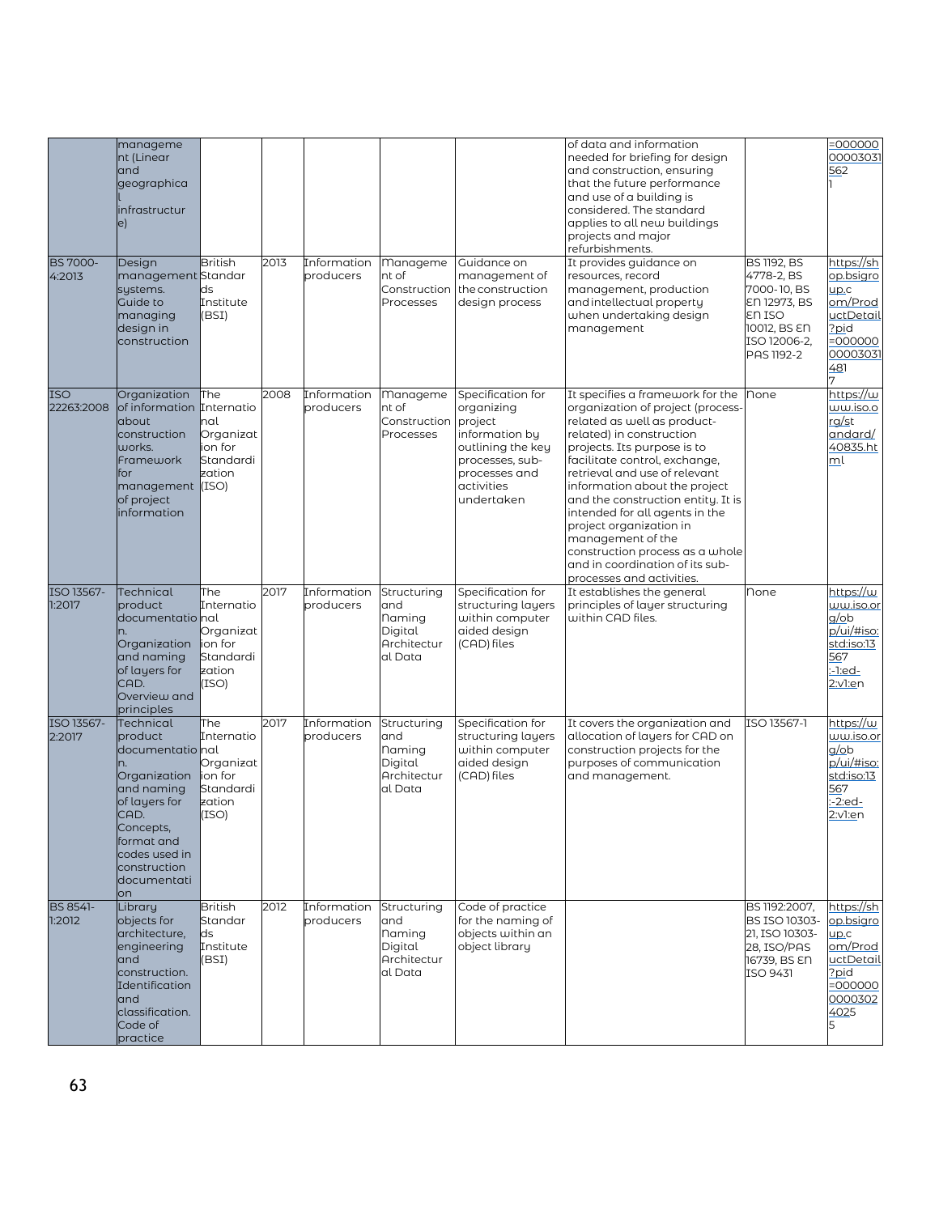| | management (Linear and geographical infrastructure) | | | | | | of data and information needed for briefing for design and construction, ensuring that the future performance and use of a building is considered. The standard applies to all new buildings projects and major refurbishments. | | =000000000003031562 1 |
|---|---|---|---|---|---|---|---|---|---|
| BS 7000-4:2013 | Design management systems. Guide to managing design in construction | British Standards Institute (BSI) | 2013 | Information producers | Management of Construction Processes | Guidance on management of the construction design process | It provides guidance on resources, record management, production and intellectual property when undertaking design management | BS 1192, BS 4778-2, BS 7000-10, BS EN 12973, BS EN ISO 10012, BS EN ISO 12006-2, PAS 1192-2 | https://shop.bsigroup.com/ProductDetail?pid=000000000030314817 |
| ISO 22263:2008 | Organization of information about construction works. Framework for management of project information | The International Organization for Standardization (ISO) | 2008 | Information producers | Management of Construction Processes | Specification for organizing project information by outlining the key processes, sub-processes and activities undertaken | It specifies a framework for the organization of project (process-related as well as product-related) in construction projects. Its purpose is to facilitate control, exchange, retrieval and use of relevant information about the project and the construction entity. It is intended for all agents in the project organization in management of the construction process as a whole and in coordination of its sub-processes and activities. | None | https://www.iso.org/standard/40835.html |
| ISO 13567-1:2017 | Technical product documentation. Organization and naming of layers for CAD. Overview and principles | The International Organization for Standardization (ISO) | 2017 | Information producers | Structuring and Naming Digital Architectural Data | Specification for structuring layers within computer aided design (CAD) files | It establishes the general principles of layer structuring within CAD files. | None | https://www.iso.org/obp/ui/#iso:std:iso:13567:-1:ed-2:v1:en |
| ISO 13567-2:2017 | Technical product documentation. Organization and naming of layers for CAD. Concepts, format and codes used in construction documentation | The International Organization for Standardization (ISO) | 2017 | Information producers | Structuring and Naming Digital Architectural Data | Specification for structuring layers within computer aided design (CAD) files | It covers the organization and allocation of layers for CAD on construction projects for the purposes of communication and management. | ISO 13567-1 | https://www.iso.org/obp/ui/#iso:std:iso:13567:-2:ed-2:v1:en |
| BS 8541-1:2012 | Library objects for architecture, engineering and construction. Identification and classification. Code of practice | British Standards Institute (BSI) | 2012 | Information producers | Structuring and Naming Digital Architectural Data | Code of practice for the naming of objects within an object library | | BS 1192:2007, BS ISO 10303-21, ISO 10303-28, ISO/PAS 16739, BS EN ISO 9431 | https://shop.bsigroup.com/ProductDetail?pid=000000000030240255 |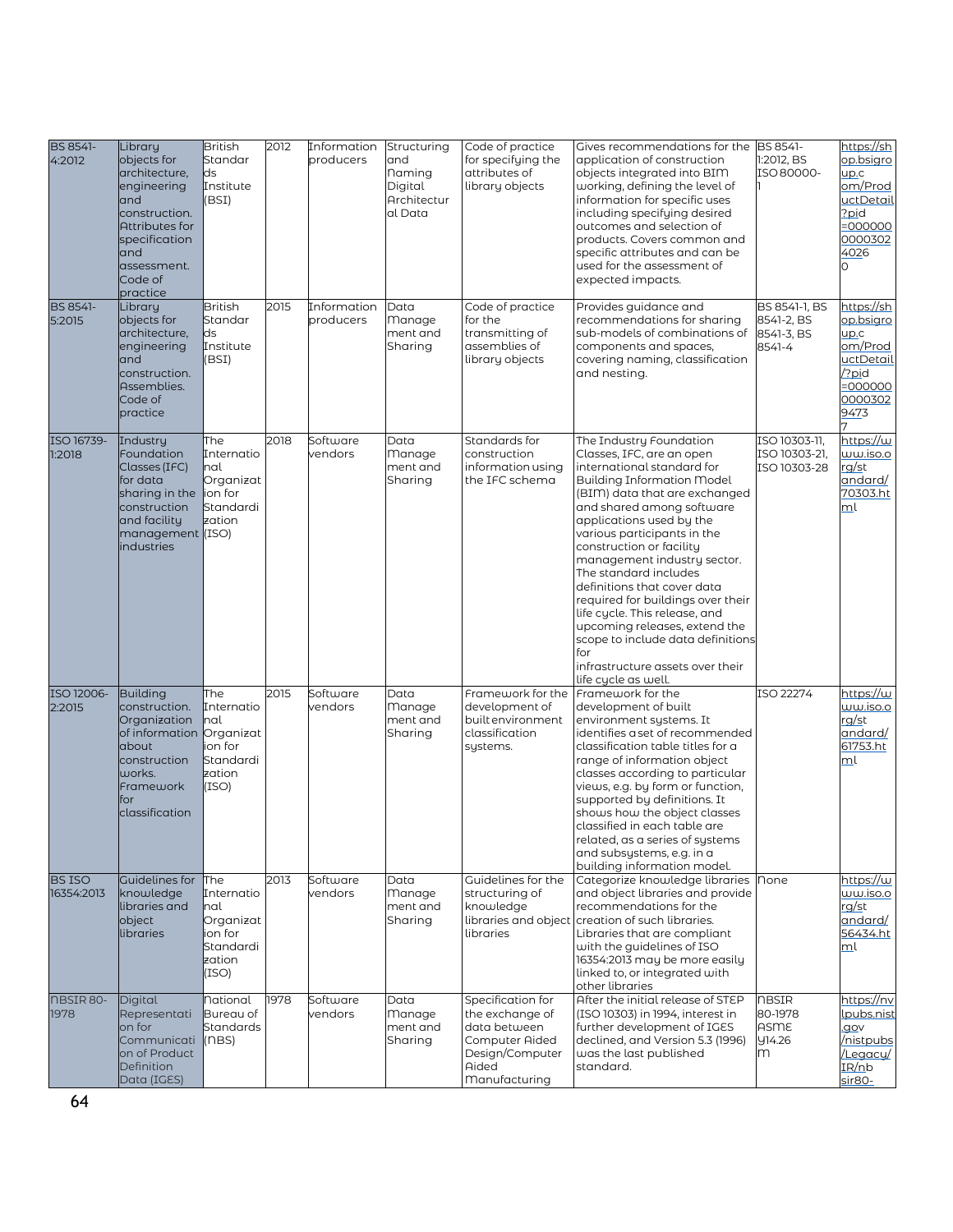| BS 8541-4:2012 | Library objects for architecture, engineering and construction. Attributes for specification and assessment. Code of practice | British Standards Institute (BSI) | 2012 | Information producers | Structuring and Naming Digital Architectural Data | Code of practice for specifying the attributes of library objects | Gives recommendations for the application of construction objects integrated into BIM working, defining the level of information for specific uses including specifying desired outcomes and selection of products. Covers common and specific attributes and can be used for the assessment of expected impacts. | BS 8541-1:2012, BS ISO 80000-1 | https://shop.bsigroup.com/ProductDetail?pid=000000000030240260 |
|---|---|---|---|---|---|---|---|---|---|
| BS 8541-5:2015 | Library objects for architecture, engineering and construction. Assemblies. Code of practice | British Standards Institute (BSI) | 2015 | Information producers | Data Management and Sharing | Code of practice for the transmitting of assemblies of library objects | Provides guidance and recommendations for sharing sub-models of combinations of components and spaces, covering naming, classification and nesting. | BS 8541-1, BS 8541-2, BS 8541-3, BS 8541-4 | https://shop.bsigroup.com/ProductDetail/?pid=000000000030294737 |
| ISO 16739-1:2018 | Industry Foundation Classes (IFC) for data sharing in the construction and facility management industries | The International Organization for Standardization (ISO) | 2018 | Software vendors | Data Management and Sharing | Standards for construction information using the IFC schema | The Industry Foundation Classes, IFC, are an open international standard for Building Information Model (BIM) data that are exchanged and shared among software applications used by the various participants in the construction or facility management industry sector. The standard includes definitions that cover data required for buildings over their life cycle. This release, and upcoming releases, extend the scope to include data definitions for infrastructure assets over their life cycle as well. | ISO 10303-11, ISO 10303-21, ISO 10303-28 | https://www.iso.org/standard/70303.html |
| ISO 12006-2:2015 | Building construction. Organization of information about construction works. Framework for classification | The International Organization for Standardization (ISO) | 2015 | Software vendors | Data Management and Sharing | Framework for the development of built environment classification systems. | Framework for the development of built environment systems. It identifies a set of recommended classification table titles for a range of information object classes according to particular views, e.g. by form or function, supported by definitions. It shows how the object classes classified in each table are related, as a series of systems and subsystems, e.g. in a building information model. | ISO 22274 | https://www.iso.org/standard/61753.html |
| BS ISO 16354:2013 | Guidelines for knowledge libraries and object libraries | The International Organization for Standardization (ISO) | 2013 | Software vendors | Data Management and Sharing | Guidelines for the structuring of knowledge libraries and object libraries | Categorize knowledge libraries and object libraries and provide recommendations for the creation of such libraries. Libraries that are compliant with the guidelines of ISO 16354:2013 may be more easily linked to, or integrated with other libraries | None | https://www.iso.org/standard/56434.html |
| NBSIR 80-1978 | Digital Representation for Communication of Product Definition Data (IGES) | National Bureau of Standards (NBS) | 1978 | Software vendors | Data Management and Sharing | Specification for the exchange of data between Computer Aided Design/Computer Aided Manufacturing | After the initial release of STEP (ISO 10303) in 1994, interest in further development of IGES declined, and Version 5.3 (1996) was the last published standard. | NBSIR 80-1978 ASME Y14.26M | https://nvlpubs.nist.gov/nistpubs/Legacy/IR/nbsir80- |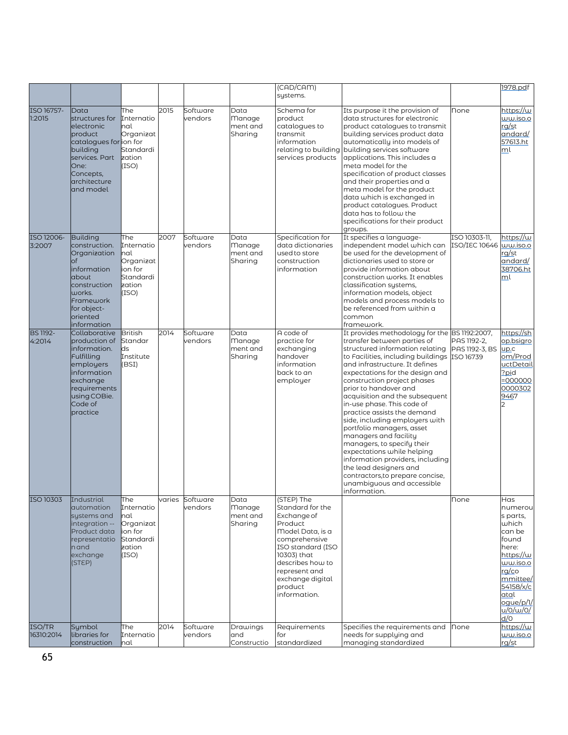| | | | | | | (CAD/CAM) systems. | | | 1978.pdf |
|---|---|---|---|---|---|---|---|---|---|
| ISO 16757-1:2015 | Data structures for electronic product catalogues for building services. Part One: Concepts, architecture and model | The International Organization for Standardization (ISO) | 2015 | Software vendors | Data Management and Sharing | Schema for product catalogues to transmit information relating to building services products | Its purpose it the provision of data structures for electronic product catalogues to transmit building services product data automatically into models of building services software applications. This includes a meta model for the specification of product classes and their properties and a meta model for the product data which is exchanged in product catalogues. Product data has to follow the specifications for their product groups. | None | https://www.iso.org/standard/57613.html |
| ISO 12006-3:2007 | Building construction. Organization of information about construction works. Framework for object-oriented information | The International Organization for Standardization (ISO) | 2007 | Software vendors | Data Management and Sharing | Specification for data dictionaries used to store construction information | It specifies a language-independent model which can be used for the development of dictionaries used to store or provide information about construction works. It enables classification systems, information models, object models and process models to be referenced from within a common framework. | ISO 10303-11, ISO/IEC 10646 | https://www.iso.org/standard/38706.html |
| BS 1192-4:2014 | Collaborative production of information. Fulfilling employers information exchange requirements using COBie. Code of practice | British Standards Institute (BSI) | 2014 | Software vendors | Data Management and Sharing | A code of practice for exchanging handover information back to an employer | It provides methodology for the transfer between parties of structured information relating to Facilities, including buildings and infrastructure. It defines expectations for the design and construction project phases prior to handover and acquisition and the subsequent in-use phase. This code of practice assists the demand side, including employers with portfolio managers, asset managers and facility managers, to specify their expectations while helping information providers, including the lead designers and contractors,to prepare concise, unambiguous and accessible information. | BS 1192:2007, PAS 1192-2, PAS 1192-3, BS ISO 16739 | https://shop.bsigroup.com/ProductDetail?pid=000000000030294672 |
| ISO 10303 | Industrial automation systems and integration -- Product data representation and exchange (STEP) | The International Organization for Standardization (ISO) | varies | Software vendors | Data Management and Sharing | (STEP) The Standard for the Exchange of Product Model Data, is a comprehensive ISO standard (ISO 10303) that describes how to represent and exchange digital product information. | | None | Has numerous parts, which can be found here: https://www.iso.org/committee/54158/x/catalogue/p/1/u/0/w/0/d/0 |
| ISO/TR 16310:2014 | Symbol libraries for construction | The International | 2014 | Software vendors | Drawings and Constructio | Requirements for standardized | Specifies the requirements and needs for supplying and managing standardized | None | https://www.iso.org/st |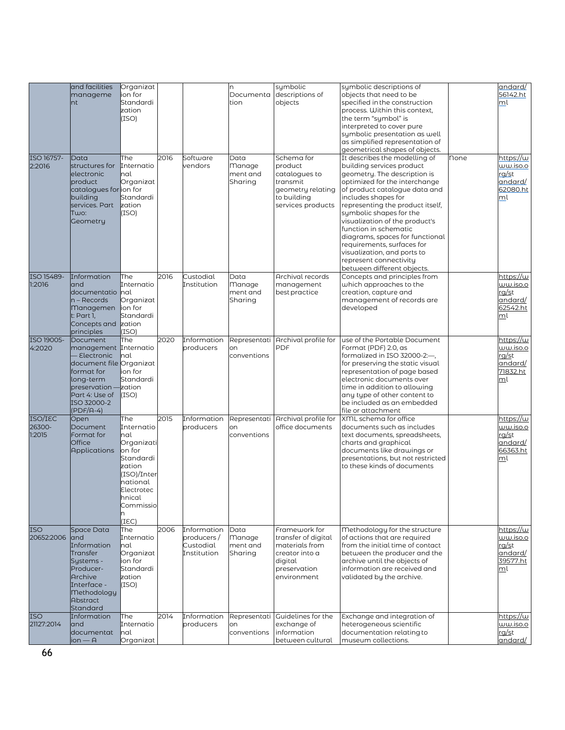| | and facilities management | Organization for Standardization (ISO) | | | n Documentation | symbolic descriptions of objects | symbolic descriptions of objects that need to be specified in the construction process. Within this context, the term "symbol" is interpreted to cover pure symbolic presentation as well as simplified representation of geometrical shapes of objects. | | andard/56142.html |
|---|---|---|---|---|---|---|---|---|---|
| ISO 16757-2:2016 | Data structures for electronic product catalogues for building services. Part Two: Geometry | The International Organization for Standardization (ISO) | 2016 | Software vendors | Data Management and Sharing | Schema for product catalogues to transmit geometry relating to building services products | It describes the modelling of building services product geometry. The description is optimized for the interchange of product catalogue data and includes shapes for representing the product itself, symbolic shapes for the visualization of the product's function in schematic diagrams, spaces for functional requirements, surfaces for visualization, and ports to represent connectivity between different objects. | None | https://www.iso.org/standard/62080.html |
| ISO 15489-1:2016 | Information and documentation – Records Management: Part 1, Concepts and principles | The International Organization for Standardization (ISO) | 2016 | Custodial Institution | Data Management and Sharing | Archival records management best practice | Concepts and principles from which approaches to the creation, capture and management of records are developed | | https://www.iso.org/standard/62542.html |
| ISO 19005-4:2020 | Document management — Electronic document file format for long-term preservation — Part 4: Use of ISO 32000-2 (PDF/A-4) | The International Organization for Standardization (ISO) | 2020 | Information producers | Representation conventions | Archival profile for PDF | use of the Portable Document Format (PDF) 2.0, as formalized in ISO 32000-2:—, for preserving the static visual representation of page based electronic documents over time in addition to allowing any type of other content to be included as an embedded file or attachment | | https://www.iso.org/standard/71832.html |
| ISO/IEC 26300-1:2015 | Open Document Format for Office Applications | The International Organization for Standardization (ISO)/International Electrotechnical Commission (IEC) | 2015 | Information producers | Representation conventions | Archival profile for office documents | XML schema for office documents such as includes text documents, spreadsheets, charts and graphical documents like drawings or presentations, but not restricted to these kinds of documents | | https://www.iso.org/standard/66363.html |
| ISO 20652:2006 | Space Data and Information Transfer Systems - Producer-Archive Interface - Methodology Abstract Standard | The International Organization for Standardization (ISO) | 2006 | Information producers / Custodial Institution | Data Management and Sharing | Framework for transfer of digital materials from creator into a digital preservation environment | Methodology for the structure of actions that are required from the initial time of contact between the producer and the archive until the objects of information are received and validated by the archive. | | https://www.iso.org/standard/39577.html |
| ISO 21127:2014 | Information and documentation — A | The International Organizat | 2014 | Information producers | Representation conventions | Guidelines for the exchange of information between cultural | Exchange and integration of heterogeneous scientific documentation relating to museum collections. | | https://www.iso.org/standard/ |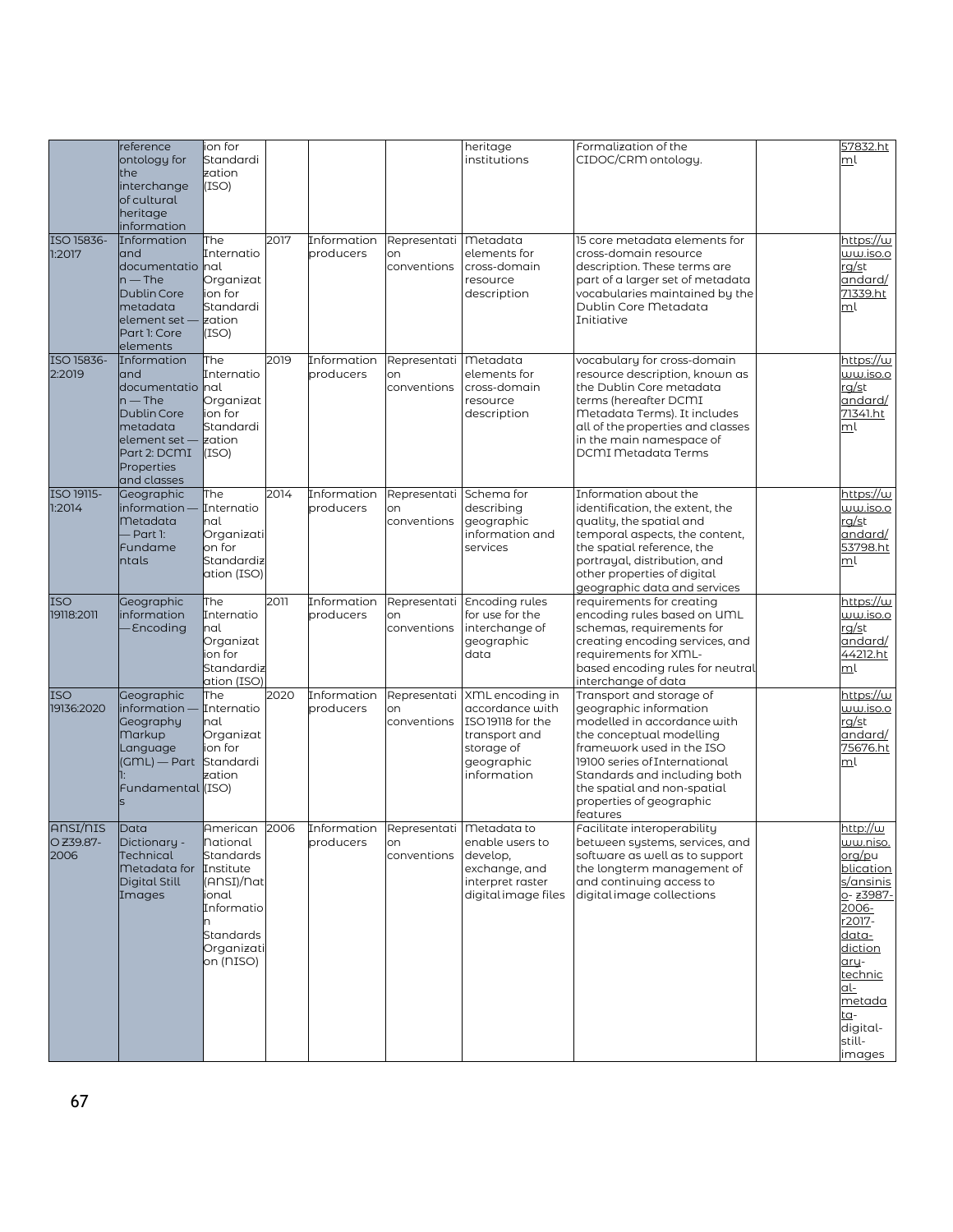| | | | | | | | | |
|---|---|---|---|---|---|---|---|---|
| | reference ontology for the interchange of cultural heritage information | ion for Standardization (ISO) | | | | heritage institutions | Formalization of the CIDOC/CRM ontology. | | 57832.html |
| ISO 15836-1:2017 | Information and documentation — The Dublin Core metadata element set — Part 1: Core elements | The International Organization for Standardization (ISO) | 2017 | Information producers | Representation conventions | Metadata elements for cross-domain resource description | 15 core metadata elements for cross-domain resource description. These terms are part of a larger set of metadata vocabularies maintained by the Dublin Core Metadata Initiative | | https://www.iso.org/standard/71339.html |
| ISO 15836-2:2019 | Information and documentation — The Dublin Core metadata element set — Part 2: DCMI Properties and classes | The International Organization for Standardization (ISO) | 2019 | Information producers | Representation conventions | Metadata elements for cross-domain resource description | vocabulary for cross-domain resource description, known as the Dublin Core metadata terms (hereafter DCMI Metadata Terms). It includes all of the properties and classes in the main namespace of DCMI Metadata Terms | | https://www.iso.org/standard/71341.html |
| ISO 19115-1:2014 | Geographic information — Metadata — Part 1: Fundamentals | The International Organization for Standardization (ISO) | 2014 | Information producers | Representation conventions | Schema for describing geographic information and services | Information about the identification, the extent, the quality, the spatial and temporal aspects, the content, the spatial reference, the portrayal, distribution, and other properties of digital geographic data and services | | https://www.iso.org/standard/53798.html |
| ISO 19118:2011 | Geographic information — Encoding | The International Organization for Standardization (ISO) | 2011 | Information producers | Representation conventions | Encoding rules for use for the interchange of geographic data | requirements for creating encoding rules based on UML schemas, requirements for creating encoding services, and requirements for XML-based encoding rules for neutral interchange of data | | https://www.iso.org/standard/44212.html |
| ISO 19136:2020 | Geographic information — Geography Markup Language (GML) — Part 1: Fundamentals | The International Organization for Standardization (ISO) | 2020 | Information producers | Representation conventions | XML encoding in accordance with ISO 19118 for the transport and storage of geographic information | Transport and storage of geographic information modelled in accordance with the conceptual modelling framework used in the ISO 19100 series of International Standards and including both the spatial and non-spatial properties of geographic features | | https://www.iso.org/standard/75676.html |
| ANSI/NISO Z39.87-2006 | Data Dictionary - Technical Metadata for Digital Still Images | American National Standards Institute (ANSI)/National Information Standards Organization (NISO) | 2006 | Information producers | Representation conventions | Metadata to enable users to develop, exchange, and interpret raster digital image files | Facilitate interoperability between systems, services, and software as well as to support the longterm management of and continuing access to digital image collections | | http://www.niso.org/publications/ansinis o- z3987-2006-r2017-data-dictionary-technical-metadata-digital-still-images |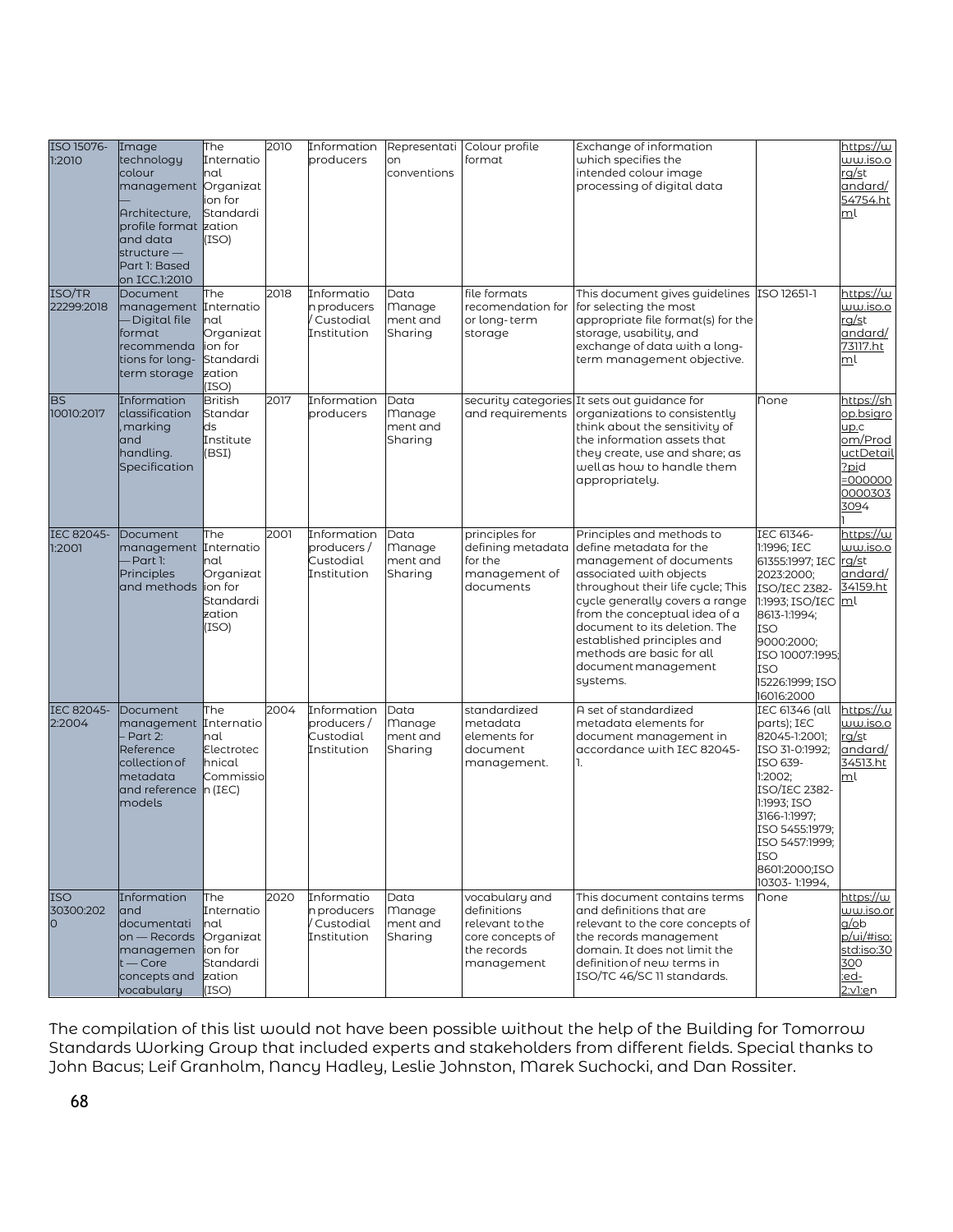| ISO 15076-1:2010 | Image technology colour management — Architecture, profile format and data structure — Part 1: Based on ICC.1:2010 | The International Organization for Standardization (ISO) | 2010 | Information producers | Representation conventions | Colour profile format | Exchange of information which specifies the intended colour image processing of digital data | | https://www.iso.org/standard/54754.html |
|---|---|---|---|---|---|---|---|---|---|
| ISO/TR 22299:2018 | Document management — Digital file format recommendations for long-term storage | The International Organization for Standardization (ISO) | 2018 | Information producers / Custodial Institution | Data Management and Sharing | file formats recomendation for or long-term storage | This document gives guidelines for selecting the most appropriate file format(s) for the storage, usability, and exchange of data with a long-term management objective. | ISO 12651-1 | https://www.iso.org/standard/73117.html |
| BS 10010:2017 | Information classification, marking and handling. Specification | British Standards Institute (BSI) | 2017 | Information producers | Data Management and Sharing | security categories and requirements | It sets out guidance for organizations to consistently think about the sensitivity of the information assets that they create, use and share; as well as how to handle them appropriately. | None | https://shop.bsigroup.com/ProductDetail?pid=000000000030330941 |
| IEC 82045-1:2001 | Document management — Part 1: Principles and methods | The International Organization for Standardization (ISO) | 2001 | Information producers / Custodial Institution | Data Management and Sharing | principles for defining metadata for the management of documents | Principles and methods to define metadata for the management of documents associated with objects throughout their life cycle; This cycle generally covers a range from the conceptual idea of a document to its deletion. The established principles and methods are basic for all document management systems. | IEC 61346-1:1996; IEC 61355:1997; IEC 2023:2000; ISO/IEC 2382-1:1993; ISO/IEC 8613-1:1994; ISO 9000:2000; ISO 10007:1995; ISO 15226:1999; ISO 16016:2000 | https://www.iso.org/standard/34159.html |
| IEC 82045-2:2004 | Document management – Part 2: Reference collection of metadata and reference models | The International Electrotechnical Commission (IEC) | 2004 | Information producers / Custodial Institution | Data Management and Sharing | standardized metadata elements for document management. | A set of standardized metadata elements for document management in accordance with IEC 82045-1. | IEC 61346 (all parts); IEC 82045-1:2001; ISO 31-0:1992; ISO 639-1:2002; ISO/IEC 2382-1:1993; ISO 3166-1:1997; ISO 5455:1979; ISO 5457:1999; ISO 8601:2000;ISO 10303- 1:1994, | https://www.iso.org/standard/34513.html |
| ISO 30300:2020 | Information and documentation — Records management — Core concepts and vocabulary | The International Organization for Standardization (ISO) | 2020 | Information producers / Custodial Institution | Data Management and Sharing | vocabulary and definitions relevant to the core concepts of the records management | This document contains terms and definitions that are relevant to the core concepts of the records management domain. It does not limit the definition of new terms in ISO/TC 46/SC 11 standards. | None | https://www.iso.org/obp/ui/#iso:std:iso:30300:ed-2:v1:en |

The compilation of this list would not have been possible without the help of the Building for Tomorrow Standards Working Group that included experts and stakeholders from different fields. Special thanks to John Bacus; Leif Granholm, Nancy Hadley, Leslie Johnston, Marek Suchocki, and Dan Rossiter.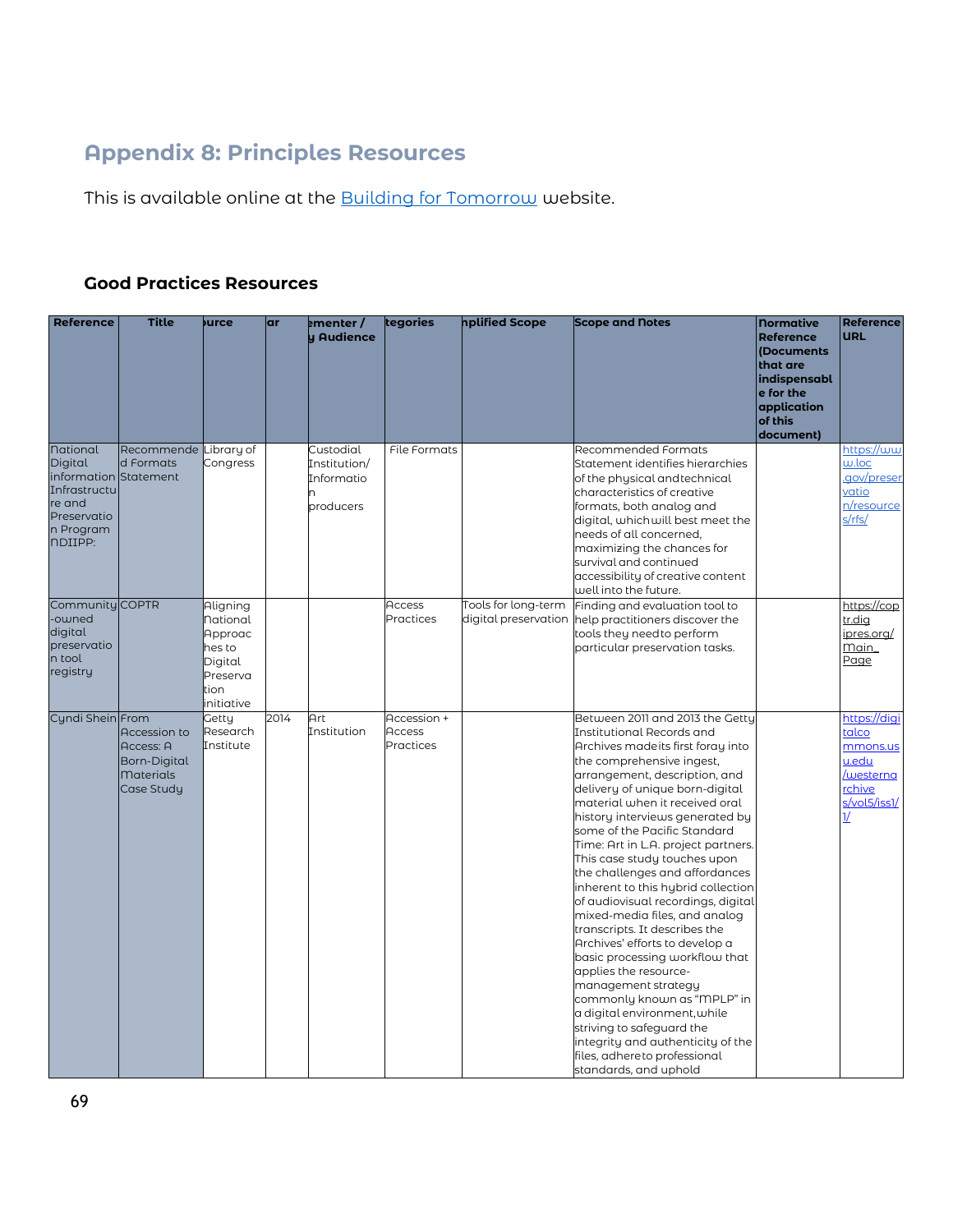# Appendix 8: Principles Resources

This is available online at the Building for Tomorrow website.

### Good Practices Resources

| Reference | Title | ource | ar | ementer / y Audience | tegories | nplified Scope | Scope and Notes | Normative Reference (Documents that are indispensable for the application of this document) | Reference URL |
|---|---|---|---|---|---|---|---|---|---|
| National Digital information Infrastructure and Preservation Program NDIIPP: | Recommended Formats Statement | Library of Congress | | Custodial Institution/ Information producers | File Formats | | Recommended Formats Statement identifies hierarchies of the physical and technical characteristics of creative formats, both analog and digital, which will best meet the needs of all concerned, maximizing the chances for survival and continued accessibility of creative content well into the future. | | https://www.loc.gov/preservation/resources/rfs/ |
| Community-owned digital preservation tool registry | COPTR | Aligning National Approaches to Digital Preservation initiative | | | Access Practices | Tools for long-term digital preservation | Finding and evaluation tool to help practitioners discover the tools they need to perform particular preservation tasks. | | https://coptr.digipres.org/Main_Page |
| Cyndi Shein | From Accession to Access: A Born-Digital Materials Case Study | Getty Research Institute | 2014 | Art Institution | Accession + Access Practices | | Between 2011 and 2013 the Getty Institutional Records and Archives made its first foray into the comprehensive ingest, arrangement, description, and delivery of unique born-digital material when it received oral history interviews generated by some of the Pacific Standard Time: Art in L.A. project partners. This case study touches upon the challenges and affordances inherent to this hybrid collection of audiovisual recordings, digital mixed-media files, and analog transcripts. It describes the Archives' efforts to develop a basic processing workflow that applies the resource-management strategy commonly known as "MPLP" in a digital environment, while striving to safeguard the integrity and authenticity of the files, adhere to professional standards, and uphold | | https://digitalcommons.usu.edu/westernarchives/vol5/iss1/1/ |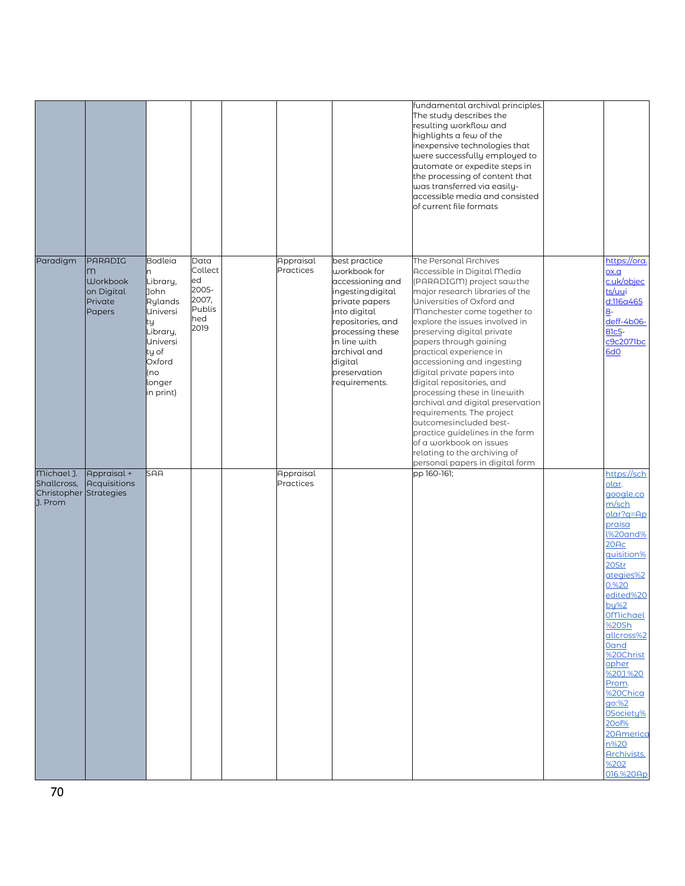| | | | | | | | | | |
|---|---|---|---|---|---|---|---|---|---|
| | | | | | | | fundamental archival principles. The study describes the resulting workflow and highlights a few of the inexpensive technologies that were successfully employed to automate or expedite steps in the processing of content that was transferred via easily-accessible media and consisted of current file formats | | |
| Paradigm | PARADIGM Workbook on Digital Private Papers | Bodleian Library, John Rylands University Library, University of Oxford (no longer in print) | Data Collected 2005-2007, Published 2019 | | Appraisal Practices | best practice workbook for accessioning and ingesting digital private papers into digital repositories, and processing these in line with archival and digital preservation requirements. | The Personal Archives Accessible in Digital Media (PARADIGM) project saw the major research libraries of the Universities of Oxford and Manchester come together to explore the issues involved in preserving digital private papers through gaining practical experience in accessioning and ingesting digital private papers into digital repositories, and processing these in line with archival and digital preservation requirements. The project outcomes included best-practice guidelines in the form of a workbook on issues relating to the archiving of personal papers in digital form | | https://ora.ox.ac.uk/objects/uuid:116a4658-deff-4b06-81c5-c9c2071bc6d0 |
| Michael J. Shallcross, Christopher J. Prom | Appraisal + Acquisitions Strategies | SAA | | | Appraisal Practices | | pp 160-161; | | https://scholar.google.com/scholar?q=Appraisal%20and%20Acquisition%20Strategies%20.%20edited%20by%20Michael%20Shallcross%20and%20Christopher%20J.%20Prom.%20Chicago:%20Society%20of%20American%20Archivists,%202016.%20Ap |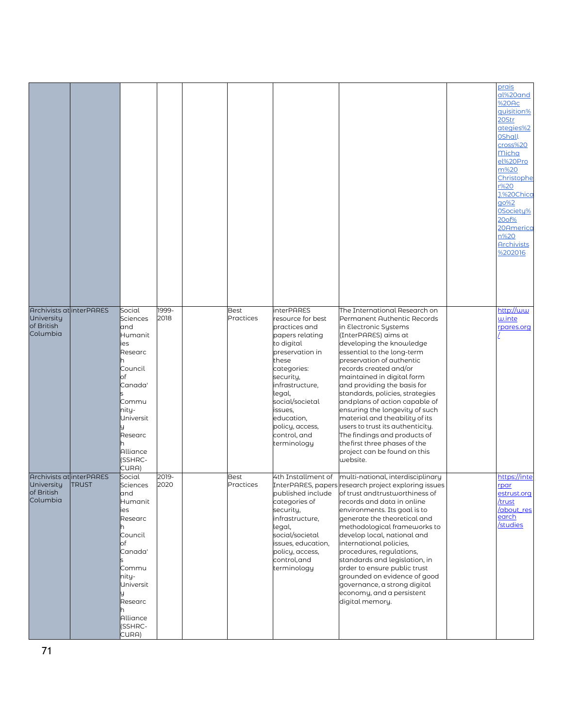| | | | | | | | | | |
|---|---|---|---|---|---|---|---|---|---|
| | | | | | | | | | prais al%20and %20Acquisition%20Strategies%20Shallcross%20Michael%20Prom%20Christopher%20J.%20Chicago%20Society%20of%20American%20Archivists%202016 |
| Archivists at University of British Columbia | interPARES | Social Sciences and Humanities Research Council of Canada's Community-University Research Alliance (SSHRC-CURA) | 1999-2018 | | Best Practices | interPARES resource for best practices and papers relating to digital preservation in these categories: security, infrastructure, legal, social/societal issues, education, policy, access, control, and terminology | The International Research on Permanent Authentic Records in Electronic Systems (InterPARES) aims at developing the knowledge essential to the long-term preservation of authentic records created and/or maintained in digital form and providing the basis for standards, policies, strategies and plans of action capable of ensuring the longevity of such material and the ability of its users to trust its authenticity. The findings and products of the first three phases of the project can be found on this website. | | http://www.interpares.org/ |
| Archivists at University of British Columbia | interPARES TRUST | Social Sciences and Humanities Research Council of Canada's Community-University Research Alliance (SSHRC-CURA) | 2019-2020 | | Best Practices | 4th Installment of InterPARES, papers published include categories of security, infrastructure, legal, social/societal issues, education, policy, access, control, and terminology | multi-national, interdisciplinary research project exploring issues of trust and trustworthiness of records and data in online environments. Its goal is to generate the theoretical and methodological frameworks to develop local, national and international policies, procedures, regulations, standards and legislation, in order to ensure public trust grounded on evidence of good governance, a strong digital economy, and a persistent digital memory. | | https://interparestrust.org/trust/about_research/studies |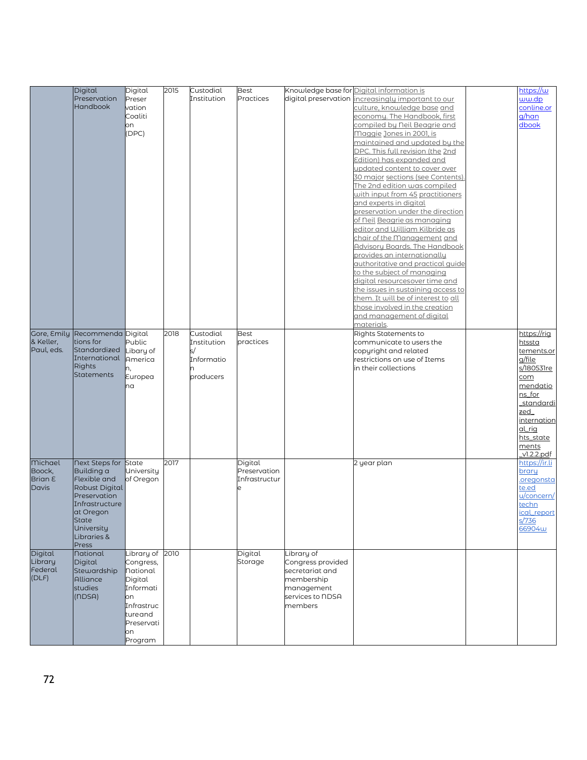| | | | | | | | | | |
|---|---|---|---|---|---|---|---|---|---|
| | Digital Preservation Handbook | Digital Preservation Coalition (DPC) | 2015 | Custodial Institution | Best Practices | Knowledge base for digital preservation | Digital information is increasingly important to our culture, knowledge base and economy. The Handbook, first compiled by Neil Beagrie and Maggie Jones in 2001, is maintained and updated by the DPC. This full revision (the 2nd Edition) has expanded and updated content to cover over 30 major sections (see Contents). The 2nd edition was compiled with input from 45 practitioners and experts in digital preservation under the direction of Neil Beagrie as managing editor and William Kilbride as chair of the Management and Advisory Boards. The Handbook provides an internationally authoritative and practical guide to the subject of managing digital resourcesover time and the issues in sustaining access to them. It will be of interest to all those involved in the creation and management of digital materials. | | https://www.dpconline.org/handbook |
| Gore, Emily & Keller, Paul, eds. | Recommendations for Standardized International Rights Statements | Digital Public Libary of America, Europeana | 2018 | Custodial Institutions/ Information producers | Best practices | | Rights Statements to communicate to users the copyright and related restrictions on use of Items in their collections | | https://rightsstatements.org/files/180531recommendations_for_standardized_international_rights_statements_v1.2.2.pdf |
| Michael Boock, Brian E Davis | Next Steps for Building a Flexible and Robust Digital Preservation Infrastructure at Oregon State University Libraries & Press | State University of Oregon | 2017 | | Digital Preservation Infrastructure | | 2 year plan | | https://ir.library.oregonstate.edu/concern/technical_reports/73666904w |
| Digital Library Federal (DLF) | National Digital Stewardship Alliance studies (NDSA) | Library of Congress, National Digital Information Infrastructureand Preservation Program | 2010 | | Digital Storage | Library of Congress provided secretariat and membership management services to NDSA members | | | |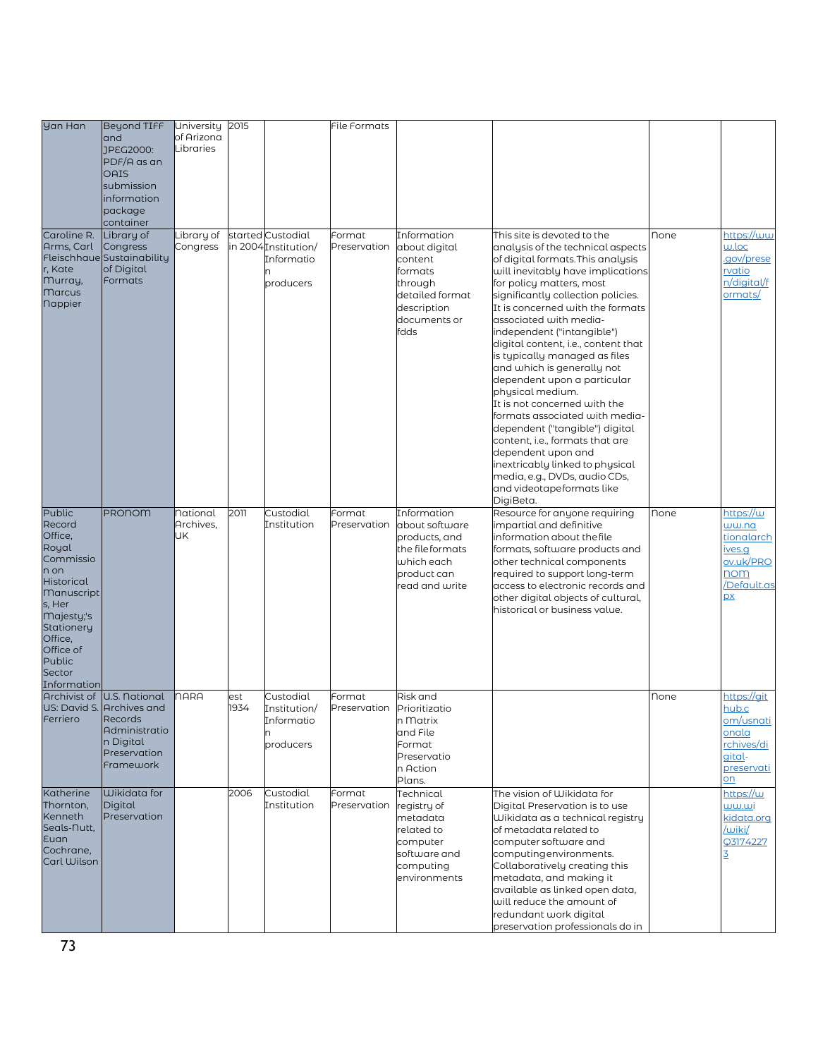| Yan Han | Beyond TIFF and JPEG2000: PDF/A as an OAIS submission information package container | University of Arizona Libraries | 2015 | | File Formats | | | | |
|---|---|---|---|---|---|---|---|---|---|
| Caroline R. Arms, Carl Fleischhauer, Kate Murray, Marcus Nappier | Library of Congress Sustainability of Digital Formats | Library of Congress | started in 2004 | Custodial Institution/ Information producers | Format Preservation | Information about digital content formats through detailed format description documents or fdds | This site is devoted to the analysis of the technical aspects of digital formats. This analysis will inevitably have implications for policy matters, most significantly collection policies. It is concerned with the formats associated with media-independent ("intangible") digital content, i.e., content that is typically managed as files and which is generally not dependent upon a particular physical medium. It is not concerned with the formats associated with media-dependent ("tangible") digital content, i.e., formats that are dependent upon and inextricably linked to physical media, e.g., DVDs, audio CDs, and videotape formats like DigiBeta. | None | https://www.loc.gov/preservation/digital/formats/ |
| Public Record Office, Royal Commission on Historical Manuscripts, Her Majesty;'s Stationery Office, Office of Public Sector Information | PRONOM | National Archives, UK | 2011 | Custodial Institution | Format Preservation | Information about software products, and the file formats which each product can read and write | Resource for anyone requiring impartial and definitive information about the file formats, software products and other technical components required to support long-term access to electronic records and other digital objects of cultural, historical or business value. | None | https://www.nationalarchives.gov.uk/PRONOM/Default.aspx |
| Archivist of US: David S. Ferriero | U.S. National Archives and Records Administration Digital Preservation Framework | NARA | est 1934 | Custodial Institution/ Information producers | Format Preservation | Risk and Prioritization Matrix and File Format Preservation Action Plans. | | None | https://github.com/usnationalarchives/digital-preservation |
| Katherine Thornton, Kenneth Seals-Nutt, Euan Cochrane, Carl Wilson | Wikidata for Digital Preservation | | 2006 | Custodial Institution | Format Preservation | Technical registry of metadata related to computer software and computing environments | The vision of Wikidata for Digital Preservation is to use Wikidata as a technical registry of metadata related to computer software and computing environments. Collaboratively creating this metadata, and making it available as linked open data, will reduce the amount of redundant work digital preservation professionals do in | | https://www.wikidata.org/wiki/Q31742273 |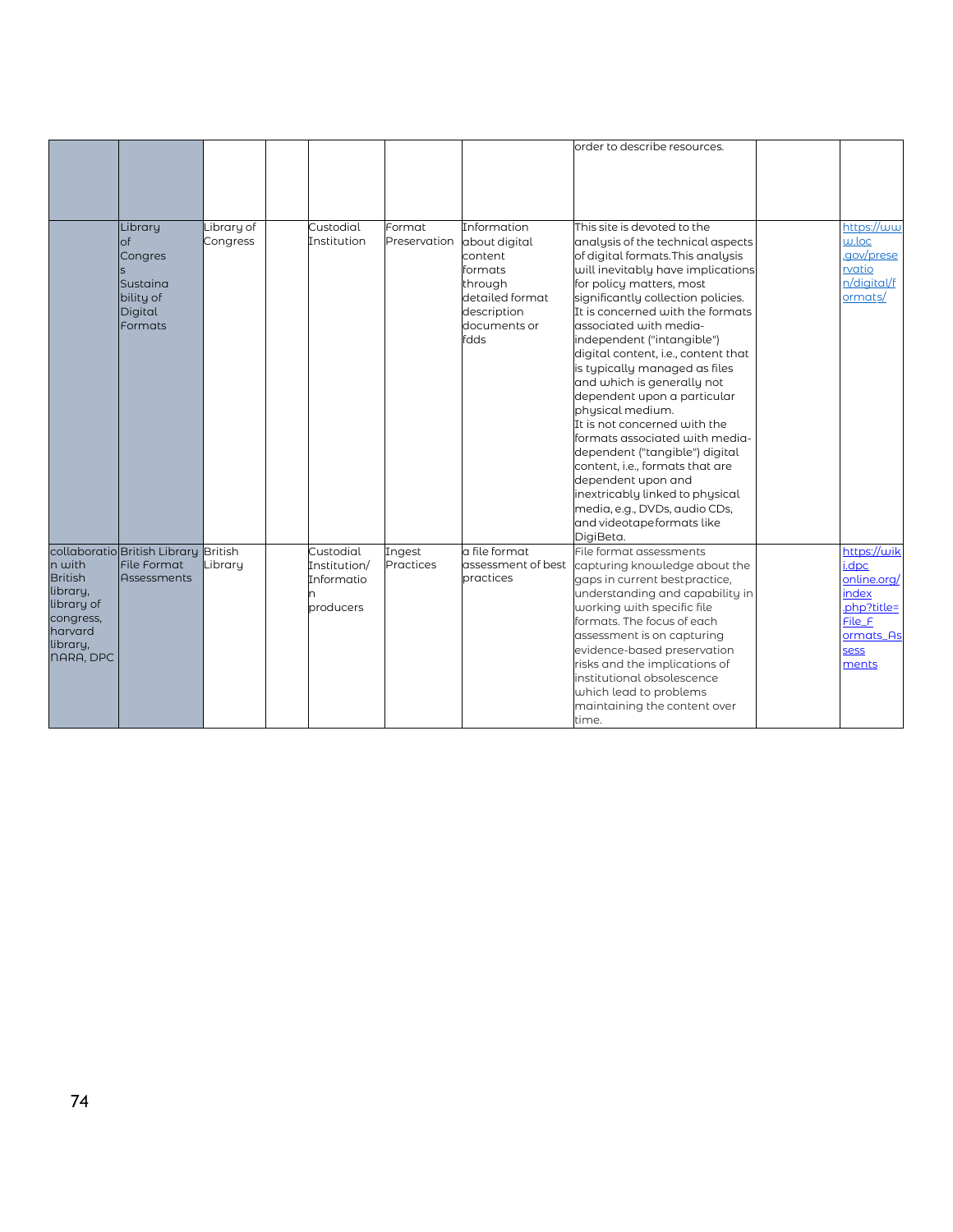| | | | | | | | | | |
|---|---|---|---|---|---|---|---|---|---|
| | | | | | | | order to describe resources. | | |
| | Library of Congress Sustainability of Digital Formats | Library of Congress | | Custodial Institution | Format Preservation | Information about digital content formats through detailed format description documents or fdds | This site is devoted to the analysis of the technical aspects of digital formats. This analysis will inevitably have implications for policy matters, most significantly collection policies. It is concerned with the formats associated with media-independent ("intangible") digital content, i.e., content that is typically managed as files and which is generally not dependent upon a particular physical medium. It is not concerned with the formats associated with media-dependent ("tangible") digital content, i.e., formats that are dependent upon and inextricably linked to physical media, e.g., DVDs, audio CDs, and videotapeformats like DigiBeta. | | https://www.loc.gov/preservation/digital/formats/ |
| collaboration with British library, library of congress, harvard library, NARA, DPC | British Library File Format Assessments | British Library | | Custodial Institution/ Information producers | Ingest Practices | a file format assessment of best practices | File format assessments capturing knowledge about the gaps in current best practice, understanding and capability in working with specific file formats. The focus of each assessment is on capturing evidence-based preservation risks and the implications of institutional obsolescence which lead to problems maintaining the content over time. | | https://wiki.dpconline.org/index.php?title=File_Formats_Assessments |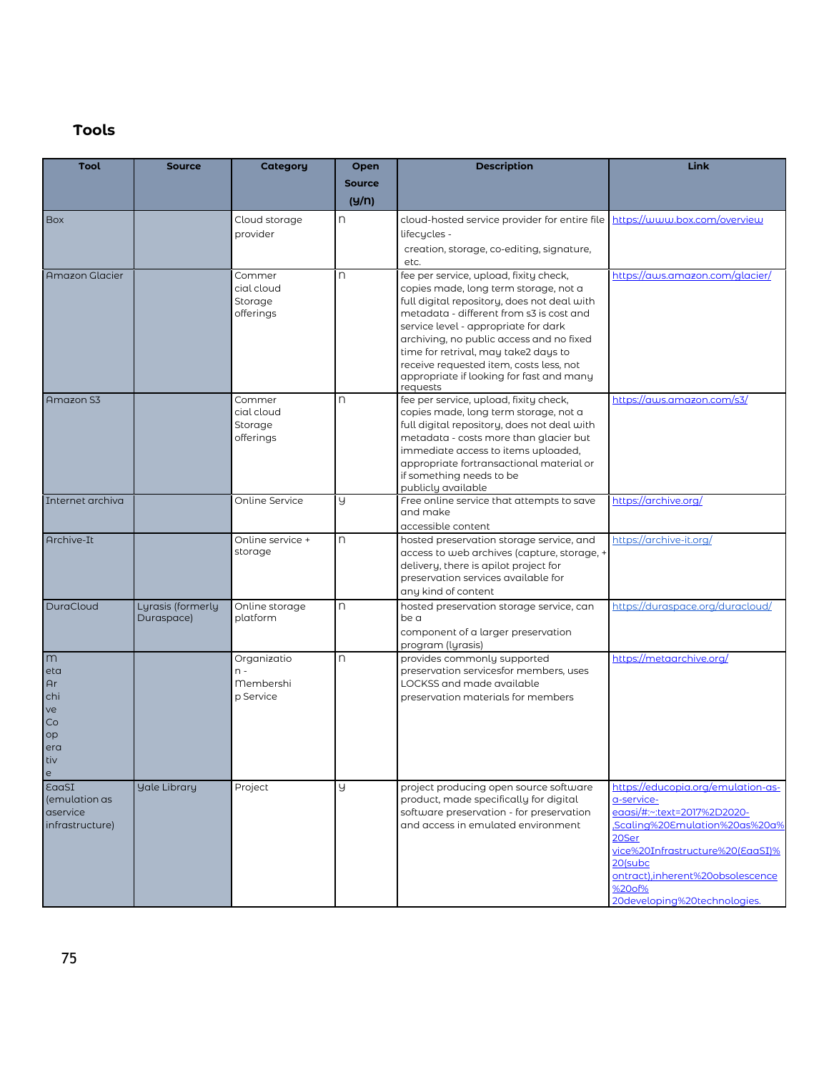### Tools

| Tool | Source | Category | Open Source (y/n) | Description | Link |
|---|---|---|---|---|---|
| Box | | Cloud storage provider | n | cloud-hosted service provider for entire file lifecycles - creation, storage, co-editing, signature, etc. | https://www.box.com/overview |
| Amazon Glacier | | Commercial cloud Storage offerings | n | fee per service, upload, fixity check, copies made, long term storage, not a full digital repository, does not deal with metadata - different from s3 is cost and service level - appropriate for dark archiving, no public access and no fixed time for retrival, may take2 days to receive requested item, costs less, not appropriate if looking for fast and many requests | https://aws.amazon.com/glacier/ |
| Amazon S3 | | Commercial cloud Storage offerings | n | fee per service, upload, fixity check, copies made, long term storage, not a full digital repository, does not deal with metadata - costs more than glacier but immediate access to items uploaded, appropriate fortransactional material or if something needs to be publicly available | https://aws.amazon.com/s3/ |
| Internet archiva | | Online Service | y | Free online service that attempts to save and make accessible content | https://archive.org/ |
| Archive-It | | Online service + storage | n | hosted preservation storage service, and access to web archives (capture, storage, + delivery, there is apilot project for preservation services available for any kind of content | https://archive-it.org/ |
| DuraCloud | Lyrasis (formerly Duraspace) | Online storage platform | n | hosted preservation storage service, can be a component of a larger preservation program (lyrasis) | https://duraspace.org/duracloud/ |
| metaArchive Cooperative | | Organization - Membership Service | n | provides commonly supported preservation servicesfor members, uses LOCKSS and made available preservation materials for members | https://metaarchive.org/ |
| EaaSI (emulation as aservice infrastructure) | Yale Library | Project | y | project producing open source software product, made specifically for digital software preservation - for preservation and access in emulated environment | https://educopia.org/emulation-as-a-service-eaasi/#:~:text=2017%2D2020-,Scaling%20Emulation%20as%20a%20Service%20Infrastructure%20(EaaSI)%20(subcontract),inherent%20obsolescence%20of%20developing%20technologies. |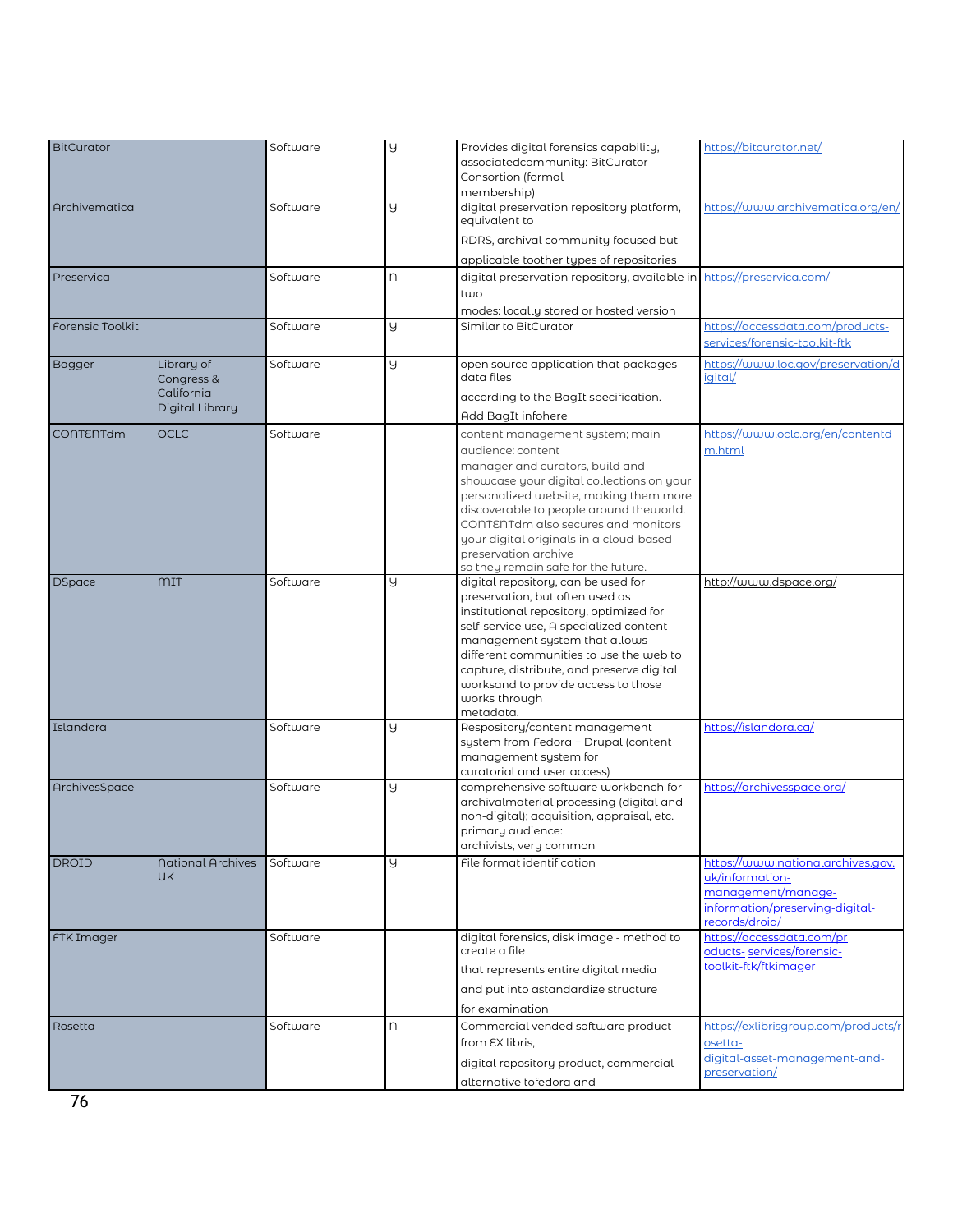| BitCurator | | Software | y | Provides digital forensics capability, associatedcommunity: BitCurator Consortion (formal membership) | https://bitcurator.net/ |
|---|---|---|---|---|---|
| Archivematica | | Software | y | digital preservation repository platform, equivalent to RDRS, archival community focused but applicable toother types of repositories | https://www.archivematica.org/en/ |
| Preservica | | Software | n | digital preservation repository, available in two modes: locally stored or hosted version | https://preservica.com/ |
| Forensic Toolkit | | Software | y | Similar to BitCurator | https://accessdata.com/products-services/forensic-toolkit-ftk |
| Bagger | Library of Congress & California Digital Library | Software | y | open source application that packages data files according to the BagIt specification. Add BagIt infohere | https://www.loc.gov/preservation/digital/ |
| CONTENTdm | OCLC | Software | | content management system; main audience: content manager and curators, build and showcase your digital collections on your personalized website, making them more discoverable to people around theworld. CONTENTdm also secures and monitors your digital originals in a cloud-based preservation archive so they remain safe for the future. | https://www.oclc.org/en/contentdm.html |
| DSpace | MIT | Software | y | digital repository, can be used for preservation, but often used as institutional repository, optimized for self-service use, A specialized content management system that allows different communities to use the web to capture, distribute, and preserve digital worksand to provide access to those works through metadata. | http://www.dspace.org/ |
| Islandora | | Software | y | Respository/content management system from Fedora + Drupal (content management system for curatorial and user access) | https://islandora.ca/ |
| ArchivesSpace | | Software | y | comprehensive software workbench for archivalmaterial processing (digital and non-digital); acquisition, appraisal, etc. primary audience: archivists, very common | https://archivesspace.org/ |
| DROID | National Archives UK | Software | y | File format identification | https://www.nationalarchives.gov.uk/information-management/manage-information/preserving-digital-records/droid/ |
| FTK Imager | | Software | | digital forensics, disk image - method to create a file that represents entire digital media and put into astandardize structure for examination | https://accessdata.com/products-services/forensic-toolkit-ftk/ftkimager |
| Rosetta | | Software | n | Commercial vended software product from EX libris, digital repository product, commercial alternative tofedora and | https://exlibrisgroup.com/products/rosetta-digital-asset-management-and-preservation/ |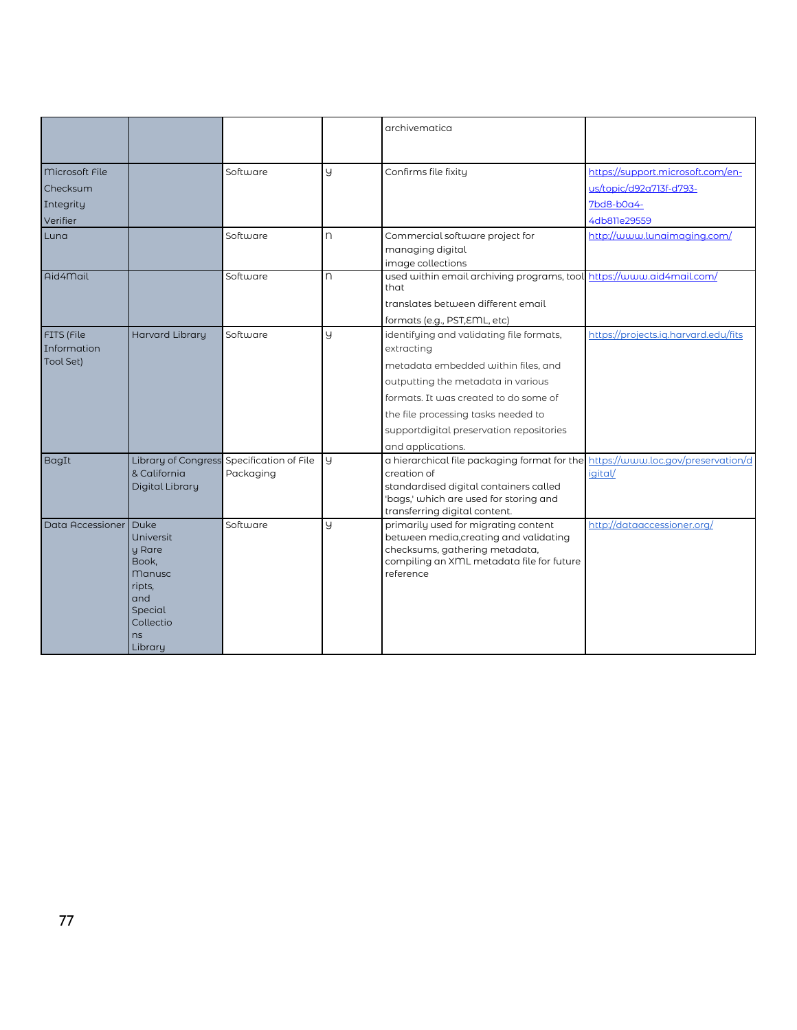| | | | | | |
|---|---|---|---|---|---|
| | | | | archivematica | |
| Microsoft File Checksum Integrity Verifier | | Software | y | Confirms file fixity | https://support.microsoft.com/en-us/topic/d92a713f-d793-7bd8-b0a4-4db811e29559 |
| Luna | | Software | n | Commercial software project for managing digital image collections | http://www.lunaimaging.com/ |
| Aid4Mail | | Software | n | used within email archiving programs, tool that translates between different email formats (e.g., PST,EML, etc) | https://www.aid4mail.com/ |
| FITS (File Information Tool Set) | Harvard Library | Software | y | identifying and validating file formats, extracting metadata embedded within files, and outputting the metadata in various formats. It was created to do some of the file processing tasks needed to supportdigital preservation repositories and applications. | https://projects.iq.harvard.edu/fits |
| BagIt | Library of Congress & California Digital Library | Specification of File Packaging | y | a hierarchical file packaging format for the creation of standardised digital containers called 'bags,' which are used for storing and transferring digital content. | https://www.loc.gov/preservation/digital/ |
| Data Accessioner | Duke University Rare Book, Manuscripts, and Special Collections Library | Software | y | primarily used for migrating content between media,creating and validating checksums, gathering metadata, compiling an XML metadata file for future reference | http://dataaccessioner.org/ |